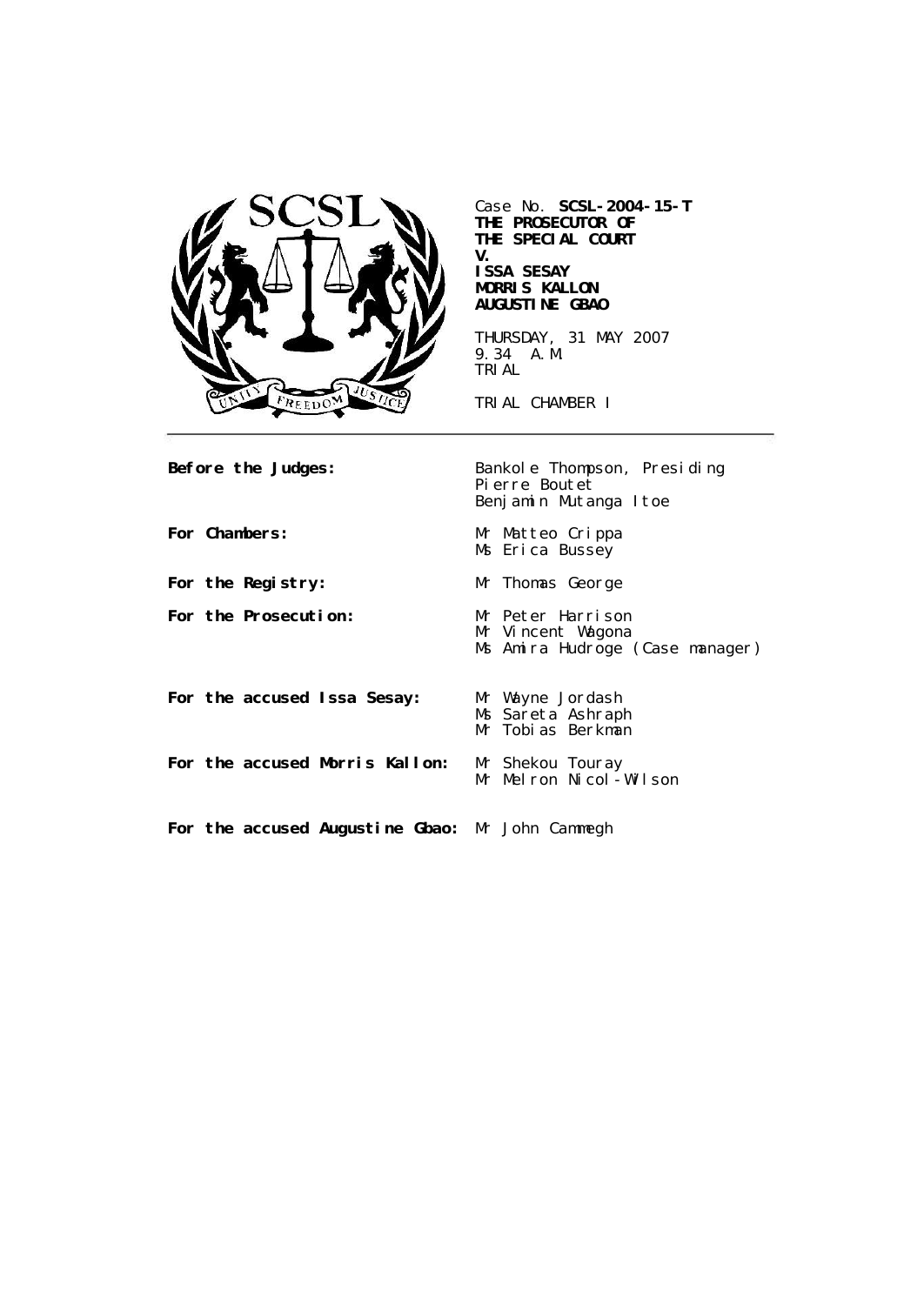SCSL

UNITY FREEDOM JUSTICE

Case No. **SCSL-2004-15-T**
**THE PROSECUTOR OF THE SPECIAL COURT**
**V.**
**ISSA SESAY**
**MORRIS KALLON**
**AUGUSTINE GBAO**

THURSDAY, 31 MAY 2007
9.34 A.M.
TRIAL

TRIAL CHAMBER I

---

| | |
|---|---|
| **Before the Judges:** | Bankole Thompson, Presiding<br>Pierre Boutet<br>Benjamin Mutanga Itoe |
| **For Chambers:** | Mr Matteo Crippa<br>Ms Erica Bussey |
| **For the Registry:** | Mr Thomas George |
| **For the Prosecution:** | Mr Peter Harrison<br>Mr Vincent Wagona<br>Ms Amira Hudroge (Case manager) |
| **For the accused Issa Sesay:** | Mr Wayne Jordash<br>Ms Sareta Ashraph<br>Mr Tobias Berkman |
| **For the accused Morris Kallon:** | Mr Shekou Touray<br>Mr Melron Nicol-Wilson |
| **For the accused Augustine Gbao:** | Mr John Cammegh |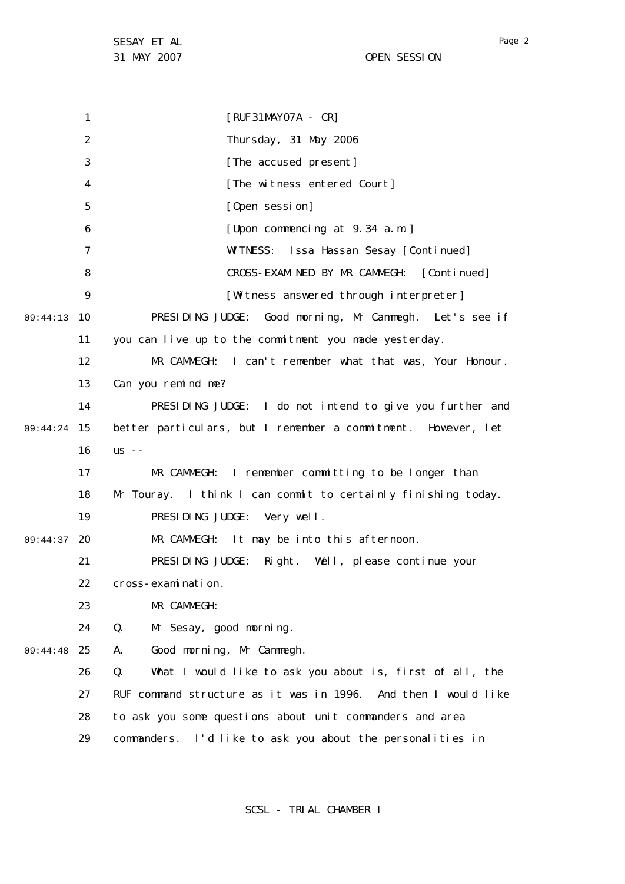[RUF31MAY07A - CR]

Thursday, 31 May 2006

[The accused present]

[The witness entered Court]

[Open session]

[Upon commencing at 9.34 a.m.]

WITNESS: Issa Hassan Sesay [Continued]

CROSS-EXAMINED BY MR CAMMEGH: [Continued]

[Witness answered through interpreter]

PRESIDING JUDGE: Good morning, Mr Cammegh. Let's see if you can live up to the commitment you made yesterday.

MR CAMMEGH: I can't remember what that was, Your Honour. Can you remind me?

PRESIDING JUDGE: I do not intend to give you further and better particulars, but I remember a commitment. However, let us --

MR CAMMEGH: I remember committing to be longer than Mr Touray. I think I can commit to certainly finishing today.

PRESIDING JUDGE: Very well.

MR CAMMEGH: It may be into this afternoon.

PRESIDING JUDGE: Right. Well, please continue your cross-examination.

MR CAMMEGH:

Q. Mr Sesay, good morning.

A. Good morning, Mr Cammegh.

Q. What I would like to ask you about is, first of all, the RUF command structure as it was in 1996. And then I would like to ask you some questions about unit commanders and area commanders. I'd like to ask you about the personalities in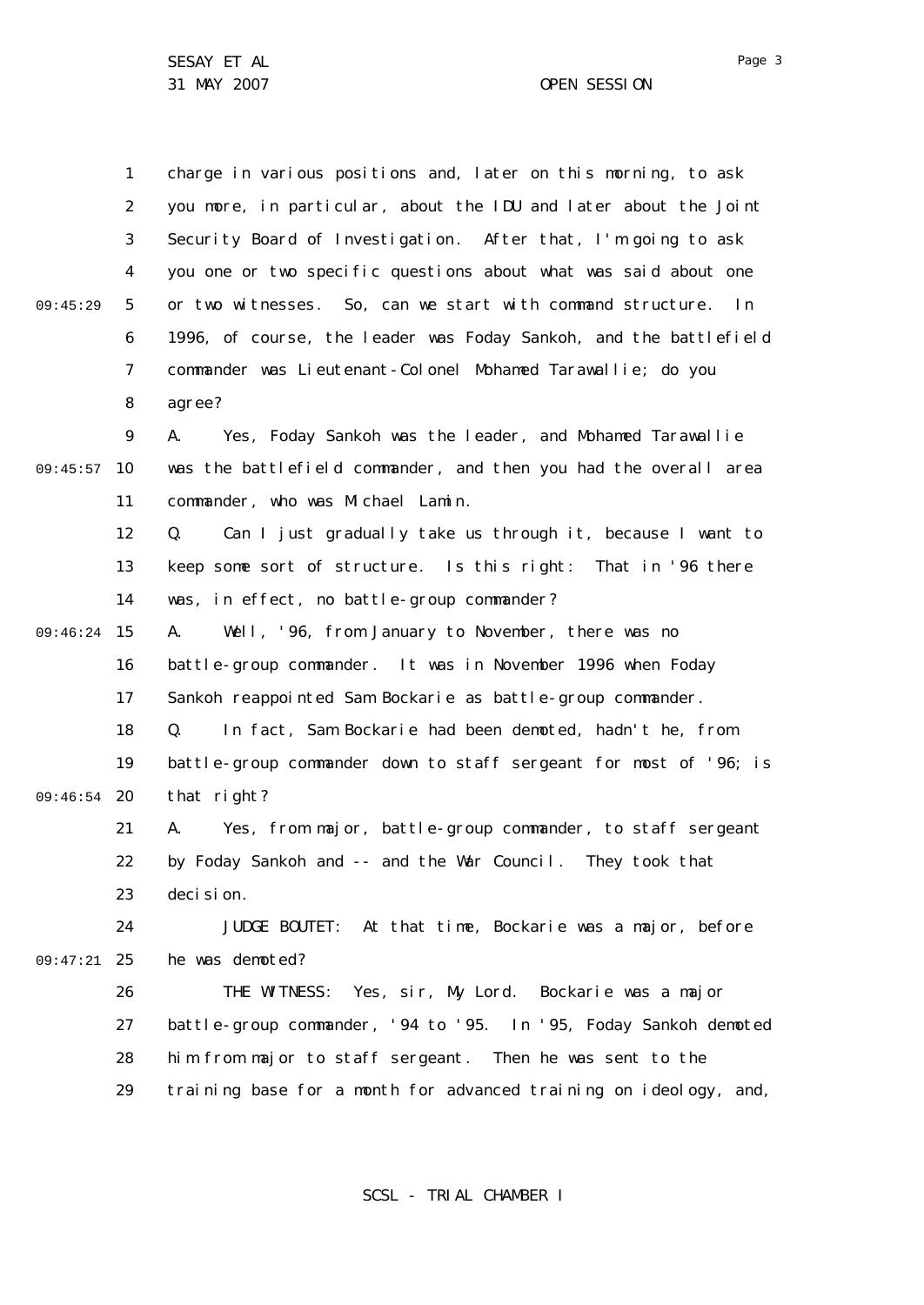charge in various positions and, later on this morning, to ask you more, in particular, about the IDU and later about the Joint Security Board of Investigation. After that, I'm going to ask you one or two specific questions about what was said about one or two witnesses. So, can we start with command structure. In 1996, of course, the leader was Foday Sankoh, and the battlefield commander was Lieutenant-Colonel Mohamed Tarawallie; do you agree?

A. Yes, Foday Sankoh was the leader, and Mohamed Tarawallie was the battlefield commander, and then you had the overall area commander, who was Michael Lamin.

Q. Can I just gradually take us through it, because I want to keep some sort of structure. Is this right: That in '96 there was, in effect, no battle-group commander?

A. Well, '96, from January to November, there was no battle-group commander. It was in November 1996 when Foday Sankoh reappointed Sam Bockarie as battle-group commander.

Q. In fact, Sam Bockarie had been demoted, hadn't he, from battle-group commander down to staff sergeant for most of '96; is that right?

A. Yes, from major, battle-group commander, to staff sergeant by Foday Sankoh and -- and the War Council. They took that decision.

JUDGE BOUTET: At that time, Bockarie was a major, before he was demoted?

THE WITNESS: Yes, sir, My Lord. Bockarie was a major battle-group commander, '94 to '95. In '95, Foday Sankoh demoted him from major to staff sergeant. Then he was sent to the training base for a month for advanced training on ideology, and,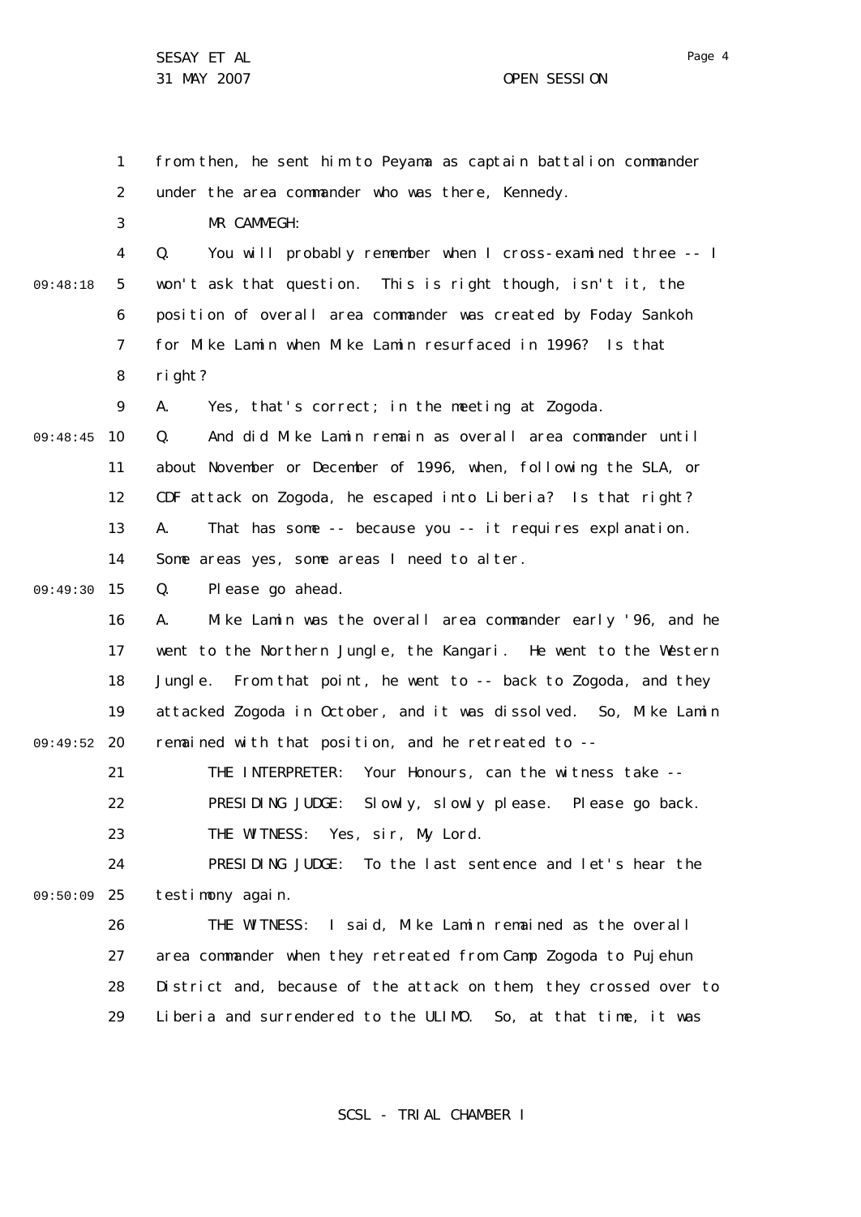from then, he sent him to Peyama as captain battalion commander under the area commander who was there, Kennedy.

MR CAMMEGH:

Q. You will probably remember when I cross-examined three -- I won't ask that question. This is right though, isn't it, the position of overall area commander was created by Foday Sankoh for Mike Lamin when Mike Lamin resurfaced in 1996? Is that right?

A. Yes, that's correct; in the meeting at Zogoda.

Q. And did Mike Lamin remain as overall area commander until about November or December of 1996, when, following the SLA, or CDF attack on Zogoda, he escaped into Liberia? Is that right?

A. That has some -- because you -- it requires explanation. Some areas yes, some areas I need to alter.

Q. Please go ahead.

A. Mike Lamin was the overall area commander early '96, and he went to the Northern Jungle, the Kangari. He went to the Western Jungle. From that point, he went to -- back to Zogoda, and they attacked Zogoda in October, and it was dissolved. So, Mike Lamin remained with that position, and he retreated to --

THE INTERPRETER: Your Honours, can the witness take --

PRESIDING JUDGE: Slowly, slowly please. Please go back.

THE WITNESS: Yes, sir, My Lord.

PRESIDING JUDGE: To the last sentence and let's hear the testimony again.

THE WITNESS: I said, Mike Lamin remained as the overall area commander when they retreated from Camp Zogoda to Pujehun District and, because of the attack on them, they crossed over to Liberia and surrendered to the ULIMO. So, at that time, it was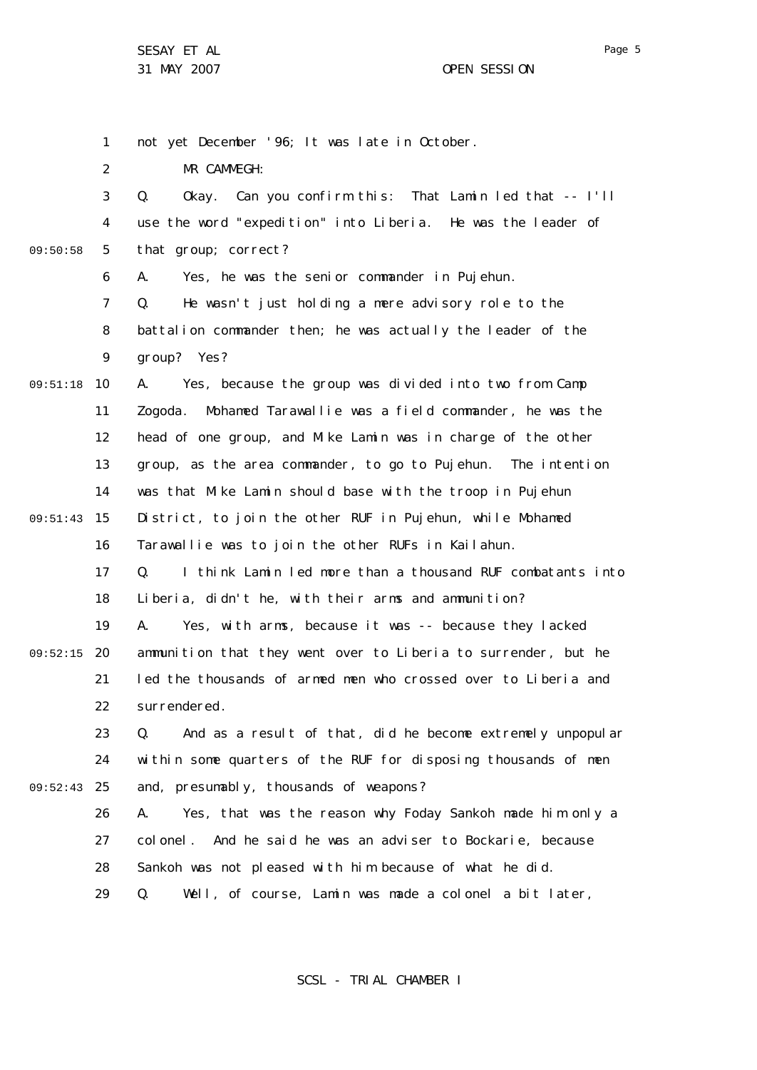not yet December '96; It was late in October.

MR CAMMEGH:

Q. Okay. Can you confirm this: That Lamin led that -- I'll use the word "expedition" into Liberia. He was the leader of that group; correct?

A. Yes, he was the senior commander in Pujehun.

Q. He wasn't just holding a mere advisory role to the battalion commander then; he was actually the leader of the group? Yes?

A. Yes, because the group was divided into two from Camp Zogoda. Mohamed Tarawallie was a field commander, he was the head of one group, and Mike Lamin was in charge of the other group, as the area commander, to go to Pujehun. The intention was that Mike Lamin should base with the troop in Pujehun District, to join the other RUF in Pujehun, while Mohamed Tarawallie was to join the other RUFs in Kailahun.

Q. I think Lamin led more than a thousand RUF combatants into Liberia, didn't he, with their arms and ammunition?

A. Yes, with arms, because it was -- because they lacked ammunition that they went over to Liberia to surrender, but he led the thousands of armed men who crossed over to Liberia and surrendered.

Q. And as a result of that, did he become extremely unpopular within some quarters of the RUF for disposing thousands of men and, presumably, thousands of weapons?

A. Yes, that was the reason why Foday Sankoh made him only a colonel. And he said he was an adviser to Bockarie, because Sankoh was not pleased with him because of what he did.

Q. Well, of course, Lamin was made a colonel a bit later,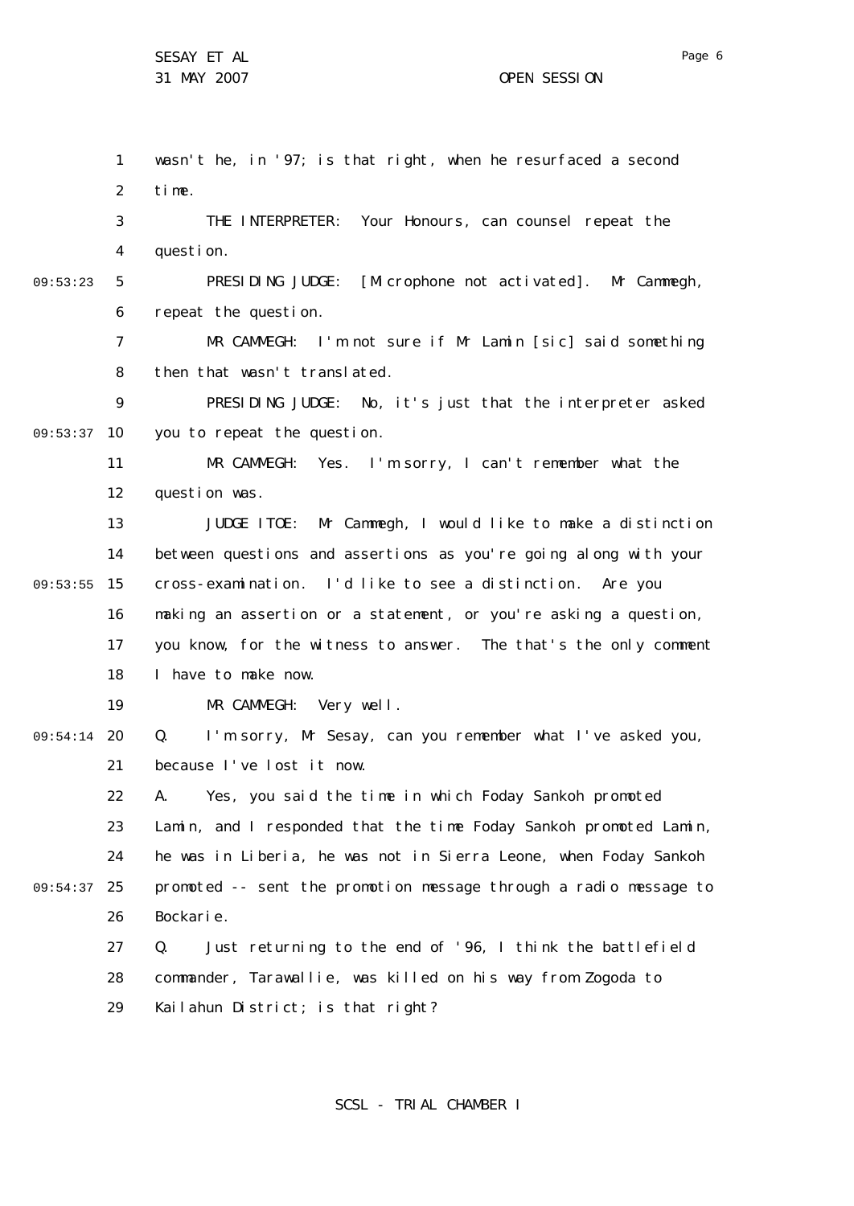wasn't he, in '97; is that right, when he resurfaced a second time.

THE INTERPRETER: Your Honours, can counsel repeat the question.

PRESIDING JUDGE: [Microphone not activated]. Mr Cammegh, repeat the question.

MR CAMMEGH: I'm not sure if Mr Lamin [sic] said something then that wasn't translated.

PRESIDING JUDGE: No, it's just that the interpreter asked you to repeat the question.

MR CAMMEGH: Yes. I'm sorry, I can't remember what the question was.

JUDGE ITOE: Mr Cammegh, I would like to make a distinction between questions and assertions as you're going along with your cross-examination. I'd like to see a distinction. Are you making an assertion or a statement, or you're asking a question, you know, for the witness to answer. The that's the only comment I have to make now.

MR CAMMEGH: Very well.

Q. I'm sorry, Mr Sesay, can you remember what I've asked you, because I've lost it now.

A. Yes, you said the time in which Foday Sankoh promoted Lamin, and I responded that the time Foday Sankoh promoted Lamin, he was in Liberia, he was not in Sierra Leone, when Foday Sankoh promoted -- sent the promotion message through a radio message to Bockarie.

Q. Just returning to the end of '96, I think the battlefield commander, Tarawallie, was killed on his way from Zogoda to Kailahun District; is that right?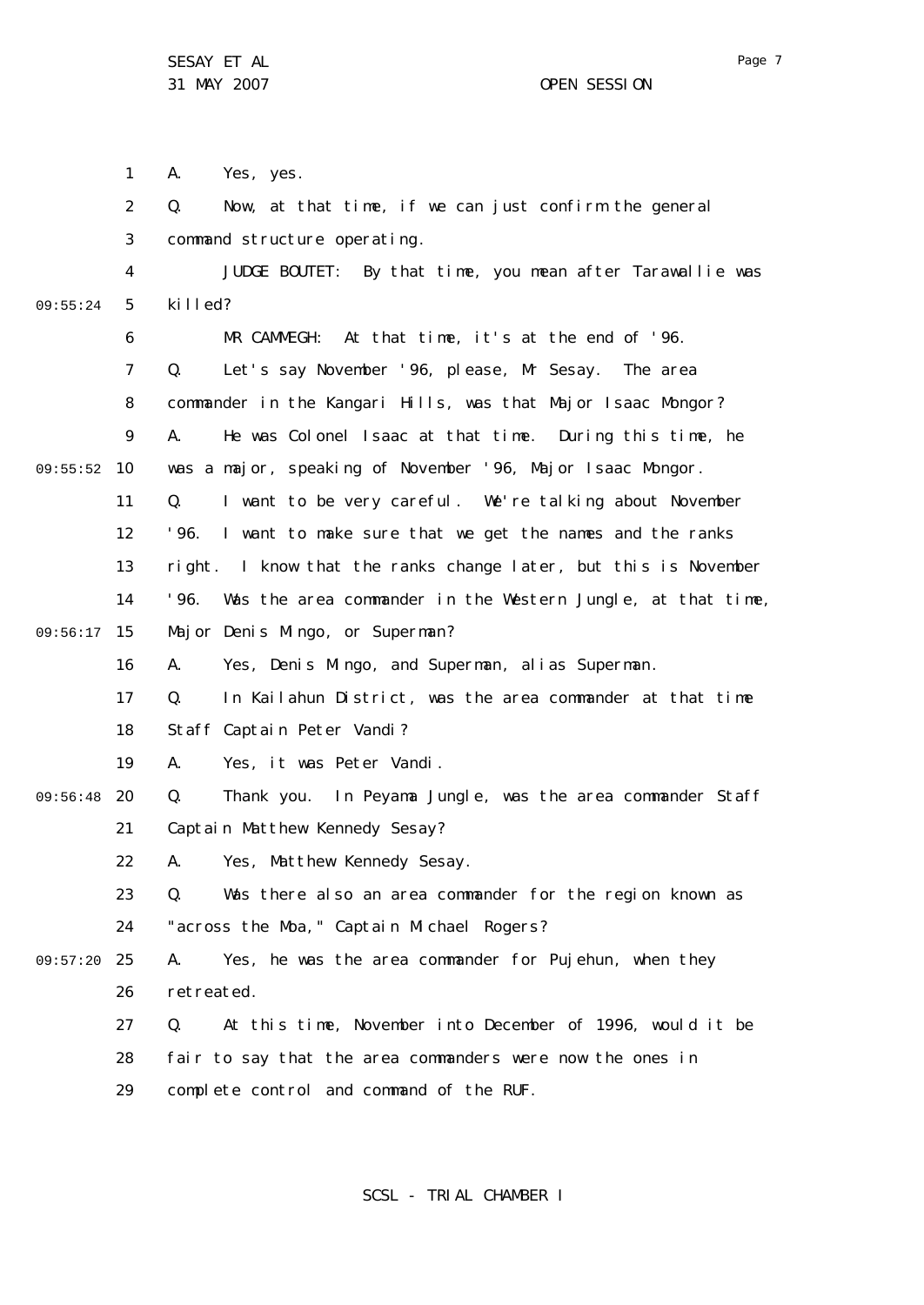A. Yes, yes.

Q. Now, at that time, if we can just confirm the general command structure operating.

JUDGE BOUTET: By that time, you mean after Tarawallie was killed?

MR CAMMEGH: At that time, it's at the end of '96.

Q. Let's say November '96, please, Mr Sesay. The area commander in the Kangari Hills, was that Major Isaac Mongor?

A. He was Colonel Isaac at that time. During this time, he was a major, speaking of November '96, Major Isaac Mongor.

Q. I want to be very careful. We're talking about November '96. I want to make sure that we get the names and the ranks right. I know that the ranks change later, but this is November '96. Was the area commander in the Western Jungle, at that time, Major Denis Mingo, or Superman?

A. Yes, Denis Mingo, and Superman, alias Superman.

Q. In Kailahun District, was the area commander at that time Staff Captain Peter Vandi?

A. Yes, it was Peter Vandi.

Q. Thank you. In Peyama Jungle, was the area commander Staff Captain Matthew Kennedy Sesay?

A. Yes, Matthew Kennedy Sesay.

Q. Was there also an area commander for the region known as "across the Moa," Captain Michael Rogers?

A. Yes, he was the area commander for Pujehun, when they retreated.

Q. At this time, November into December of 1996, would it be fair to say that the area commanders were now the ones in complete control and command of the RUF.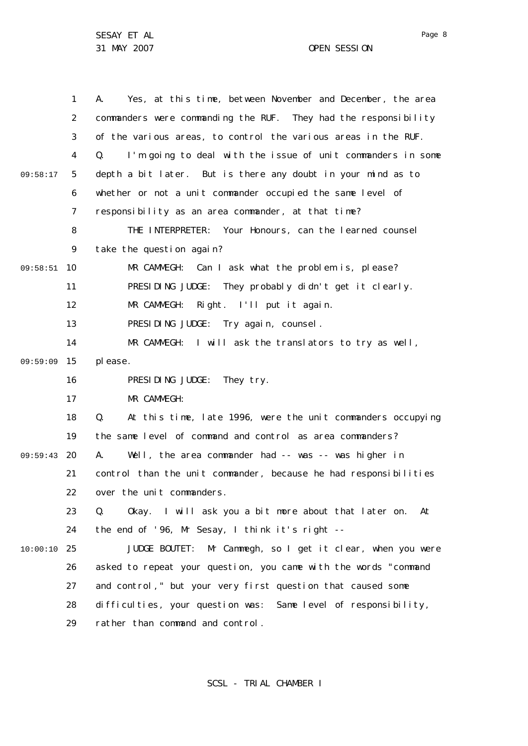A. Yes, at this time, between November and December, the area commanders were commanding the RUF. They had the responsibility of the various areas, to control the various areas in the RUF.

Q. I'm going to deal with the issue of unit commanders in some depth a bit later. But is there any doubt in your mind as to whether or not a unit commander occupied the same level of responsibility as an area commander, at that time?

THE INTERPRETER: Your Honours, can the learned counsel take the question again?

MR CAMMEGH: Can I ask what the problem is, please?

PRESIDING JUDGE: They probably didn't get it clearly.

MR CAMMEGH: Right. I'll put it again.

PRESIDING JUDGE: Try again, counsel.

MR CAMMEGH: I will ask the translators to try as well, please.

PRESIDING JUDGE: They try.

MR CAMMEGH:

Q. At this time, late 1996, were the unit commanders occupying the same level of command and control as area commanders?

A. Well, the area commander had -- was -- was higher in control than the unit commander, because he had responsibilities over the unit commanders.

Q. Okay. I will ask you a bit more about that later on. At the end of '96, Mr Sesay, I think it's right --

JUDGE BOUTET: Mr Cammegh, so I get it clear, when you were asked to repeat your question, you came with the words "command and control," but your very first question that caused some difficulties, your question was: Same level of responsibility, rather than command and control.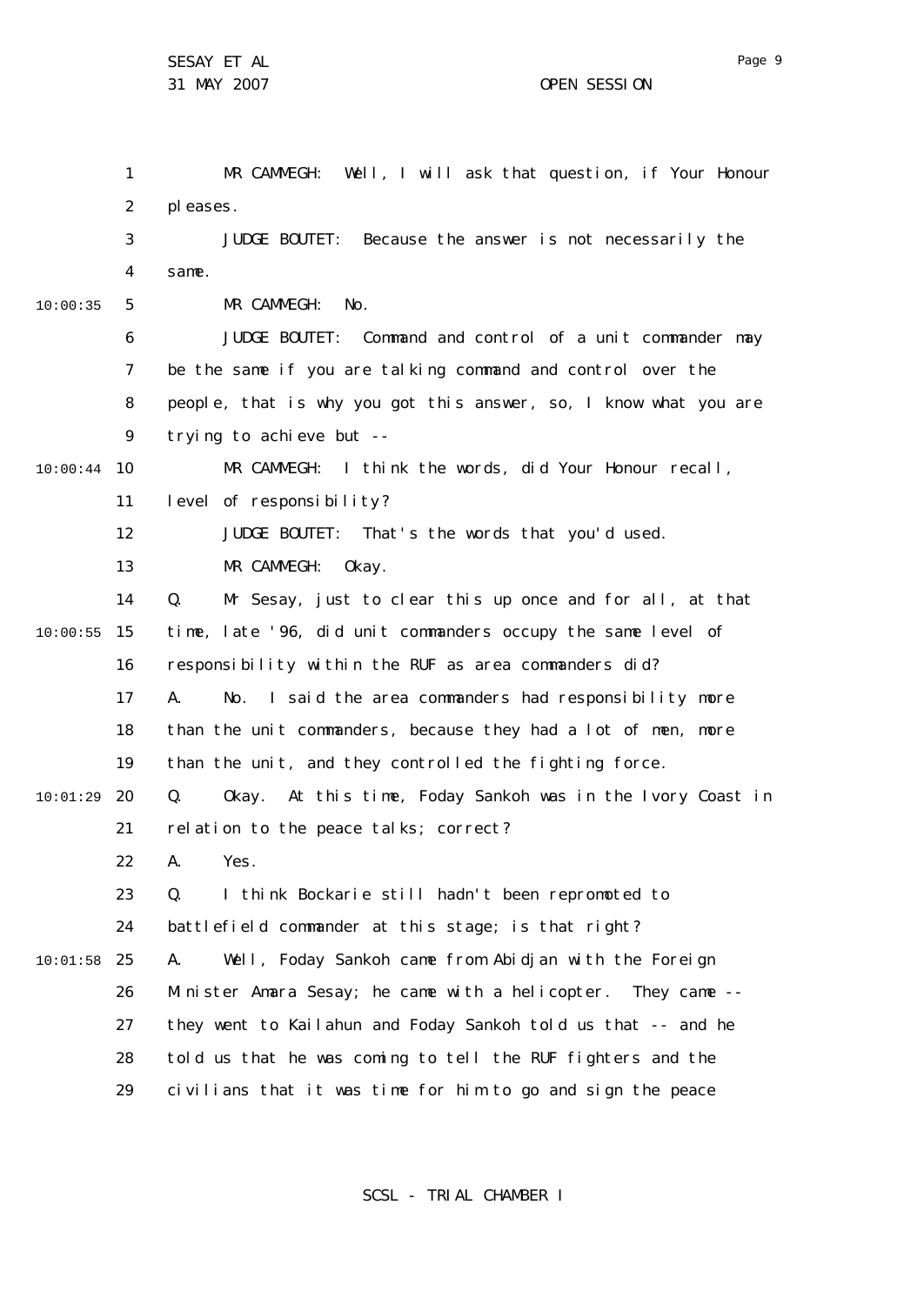MR CAMMEGH: Well, I will ask that question, if Your Honour pleases.

JUDGE BOUTET: Because the answer is not necessarily the same.

MR CAMMEGH: No.

JUDGE BOUTET: Command and control of a unit commander may be the same if you are talking command and control over the people, that is why you got this answer, so, I know what you are trying to achieve but --

MR CAMMEGH: I think the words, did Your Honour recall, level of responsibility?

JUDGE BOUTET: That's the words that you'd used.

MR CAMMEGH: Okay.

Q. Mr Sesay, just to clear this up once and for all, at that time, late '96, did unit commanders occupy the same level of responsibility within the RUF as area commanders did?

A. No. I said the area commanders had responsibility more than the unit commanders, because they had a lot of men, more than the unit, and they controlled the fighting force.

Q. Okay. At this time, Foday Sankoh was in the Ivory Coast in relation to the peace talks; correct?

A. Yes.

Q. I think Bockarie still hadn't been repromoted to battlefield commander at this stage; is that right?

A. Well, Foday Sankoh came from Abidjan with the Foreign Minister Amara Sesay; he came with a helicopter. They came -- they went to Kailahun and Foday Sankoh told us that -- and he told us that he was coming to tell the RUF fighters and the civilians that it was time for him to go and sign the peace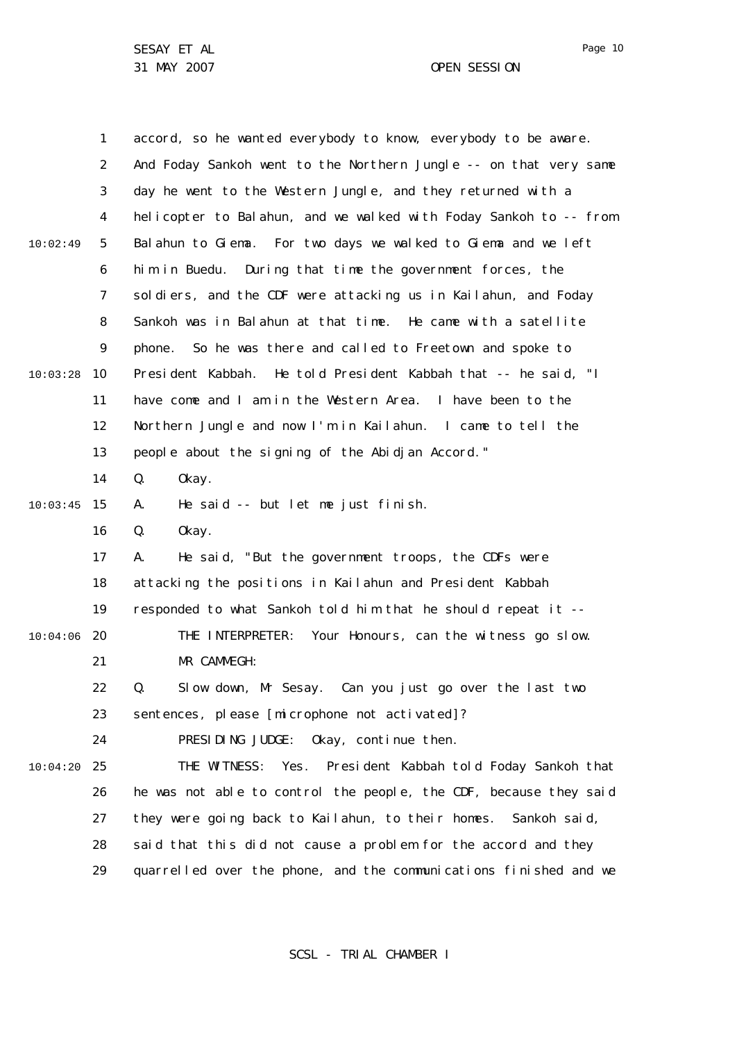accord, so he wanted everybody to know, everybody to be aware. And Foday Sankoh went to the Northern Jungle -- on that very same day he went to the Western Jungle, and they returned with a helicopter to Balahun, and we walked with Foday Sankoh to -- from Balahun to Giema. For two days we walked to Giema and we left him in Buedu. During that time the government forces, the soldiers, and the CDF were attacking us in Kailahun, and Foday Sankoh was in Balahun at that time. He came with a satellite phone. So he was there and called to Freetown and spoke to President Kabbah. He told President Kabbah that -- he said, "I have come and I am in the Western Area. I have been to the Northern Jungle and now I'm in Kailahun. I came to tell the people about the signing of the Abidjan Accord."

Q. Okay.

A. He said -- but let me just finish.

Q. Okay.

A. He said, "But the government troops, the CDFs were attacking the positions in Kailahun and President Kabbah responded to what Sankoh told him that he should repeat it --

THE INTERPRETER: Your Honours, can the witness go slow.

MR CAMMEGH:

Q. Slow down, Mr Sesay. Can you just go over the last two sentences, please [microphone not activated]?

PRESIDING JUDGE: Okay, continue then.

THE WITNESS: Yes. President Kabbah told Foday Sankoh that he was not able to control the people, the CDF, because they said they were going back to Kailahun, to their homes. Sankoh said, said that this did not cause a problem for the accord and they quarrelled over the phone, and the communications finished and we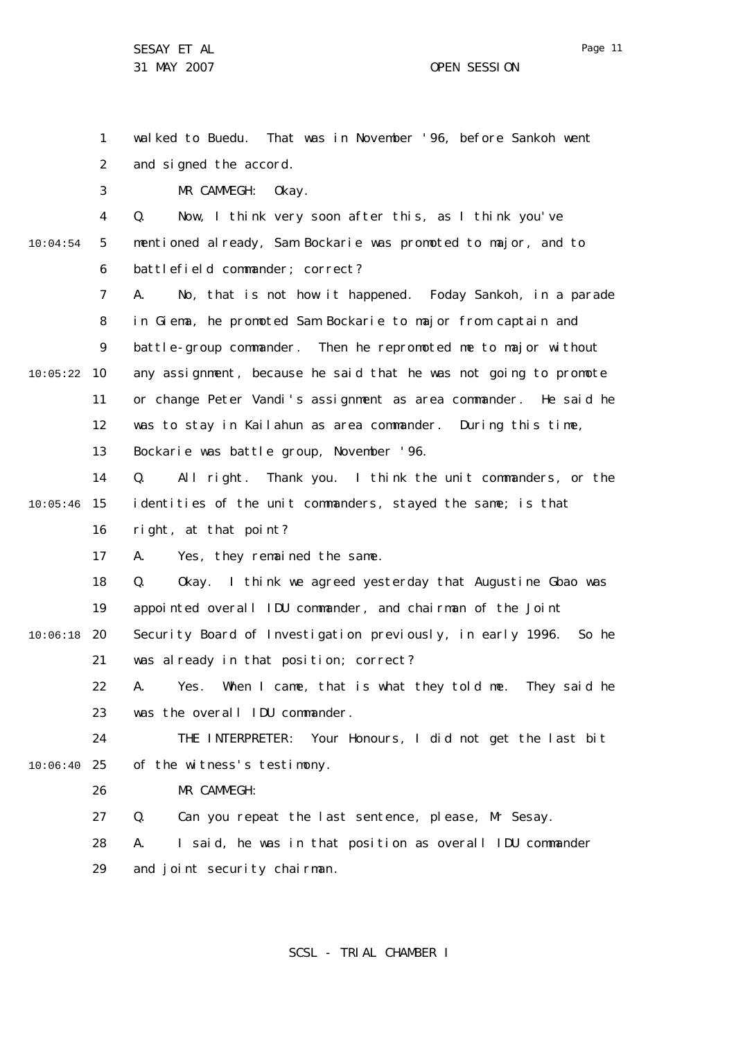walked to Buedu. That was in November '96, before Sankoh went and signed the accord.

MR CAMMEGH: Okay.

Q. Now, I think very soon after this, as I think you've mentioned already, Sam Bockarie was promoted to major, and to battlefield commander; correct?

A. No, that is not how it happened. Foday Sankoh, in a parade in Giema, he promoted Sam Bockarie to major from captain and battle-group commander. Then he repromoted me to major without any assignment, because he said that he was not going to promote or change Peter Vandi's assignment as area commander. He said he was to stay in Kailahun as area commander. During this time, Bockarie was battle group, November '96.

Q. All right. Thank you. I think the unit commanders, or the identities of the unit commanders, stayed the same; is that right, at that point?

A. Yes, they remained the same.

Q. Okay. I think we agreed yesterday that Augustine Gbao was appointed overall IDU commander, and chairman of the Joint Security Board of Investigation previously, in early 1996. So he was already in that position; correct?

A. Yes. When I came, that is what they told me. They said he was the overall IDU commander.

THE INTERPRETER: Your Honours, I did not get the last bit of the witness's testimony.

MR CAMMEGH:

Q. Can you repeat the last sentence, please, Mr Sesay.

A. I said, he was in that position as overall IDU commander and joint security chairman.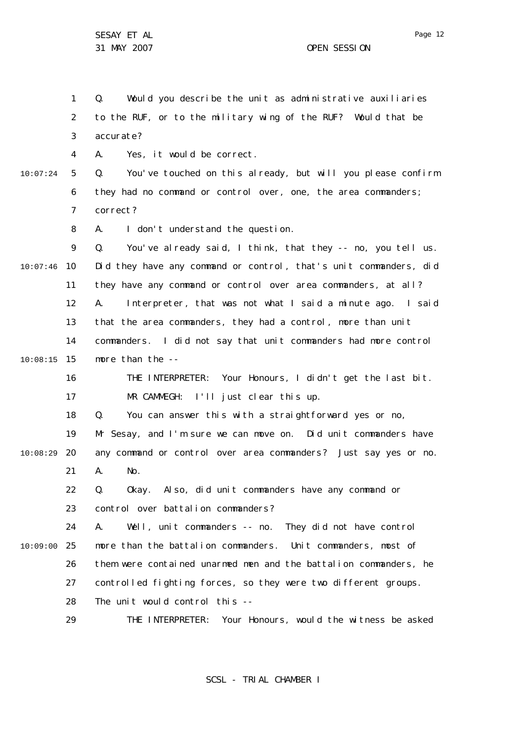Q. Would you describe the unit as administrative auxiliaries to the RUF, or to the military wing of the RUF? Would that be accurate?

A. Yes, it would be correct.

Q. You've touched on this already, but will you please confirm they had no command or control over, one, the area commanders; correct?

A. I don't understand the question.

Q. You've already said, I think, that they -- no, you tell us. Did they have any command or control, that's unit commanders, did they have any command or control over area commanders, at all?

A. Interpreter, that was not what I said a minute ago. I said that the area commanders, they had a control, more than unit commanders. I did not say that unit commanders had more control more than the --

THE INTERPRETER: Your Honours, I didn't get the last bit.

MR CAMMEGH: I'll just clear this up.

Q. You can answer this with a straightforward yes or no, Mr Sesay, and I'm sure we can move on. Did unit commanders have any command or control over area commanders? Just say yes or no.

A. No.

Q. Okay. Also, did unit commanders have any command or control over battalion commanders?

A. Well, unit commanders -- no. They did not have control more than the battalion commanders. Unit commanders, most of them were contained unarmed men and the battalion commanders, he controlled fighting forces, so they were two different groups. The unit would control this --

THE INTERPRETER: Your Honours, would the witness be asked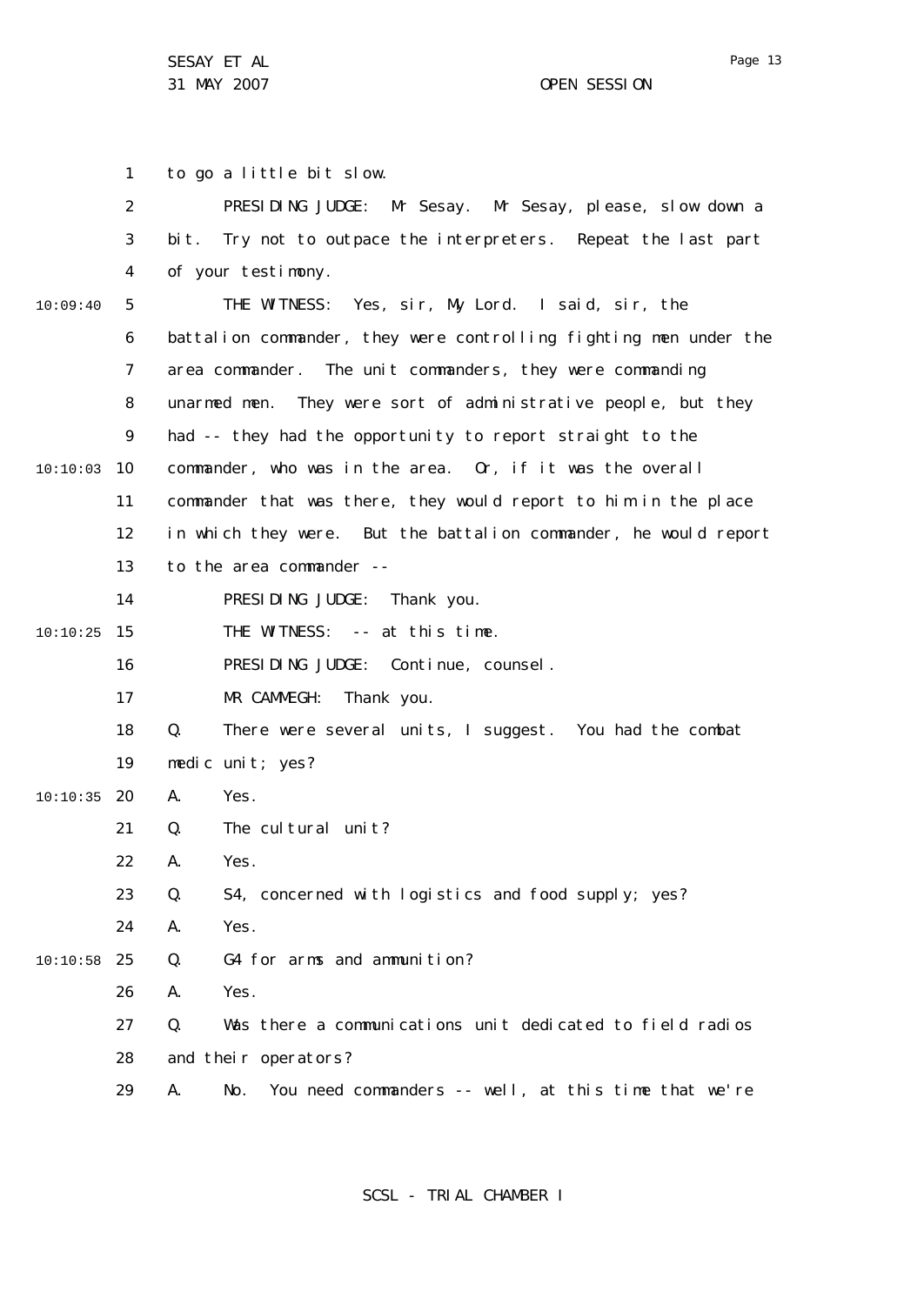to go a little bit slow.

PRESIDING JUDGE: Mr Sesay. Mr Sesay, please, slow down a bit. Try not to outpace the interpreters. Repeat the last part of your testimony.

THE WITNESS: Yes, sir, My Lord. I said, sir, the battalion commander, they were controlling fighting men under the area commander. The unit commanders, they were commanding unarmed men. They were sort of administrative people, but they had -- they had the opportunity to report straight to the commander, who was in the area. Or, if it was the overall commander that was there, they would report to him in the place in which they were. But the battalion commander, he would report to the area commander --

PRESIDING JUDGE: Thank you.

THE WITNESS: -- at this time.

PRESIDING JUDGE: Continue, counsel.

MR CAMMEGH: Thank you.

Q. There were several units, I suggest. You had the combat medic unit; yes?

A. Yes.

Q. The cultural unit?

A. Yes.

Q. S4, concerned with logistics and food supply; yes?

A. Yes.

Q. G4 for arms and ammunition?

A. Yes.

Q. Was there a communications unit dedicated to field radios and their operators?

A. No. You need commanders -- well, at this time that we're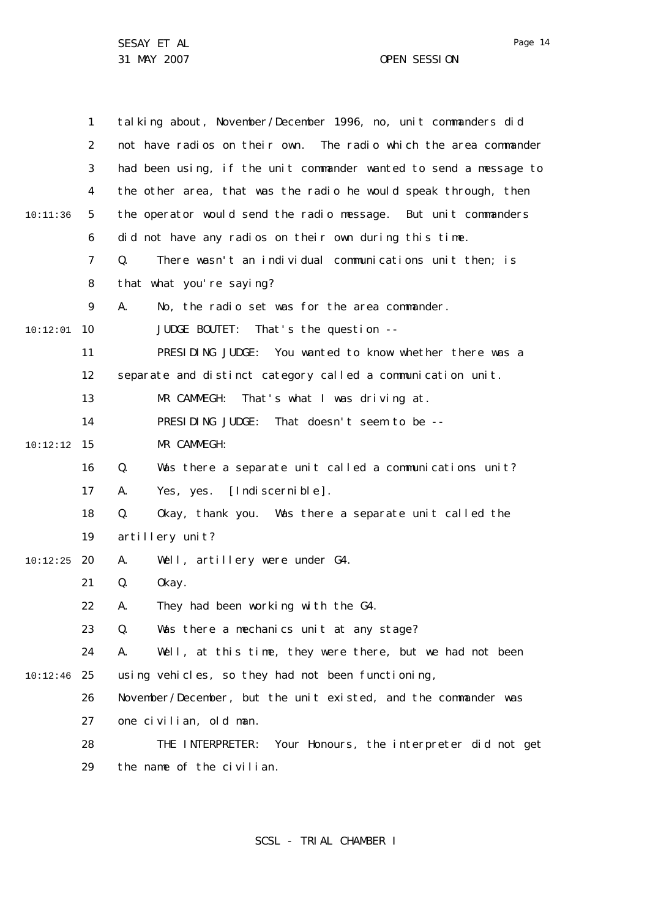talking about, November/December 1996, no, unit commanders did not have radios on their own. The radio which the area commander had been using, if the unit commander wanted to send a message to the other area, that was the radio he would speak through, then the operator would send the radio message. But unit commanders did not have any radios on their own during this time.

Q. There wasn't an individual communications unit then; is that what you're saying?

A. No, the radio set was for the area commander.

JUDGE BOUTET: That's the question --

PRESIDING JUDGE: You wanted to know whether there was a separate and distinct category called a communication unit.

MR CAMMEGH: That's what I was driving at.

PRESIDING JUDGE: That doesn't seem to be --

MR CAMMEGH:

Q. Was there a separate unit called a communications unit?

A. Yes, yes. [Indiscernible].

Q. Okay, thank you. Was there a separate unit called the artillery unit?

A. Well, artillery were under G4.

Q. Okay.

A. They had been working with the G4.

Q. Was there a mechanics unit at any stage?

A. Well, at this time, they were there, but we had not been using vehicles, so they had not been functioning, November/December, but the unit existed, and the commander was one civilian, old man.

THE INTERPRETER: Your Honours, the interpreter did not get the name of the civilian.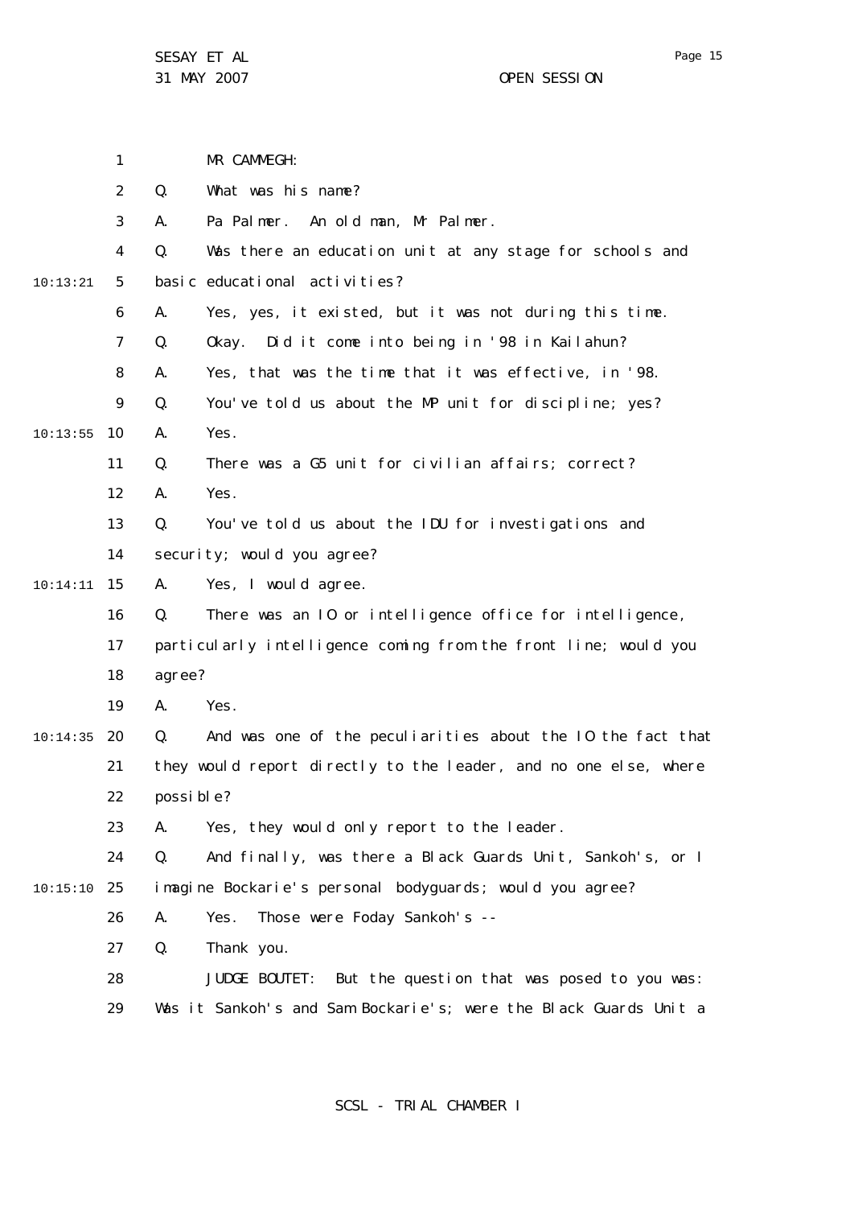MR CAMMEGH:

Q. What was his name?

A. Pa Palmer. An old man, Mr Palmer.

Q. Was there an education unit at any stage for schools and basic educational activities?

A. Yes, yes, it existed, but it was not during this time.

Q. Okay. Did it come into being in '98 in Kailahun?

A. Yes, that was the time that it was effective, in '98.

Q. You've told us about the MP unit for discipline; yes?

A. Yes.

Q. There was a G5 unit for civilian affairs; correct?

A. Yes.

Q. You've told us about the IDU for investigations and security; would you agree?

A. Yes, I would agree.

Q. There was an IO or intelligence office for intelligence, particularly intelligence coming from the front line; would you agree?

A. Yes.

Q. And was one of the peculiarities about the IO the fact that they would report directly to the leader, and no one else, where possible?

A. Yes, they would only report to the leader.

Q. And finally, was there a Black Guards Unit, Sankoh's, or I imagine Bockarie's personal bodyguards; would you agree?

A. Yes. Those were Foday Sankoh's --

Q. Thank you.

JUDGE BOUTET: But the question that was posed to you was: Was it Sankoh's and Sam Bockarie's; were the Black Guards Unit a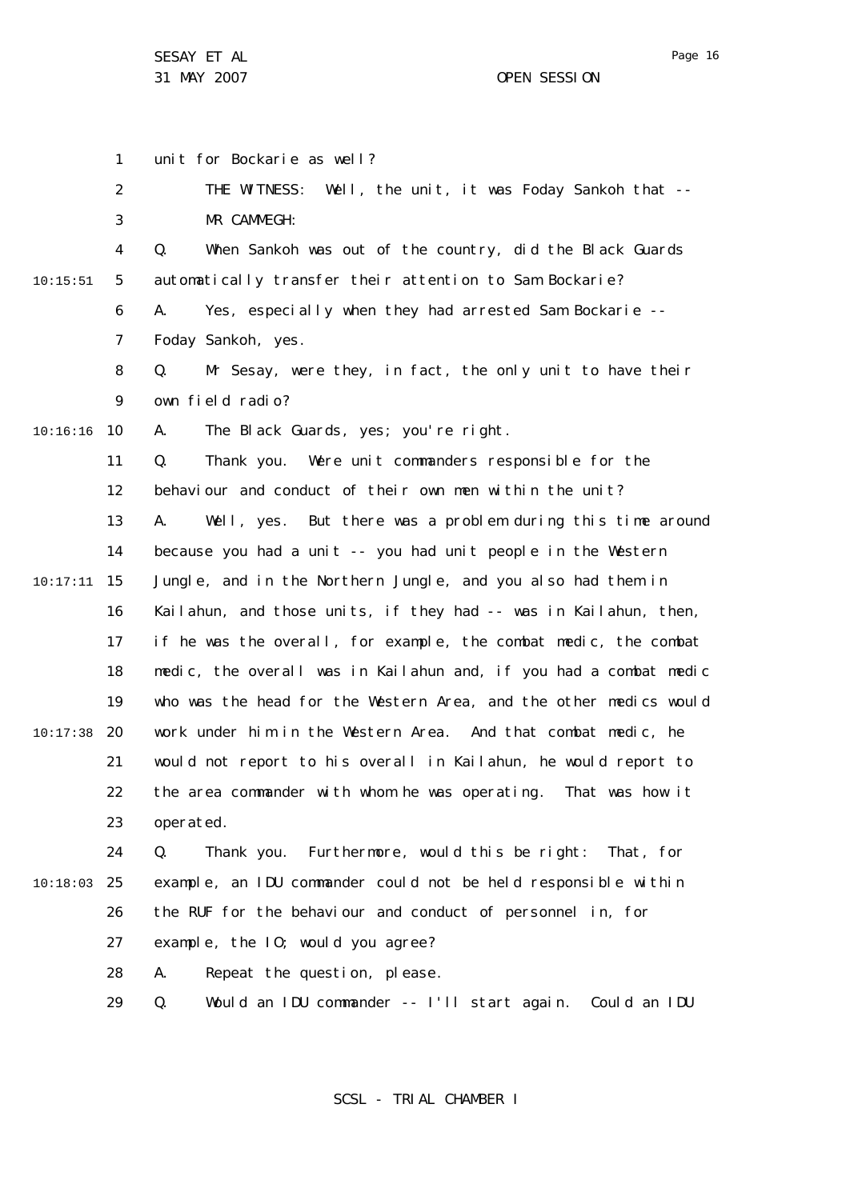unit for Bockarie as well?

THE WITNESS: Well, the unit, it was Foday Sankoh that --

MR CAMMEGH:

Q. When Sankoh was out of the country, did the Black Guards automatically transfer their attention to Sam Bockarie?

A. Yes, especially when they had arrested Sam Bockarie -- Foday Sankoh, yes.

Q. Mr Sesay, were they, in fact, the only unit to have their own field radio?

A. The Black Guards, yes; you're right.

Q. Thank you. Were unit commanders responsible for the behaviour and conduct of their own men within the unit?

A. Well, yes. But there was a problem during this time around because you had a unit -- you had unit people in the Western Jungle, and in the Northern Jungle, and you also had them in Kailahun, and those units, if they had -- was in Kailahun, then, if he was the overall, for example, the combat medic, the combat medic, the overall was in Kailahun and, if you had a combat medic who was the head for the Western Area, and the other medics would work under him in the Western Area. And that combat medic, he would not report to his overall in Kailahun, he would report to the area commander with whom he was operating. That was how it operated.

Q. Thank you. Furthermore, would this be right: That, for example, an IDU commander could not be held responsible within the RUF for the behaviour and conduct of personnel in, for example, the IO; would you agree?

A. Repeat the question, please.

Q. Would an IDU commander -- I'll start again. Could an IDU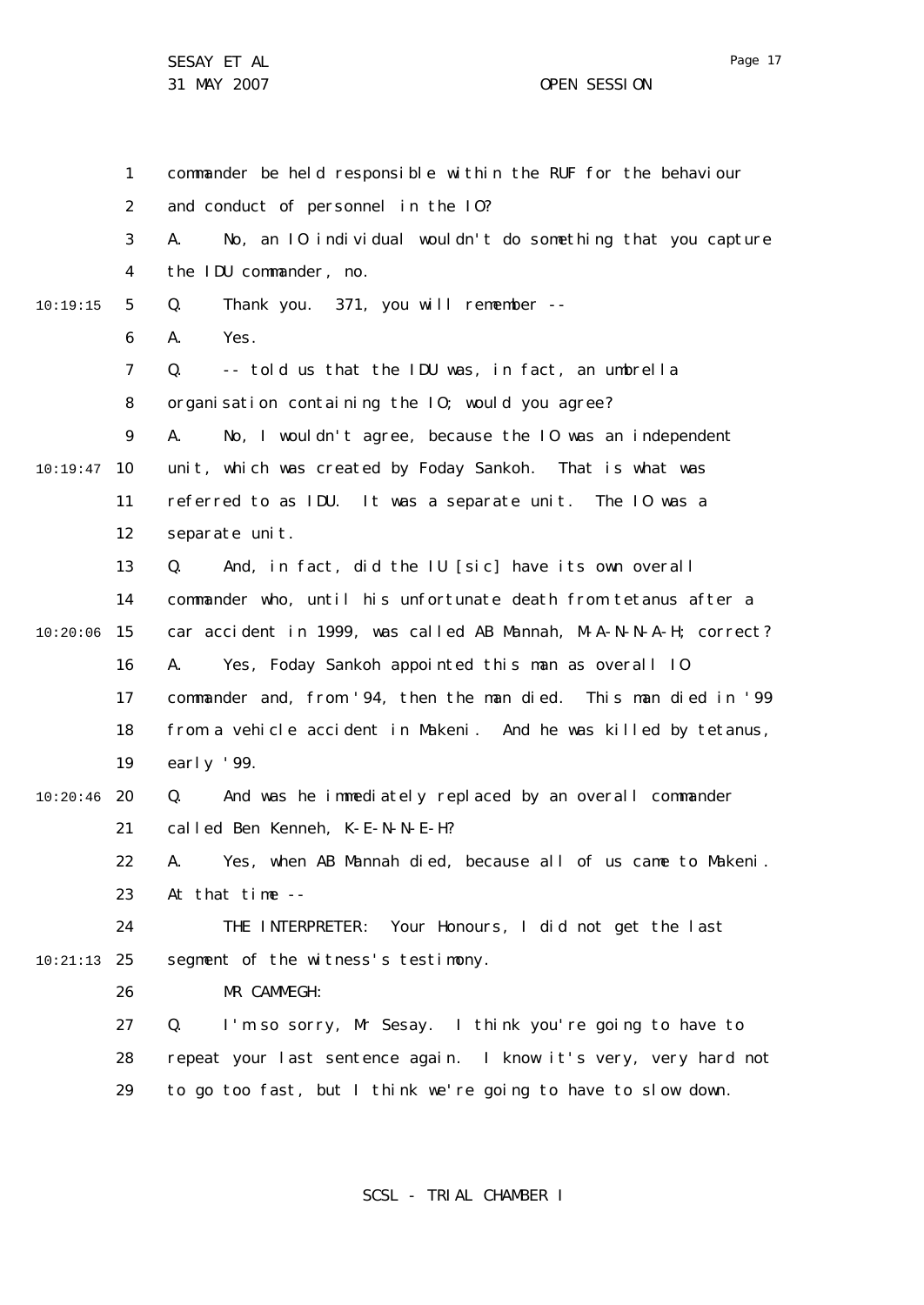commander be held responsible within the RUF for the behaviour and conduct of personnel in the IO?

A. No, an IO individual wouldn't do something that you capture the IDU commander, no.

Q. Thank you. 371, you will remember --

A. Yes.

Q. -- told us that the IDU was, in fact, an umbrella organisation containing the IO; would you agree?

A. No, I wouldn't agree, because the IO was an independent unit, which was created by Foday Sankoh. That is what was referred to as IDU. It was a separate unit. The IO was a separate unit.

Q. And, in fact, did the IU [sic] have its own overall commander who, until his unfortunate death from tetanus after a car accident in 1999, was called AB Mannah, M-A-N-N-A-H; correct?

A. Yes, Foday Sankoh appointed this man as overall IO commander and, from '94, then the man died. This man died in '99 from a vehicle accident in Makeni. And he was killed by tetanus, early '99.

Q. And was he immediately replaced by an overall commander called Ben Kenneh, K-E-N-N-E-H?

A. Yes, when AB Mannah died, because all of us came to Makeni. At that time --

THE INTERPRETER: Your Honours, I did not get the last segment of the witness's testimony.

MR CAMMEGH:

Q. I'm so sorry, Mr Sesay. I think you're going to have to repeat your last sentence again. I know it's very, very hard not to go too fast, but I think we're going to have to slow down.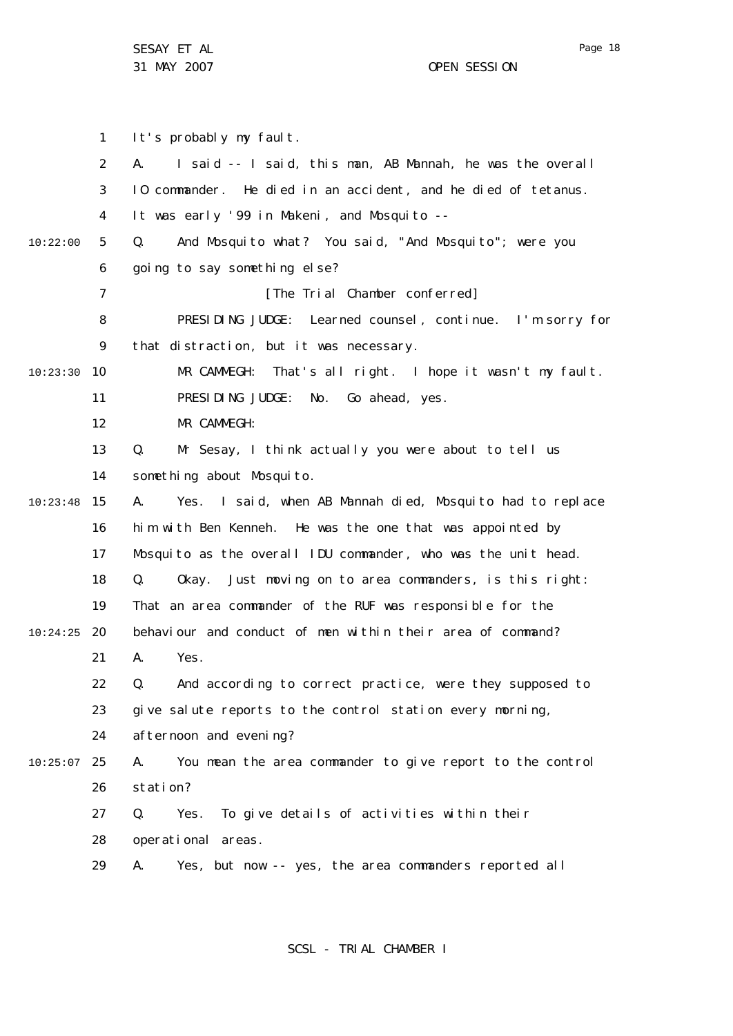1 It's probably my fault.

2 A. I said -- I said, this man, AB Mannah, he was the overall

3 IO commander. He died in an accident, and he died of tetanus.

4 It was early '99 in Makeni, and Mosquito --

10:22:00 5 Q. And Mosquito what? You said, "And Mosquito"; were you

6 going to say something else?

7 [The Trial Chamber conferred]

8 PRESIDING JUDGE: Learned counsel, continue. I'm sorry for

9 that distraction, but it was necessary.

10:23:30 10 MR CAMMEGH: That's all right. I hope it wasn't my fault.

11 PRESIDING JUDGE: No. Go ahead, yes.

12 MR CAMMEGH:

13 Q. Mr Sesay, I think actually you were about to tell us

14 something about Mosquito.

10:23:48 15 A. Yes. I said, when AB Mannah died, Mosquito had to replace

16 him with Ben Kenneh. He was the one that was appointed by

17 Mosquito as the overall IDU commander, who was the unit head.

18 Q. Okay. Just moving on to area commanders, is this right:

19 That an area commander of the RUF was responsible for the

10:24:25 20 behaviour and conduct of men within their area of command?

21 A. Yes.

22 Q. And according to correct practice, were they supposed to

23 give salute reports to the control station every morning,

24 afternoon and evening?

10:25:07 25 A. You mean the area commander to give report to the control

26 station?

27 Q. Yes. To give details of activities within their

28 operational areas.

29 A. Yes, but now -- yes, the area commanders reported all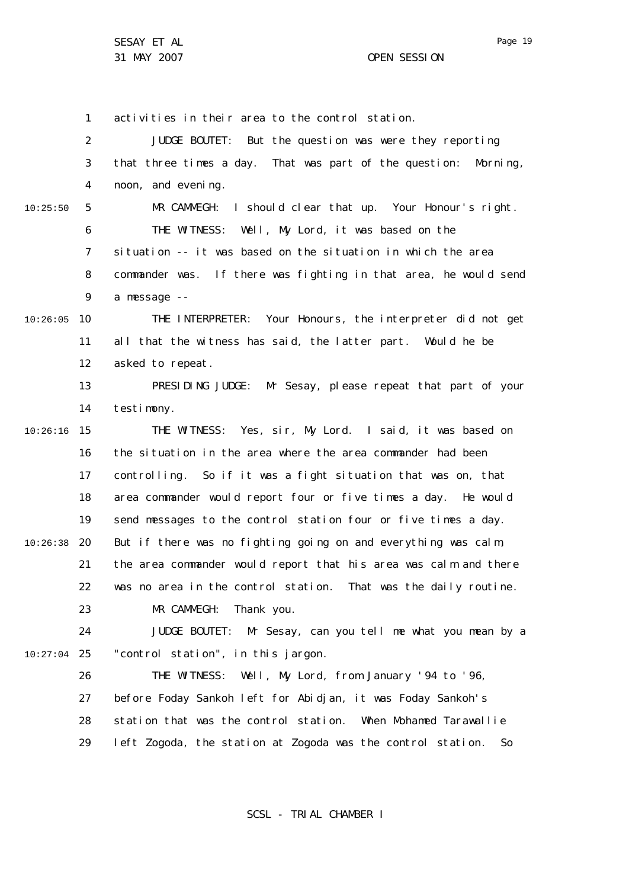activities in their area to the control station.

JUDGE BOUTET: But the question was were they reporting that three times a day. That was part of the question: Morning, noon, and evening.

MR CAMMEGH: I should clear that up. Your Honour's right.

THE WITNESS: Well, My Lord, it was based on the situation -- it was based on the situation in which the area commander was. If there was fighting in that area, he would send a message --

THE INTERPRETER: Your Honours, the interpreter did not get all that the witness has said, the latter part. Would he be asked to repeat.

PRESIDING JUDGE: Mr Sesay, please repeat that part of your testimony.

THE WITNESS: Yes, sir, My Lord. I said, it was based on the situation in the area where the area commander had been controlling. So if it was a fight situation that was on, that area commander would report four or five times a day. He would send messages to the control station four or five times a day. But if there was no fighting going on and everything was calm, the area commander would report that his area was calm and there was no area in the control station. That was the daily routine.

MR CAMMEGH: Thank you.

JUDGE BOUTET: Mr Sesay, can you tell me what you mean by a "control station", in this jargon.

THE WITNESS: Well, My Lord, from January '94 to '96, before Foday Sankoh left for Abidjan, it was Foday Sankoh's station that was the control station. When Mohamed Tarawallie left Zogoda, the station at Zogoda was the control station. So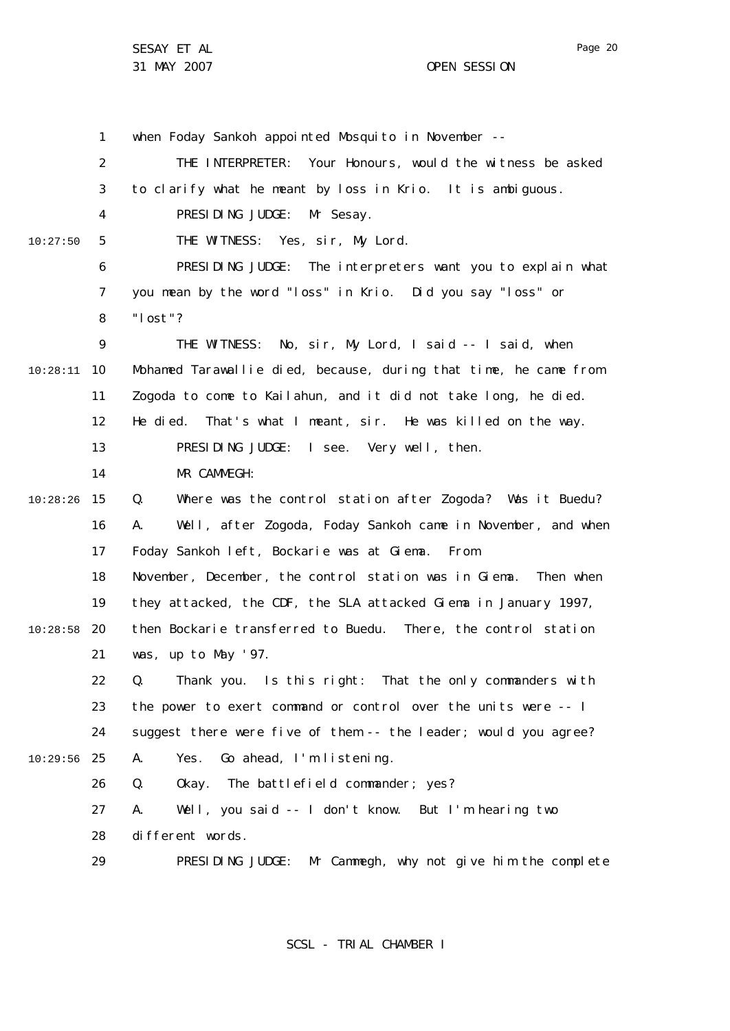when Foday Sankoh appointed Mosquito in November --

THE INTERPRETER: Your Honours, would the witness be asked to clarify what he meant by loss in Krio. It is ambiguous.

PRESIDING JUDGE: Mr Sesay.

THE WITNESS: Yes, sir, My Lord.

PRESIDING JUDGE: The interpreters want you to explain what you mean by the word "loss" in Krio. Did you say "loss" or "lost"?

THE WITNESS: No, sir, My Lord, I said -- I said, when Mohamed Tarawallie died, because, during that time, he came from Zogoda to come to Kailahun, and it did not take long, he died. He died. That's what I meant, sir. He was killed on the way.

PRESIDING JUDGE: I see. Very well, then.

MR CAMMEGH:

Q. Where was the control station after Zogoda? Was it Buedu?

A. Well, after Zogoda, Foday Sankoh came in November, and when Foday Sankoh left, Bockarie was at Giema. From November, December, the control station was in Giema. Then when they attacked, the CDF, the SLA attacked Giema in January 1997, then Bockarie transferred to Buedu. There, the control station was, up to May '97.

Q. Thank you. Is this right: That the only commanders with the power to exert command or control over the units were -- I suggest there were five of them -- the leader; would you agree?

A. Yes. Go ahead, I'm listening.

Q. Okay. The battlefield commander; yes?

A. Well, you said -- I don't know. But I'm hearing two different words.

PRESIDING JUDGE: Mr Cammegh, why not give him the complete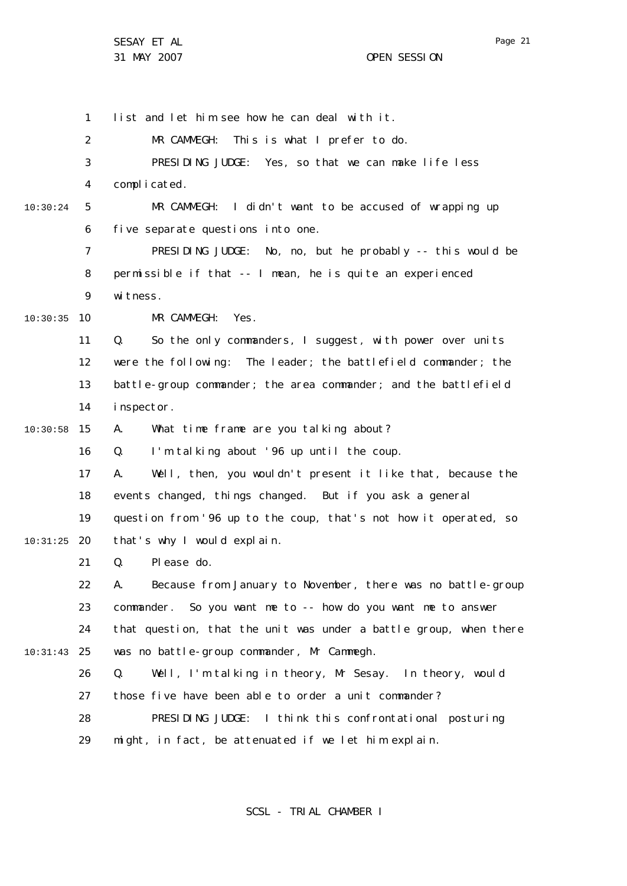list and let him see how he can deal with it.

MR CAMMEGH: This is what I prefer to do.

PRESIDING JUDGE: Yes, so that we can make life less complicated.

MR CAMMEGH: I didn't want to be accused of wrapping up five separate questions into one.

PRESIDING JUDGE: No, no, but he probably -- this would be permissible if that -- I mean, he is quite an experienced witness.

MR CAMMEGH: Yes.

Q. So the only commanders, I suggest, with power over units were the following: The leader; the battlefield commander; the battle-group commander; the area commander; and the battlefield inspector.

A. What time frame are you talking about?

Q. I'm talking about '96 up until the coup.

A. Well, then, you wouldn't present it like that, because the events changed, things changed. But if you ask a general question from '96 up to the coup, that's not how it operated, so that's why I would explain.

Q. Please do.

A. Because from January to November, there was no battle-group commander. So you want me to -- how do you want me to answer that question, that the unit was under a battle group, when there was no battle-group commander, Mr Cammegh.

Q. Well, I'm talking in theory, Mr Sesay. In theory, would those five have been able to order a unit commander?

PRESIDING JUDGE: I think this confrontational posturing might, in fact, be attenuated if we let him explain.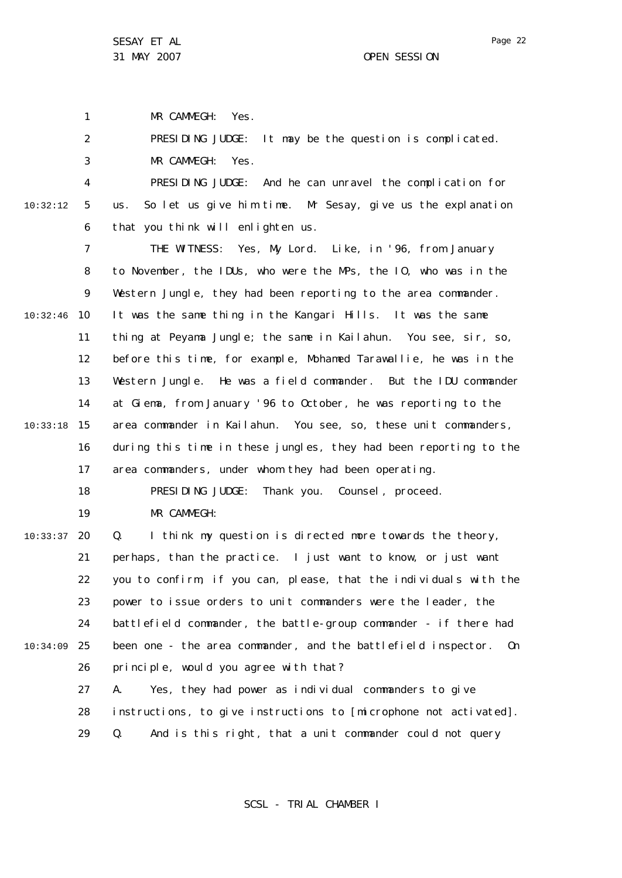MR CAMMEGH: Yes.

PRESIDING JUDGE: It may be the question is complicated.

MR CAMMEGH: Yes.

PRESIDING JUDGE: And he can unravel the complication for us. So let us give him time. Mr Sesay, give us the explanation that you think will enlighten us.

THE WITNESS: Yes, My Lord. Like, in '96, from January to November, the IDUs, who were the MPs, the IO, who was in the Western Jungle, they had been reporting to the area commander. It was the same thing in the Kangari Hills. It was the same thing at Peyama Jungle; the same in Kailahun. You see, sir, so, before this time, for example, Mohamed Tarawallie, he was in the Western Jungle. He was a field commander. But the IDU commander at Giema, from January '96 to October, he was reporting to the area commander in Kailahun. You see, so, these unit commanders, during this time in these jungles, they had been reporting to the area commanders, under whom they had been operating.

PRESIDING JUDGE: Thank you. Counsel, proceed.

MR CAMMEGH:

Q. I think my question is directed more towards the theory, perhaps, than the practice. I just want to know, or just want you to confirm, if you can, please, that the individuals with the power to issue orders to unit commanders were the leader, the battlefield commander, the battle-group commander - if there had been one - the area commander, and the battlefield inspector. On principle, would you agree with that?

A. Yes, they had power as individual commanders to give instructions, to give instructions to [microphone not activated].

Q. And is this right, that a unit commander could not query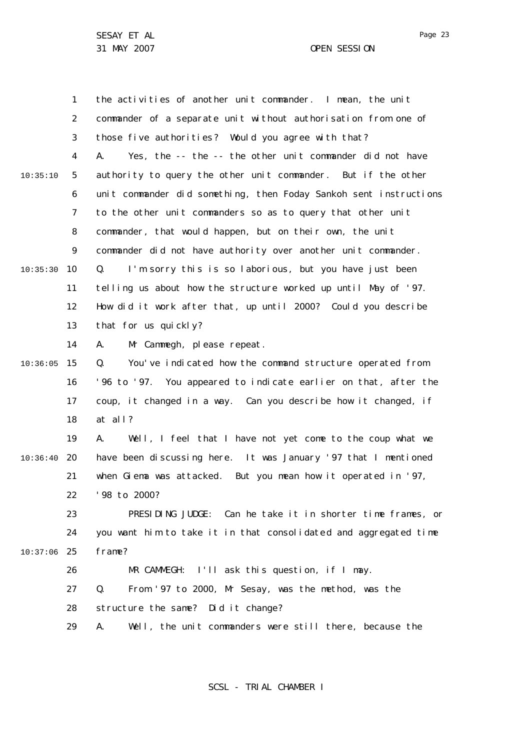the activities of another unit commander. I mean, the unit commander of a separate unit without authorisation from one of those five authorities? Would you agree with that?

A. Yes, the -- the -- the other unit commander did not have authority to query the other unit commander. But if the other unit commander did something, then Foday Sankoh sent instructions to the other unit commanders so as to query that other unit commander, that would happen, but on their own, the unit commander did not have authority over another unit commander.

Q. I'm sorry this is so laborious, but you have just been telling us about how the structure worked up until May of '97. How did it work after that, up until 2000? Could you describe that for us quickly?

A. Mr Cammegh, please repeat.

Q. You've indicated how the command structure operated from '96 to '97. You appeared to indicate earlier on that, after the coup, it changed in a way. Can you describe how it changed, if at all?

A. Well, I feel that I have not yet come to the coup what we have been discussing here. It was January '97 that I mentioned when Giema was attacked. But you mean how it operated in '97, '98 to 2000?

PRESIDING JUDGE: Can he take it in shorter time frames, or you want him to take it in that consolidated and aggregated time frame?

MR CAMMEGH: I'll ask this question, if I may.

Q. From '97 to 2000, Mr Sesay, was the method, was the structure the same? Did it change?

A. Well, the unit commanders were still there, because the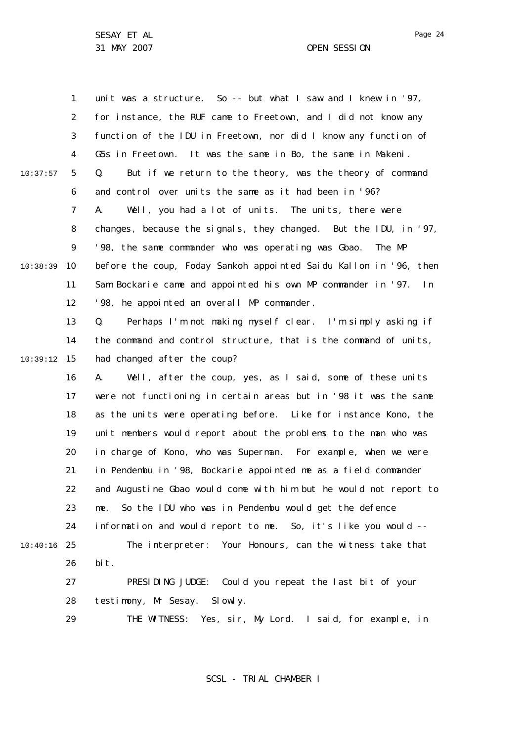unit was a structure. So -- but what I saw and I knew in '97, for instance, the RUF came to Freetown, and I did not know any function of the IDU in Freetown, nor did I know any function of G5s in Freetown. It was the same in Bo, the same in Makeni.

Q. But if we return to the theory, was the theory of command and control over units the same as it had been in '96?

A. Well, you had a lot of units. The units, there were changes, because the signals, they changed. But the IDU, in '97, '98, the same commander who was operating was Gbao. The MP before the coup, Foday Sankoh appointed Saidu Kallon in '96, then Sam Bockarie came and appointed his own MP commander in '97. In '98, he appointed an overall MP commander.

Q. Perhaps I'm not making myself clear. I'm simply asking if the command and control structure, that is the command of units, had changed after the coup?

A. Well, after the coup, yes, as I said, some of these units were not functioning in certain areas but in '98 it was the same as the units were operating before. Like for instance Kono, the unit members would report about the problems to the man who was in charge of Kono, who was Superman. For example, when we were in Pendembu in '98, Bockarie appointed me as a field commander and Augustine Gbao would come with him but he would not report to me. So the IDU who was in Pendembu would get the defence information and would report to me. So, it's like you would --

The interpreter: Your Honours, can the witness take that bit.

PRESIDING JUDGE: Could you repeat the last bit of your testimony, Mr Sesay. Slowly.

THE WITNESS: Yes, sir, My Lord. I said, for example, in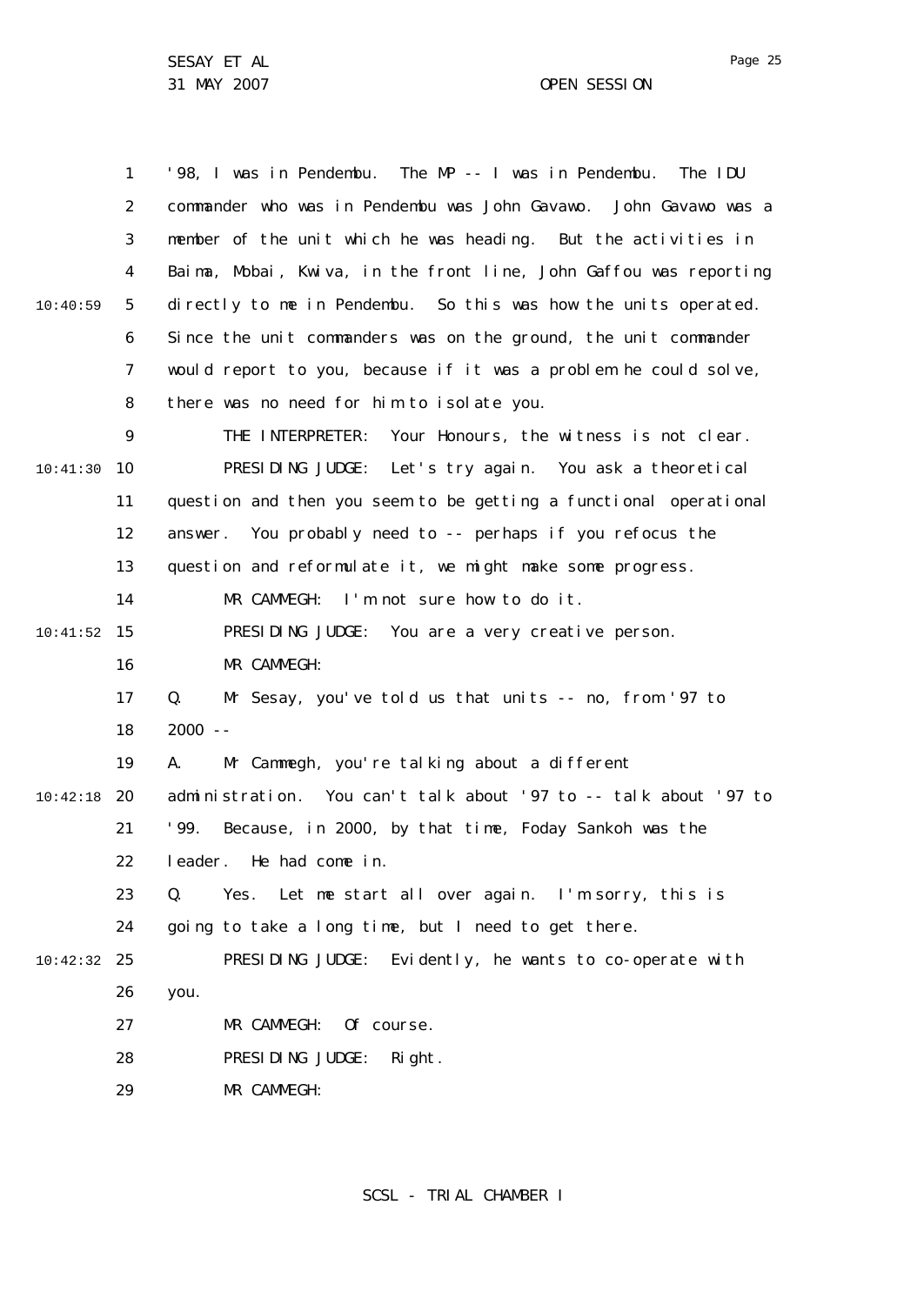'98, I was in Pendembu. The MP -- I was in Pendembu. The IDU commander who was in Pendembu was John Gavawo. John Gavawo was a member of the unit which he was heading. But the activities in Baima, Mobai, Kwiva, in the front line, John Gaffou was reporting directly to me in Pendembu. So this was how the units operated. Since the unit commanders was on the ground, the unit commander would report to you, because if it was a problem he could solve, there was no need for him to isolate you.

THE INTERPRETER: Your Honours, the witness is not clear.

PRESIDING JUDGE: Let's try again. You ask a theoretical question and then you seem to be getting a functional operational answer. You probably need to -- perhaps if you refocus the question and reformulate it, we might make some progress.

MR CAMMEGH: I'm not sure how to do it.

PRESIDING JUDGE: You are a very creative person.

MR CAMMEGH:

Q. Mr Sesay, you've told us that units -- no, from '97 to 2000 --

A. Mr Cammegh, you're talking about a different administration. You can't talk about '97 to -- talk about '97 to '99. Because, in 2000, by that time, Foday Sankoh was the leader. He had come in.

Q. Yes. Let me start all over again. I'm sorry, this is going to take a long time, but I need to get there.

PRESIDING JUDGE: Evidently, he wants to co-operate with you.

MR CAMMEGH: Of course.

PRESIDING JUDGE: Right.

MR CAMMEGH: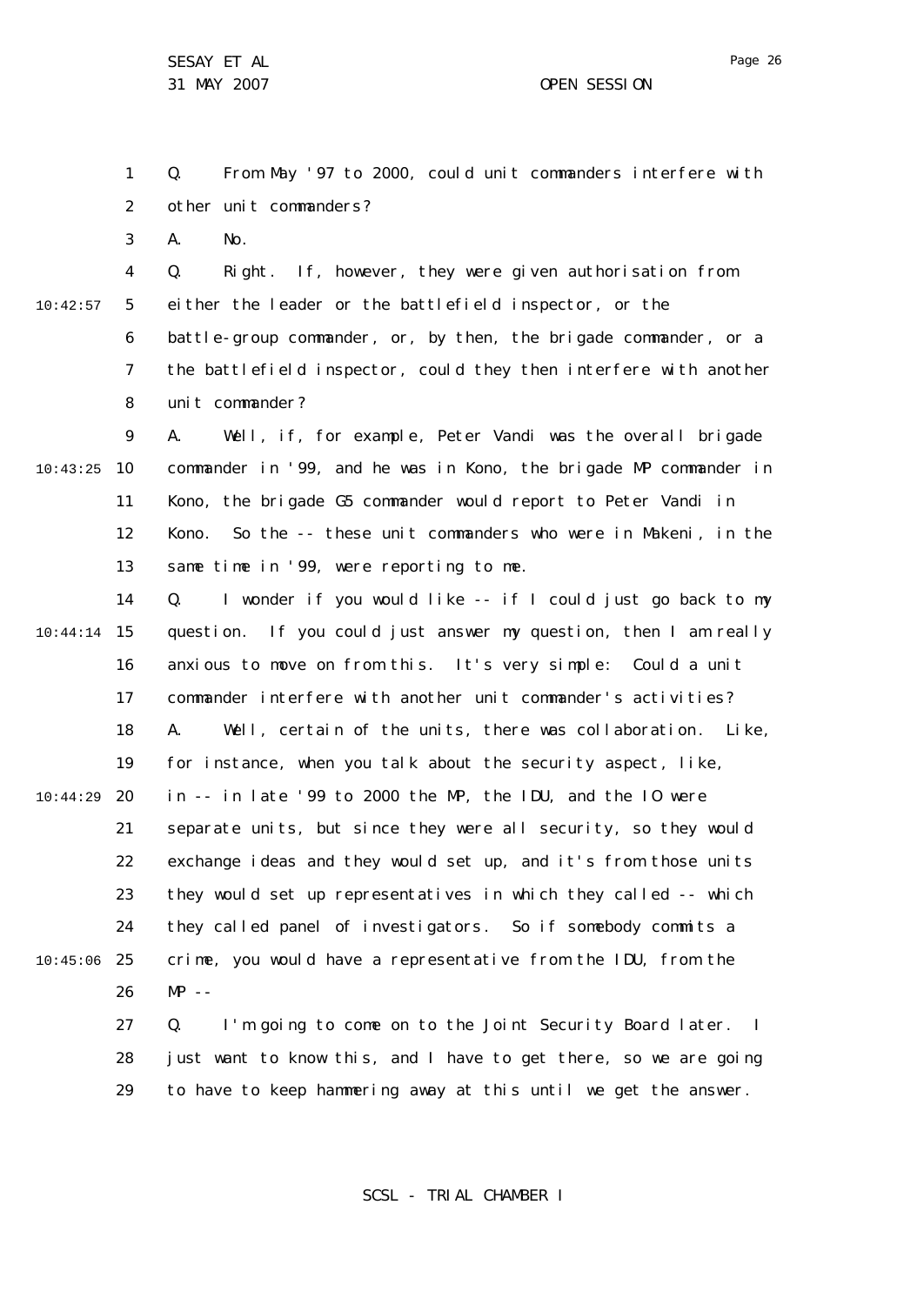Q. From May '97 to 2000, could unit commanders interfere with other unit commanders?

A. No.

Q. Right. If, however, they were given authorisation from either the leader or the battlefield inspector, or the battle-group commander, or, by then, the brigade commander, or a the battlefield inspector, could they then interfere with another unit commander?

A. Well, if, for example, Peter Vandi was the overall brigade commander in '99, and he was in Kono, the brigade MP commander in Kono, the brigade G5 commander would report to Peter Vandi in Kono. So the -- these unit commanders who were in Makeni, in the same time in '99, were reporting to me.

Q. I wonder if you would like -- if I could just go back to my question. If you could just answer my question, then I am really anxious to move on from this. It's very simple: Could a unit commander interfere with another unit commander's activities?

A. Well, certain of the units, there was collaboration. Like, for instance, when you talk about the security aspect, like, in -- in late '99 to 2000 the MP, the IDU, and the IO were separate units, but since they were all security, so they would exchange ideas and they would set up, and it's from those units they would set up representatives in which they called -- which they called panel of investigators. So if somebody commits a crime, you would have a representative from the IDU, from the MP --

Q. I'm going to come on to the Joint Security Board later. I just want to know this, and I have to get there, so we are going to have to keep hammering away at this until we get the answer.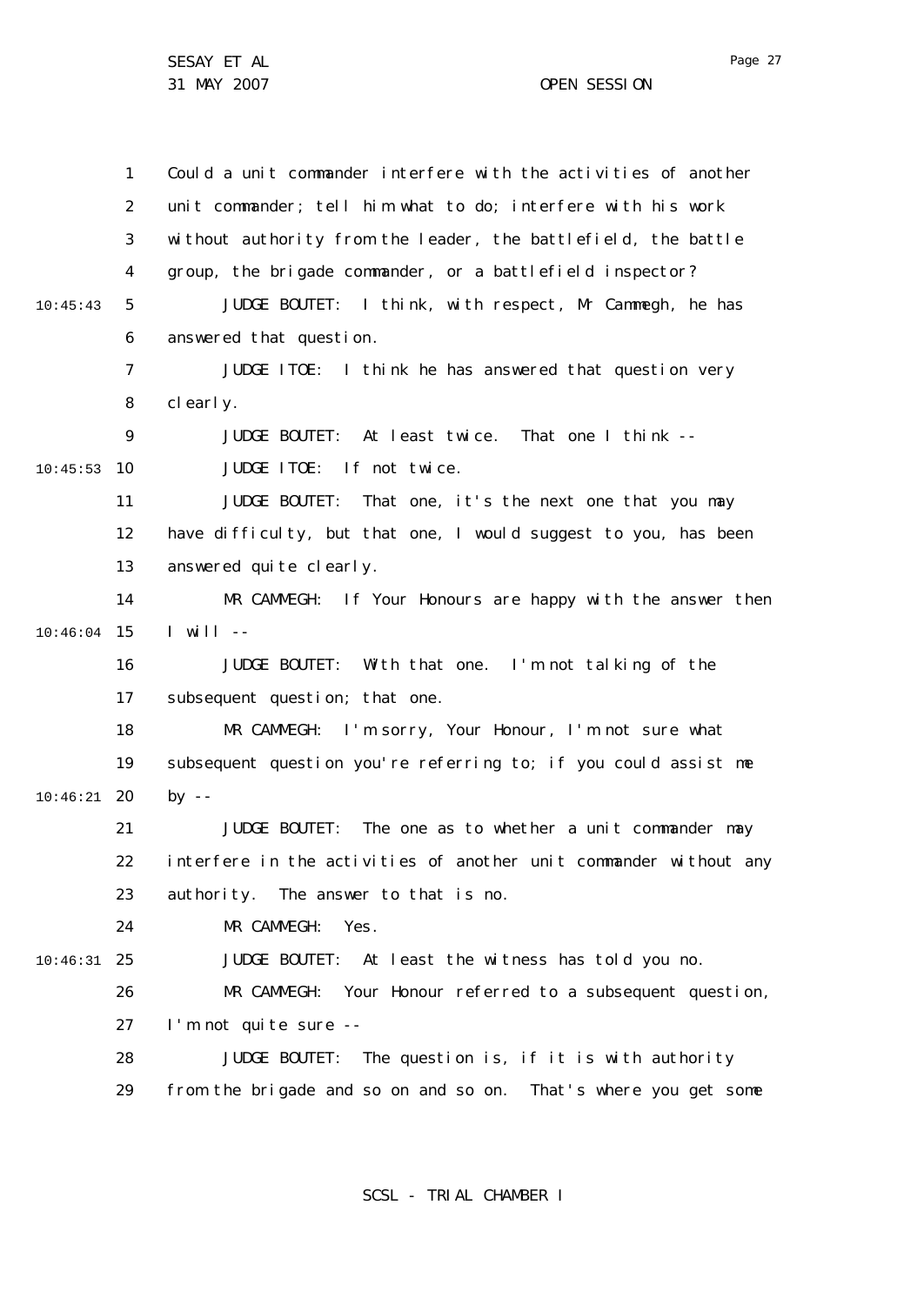Could a unit commander interfere with the activities of another unit commander; tell him what to do; interfere with his work without authority from the leader, the battlefield, the battle group, the brigade commander, or a battlefield inspector?

JUDGE BOUTET: I think, with respect, Mr Cammegh, he has answered that question.

JUDGE ITOE: I think he has answered that question very clearly.

JUDGE BOUTET: At least twice. That one I think --

JUDGE ITOE: If not twice.

JUDGE BOUTET: That one, it's the next one that you may have difficulty, but that one, I would suggest to you, has been answered quite clearly.

MR CAMMEGH: If Your Honours are happy with the answer then I will --

JUDGE BOUTET: With that one. I'm not talking of the subsequent question; that one.

MR CAMMEGH: I'm sorry, Your Honour, I'm not sure what subsequent question you're referring to; if you could assist me by --

JUDGE BOUTET: The one as to whether a unit commander may interfere in the activities of another unit commander without any authority. The answer to that is no.

MR CAMMEGH: Yes.

JUDGE BOUTET: At least the witness has told you no.

MR CAMMEGH: Your Honour referred to a subsequent question, I'm not quite sure --

JUDGE BOUTET: The question is, if it is with authority from the brigade and so on and so on. That's where you get some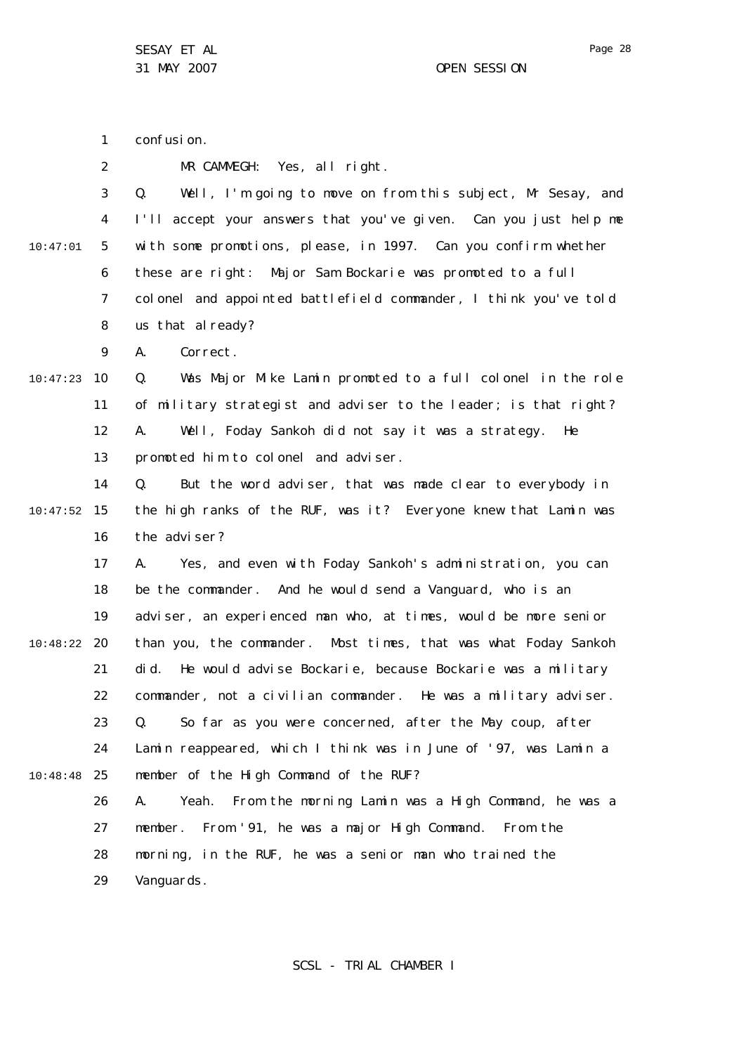confusion.

MR CAMMEGH: Yes, all right.

Q. Well, I'm going to move on from this subject, Mr Sesay, and I'll accept your answers that you've given. Can you just help me with some promotions, please, in 1997. Can you confirm whether these are right: Major Sam Bockarie was promoted to a full colonel and appointed battlefield commander, I think you've told us that already?

A. Correct.

Q. Was Major Mike Lamin promoted to a full colonel in the role of military strategist and adviser to the leader; is that right?

A. Well, Foday Sankoh did not say it was a strategy. He promoted him to colonel and adviser.

Q. But the word adviser, that was made clear to everybody in the high ranks of the RUF, was it? Everyone knew that Lamin was the adviser?

A. Yes, and even with Foday Sankoh's administration, you can be the commander. And he would send a Vanguard, who is an adviser, an experienced man who, at times, would be more senior than you, the commander. Most times, that was what Foday Sankoh did. He would advise Bockarie, because Bockarie was a military commander, not a civilian commander. He was a military adviser.

Q. So far as you were concerned, after the May coup, after Lamin reappeared, which I think was in June of '97, was Lamin a member of the High Command of the RUF?

A. Yeah. From the morning Lamin was a High Command, he was a member. From '91, he was a major High Command. From the morning, in the RUF, he was a senior man who trained the Vanguards.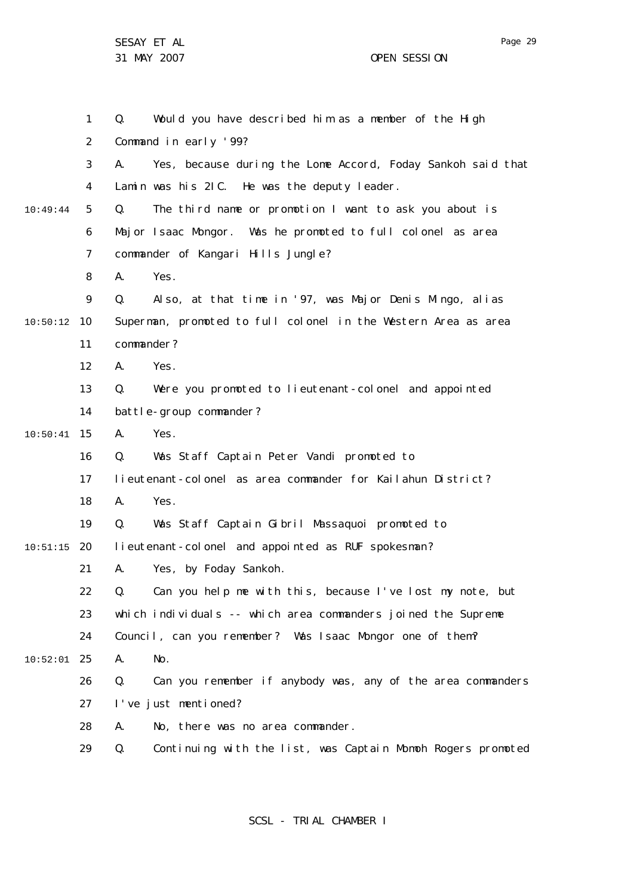1 Q. Would you have described him as a member of the High
2 Command in early '99?
3 A. Yes, because during the Lome Accord, Foday Sankoh said that
4 Lamin was his 2IC. He was the deputy leader.
10:49:44 5 Q. The third name or promotion I want to ask you about is
6 Major Isaac Mongor. Was he promoted to full colonel as area
7 commander of Kangari Hills Jungle?
8 A. Yes.
9 Q. Also, at that time in '97, was Major Denis Mingo, alias
10:50:12 10 Superman, promoted to full colonel in the Western Area as area
11 commander?
12 A. Yes.
13 Q. Were you promoted to lieutenant-colonel and appointed
14 battle-group commander?
10:50:41 15 A. Yes.
16 Q. Was Staff Captain Peter Vandi promoted to
17 lieutenant-colonel as area commander for Kailahun District?
18 A. Yes.
19 Q. Was Staff Captain Gibril Massaquoi promoted to
10:51:15 20 lieutenant-colonel and appointed as RUF spokesman?
21 A. Yes, by Foday Sankoh.
22 Q. Can you help me with this, because I've lost my note, but
23 which individuals -- which area commanders joined the Supreme
24 Council, can you remember? Was Isaac Mongor one of them?
10:52:01 25 A. No.
26 Q. Can you remember if anybody was, any of the area commanders
27 I've just mentioned?
28 A. No, there was no area commander.
29 Q. Continuing with the list, was Captain Momoh Rogers promoted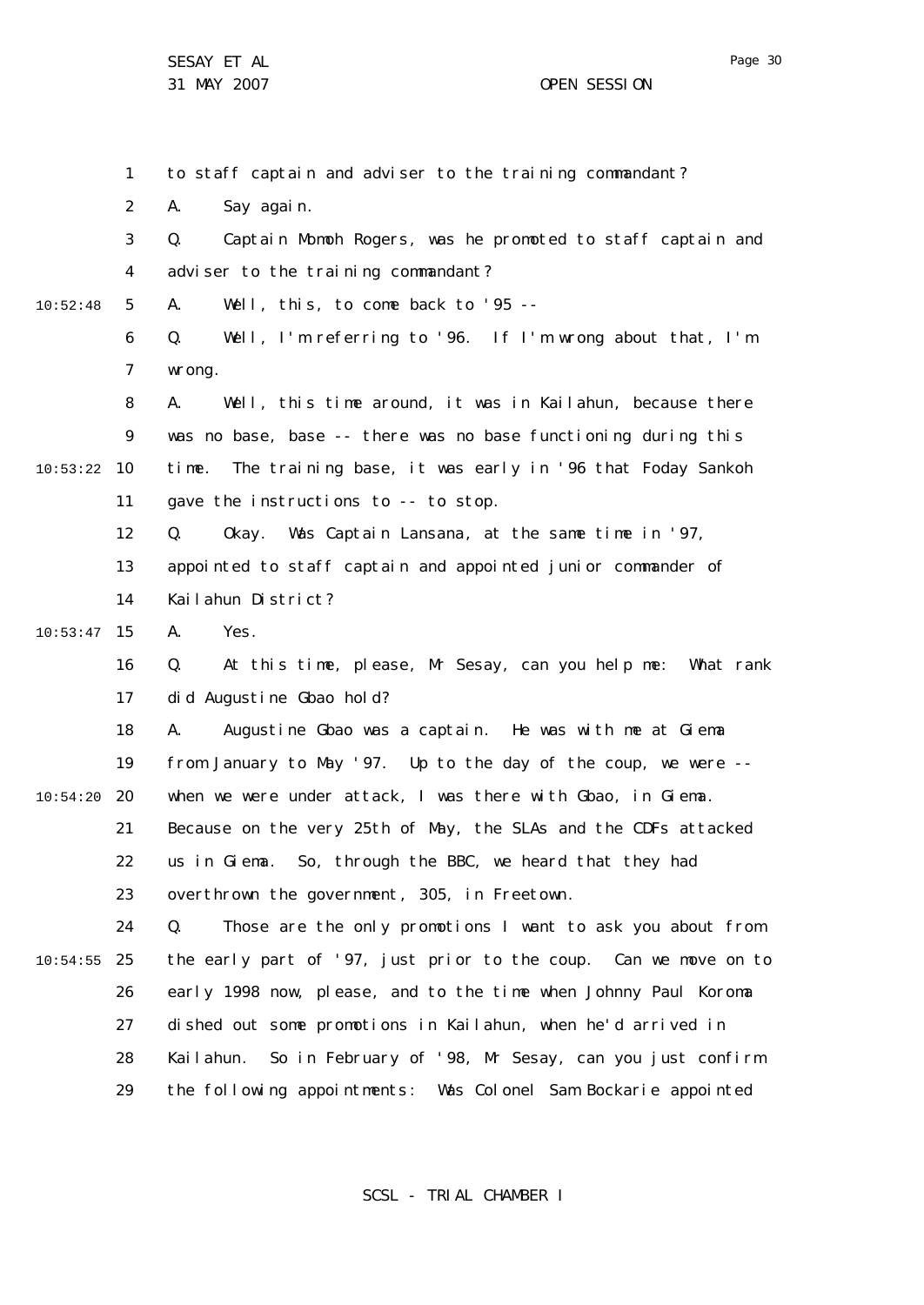to staff captain and adviser to the training commandant?

A. Say again.

Q. Captain Momoh Rogers, was he promoted to staff captain and adviser to the training commandant?

A. Well, this, to come back to '95 --

Q. Well, I'm referring to '96. If I'm wrong about that, I'm wrong.

A. Well, this time around, it was in Kailahun, because there was no base, base -- there was no base functioning during this time. The training base, it was early in '96 that Foday Sankoh gave the instructions to -- to stop.

Q. Okay. Was Captain Lansana, at the same time in '97, appointed to staff captain and appointed junior commander of Kailahun District?

A. Yes.

Q. At this time, please, Mr Sesay, can you help me: What rank did Augustine Gbao hold?

A. Augustine Gbao was a captain. He was with me at Giema from January to May '97. Up to the day of the coup, we were -- when we were under attack, I was there with Gbao, in Giema. Because on the very 25th of May, the SLAs and the CDFs attacked us in Giema. So, through the BBC, we heard that they had overthrown the government, 305, in Freetown.

Q. Those are the only promotions I want to ask you about from the early part of '97, just prior to the coup. Can we move on to early 1998 now, please, and to the time when Johnny Paul Koroma dished out some promotions in Kailahun, when he'd arrived in Kailahun. So in February of '98, Mr Sesay, can you just confirm the following appointments: Was Colonel Sam Bockarie appointed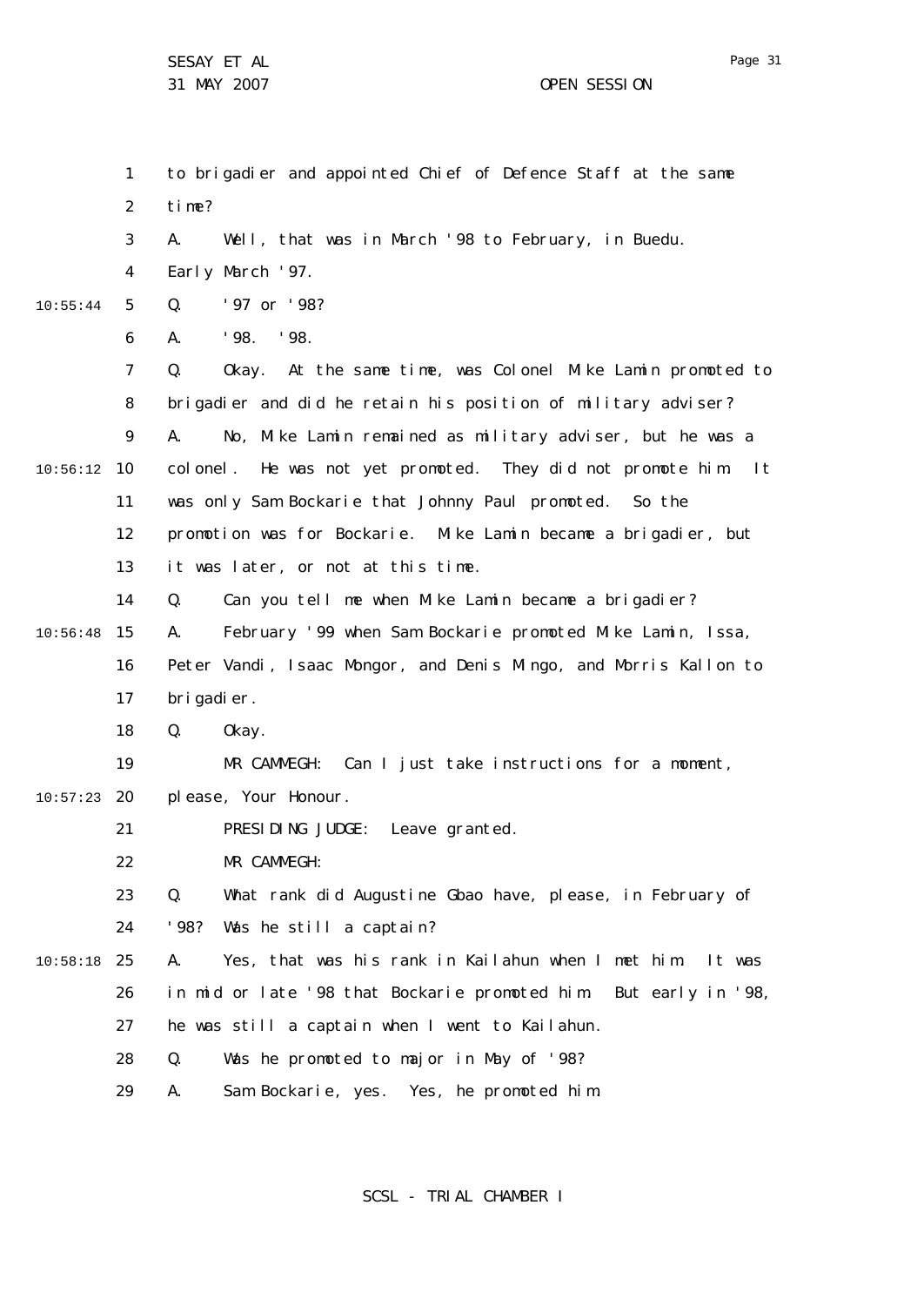to brigadier and appointed Chief of Defence Staff at the same time?

A. Well, that was in March '98 to February, in Buedu. Early March '97.

Q. '97 or '98?

A. '98. '98.

Q. Okay. At the same time, was Colonel Mike Lamin promoted to brigadier and did he retain his position of military adviser?

A. No, Mike Lamin remained as military adviser, but he was a colonel. He was not yet promoted. They did not promote him. It was only Sam Bockarie that Johnny Paul promoted. So the promotion was for Bockarie. Mike Lamin became a brigadier, but it was later, or not at this time.

Q. Can you tell me when Mike Lamin became a brigadier?

A. February '99 when Sam Bockarie promoted Mike Lamin, Issa, Peter Vandi, Isaac Mongor, and Denis Mingo, and Morris Kallon to brigadier.

Q. Okay.

MR CAMMEGH: Can I just take instructions for a moment, please, Your Honour.

PRESIDING JUDGE: Leave granted.

MR CAMMEGH:

Q. What rank did Augustine Gbao have, please, in February of '98? Was he still a captain?

A. Yes, that was his rank in Kailahun when I met him. It was in mid or late '98 that Bockarie promoted him. But early in '98, he was still a captain when I went to Kailahun.

Q. Was he promoted to major in May of '98?

A. Sam Bockarie, yes. Yes, he promoted him.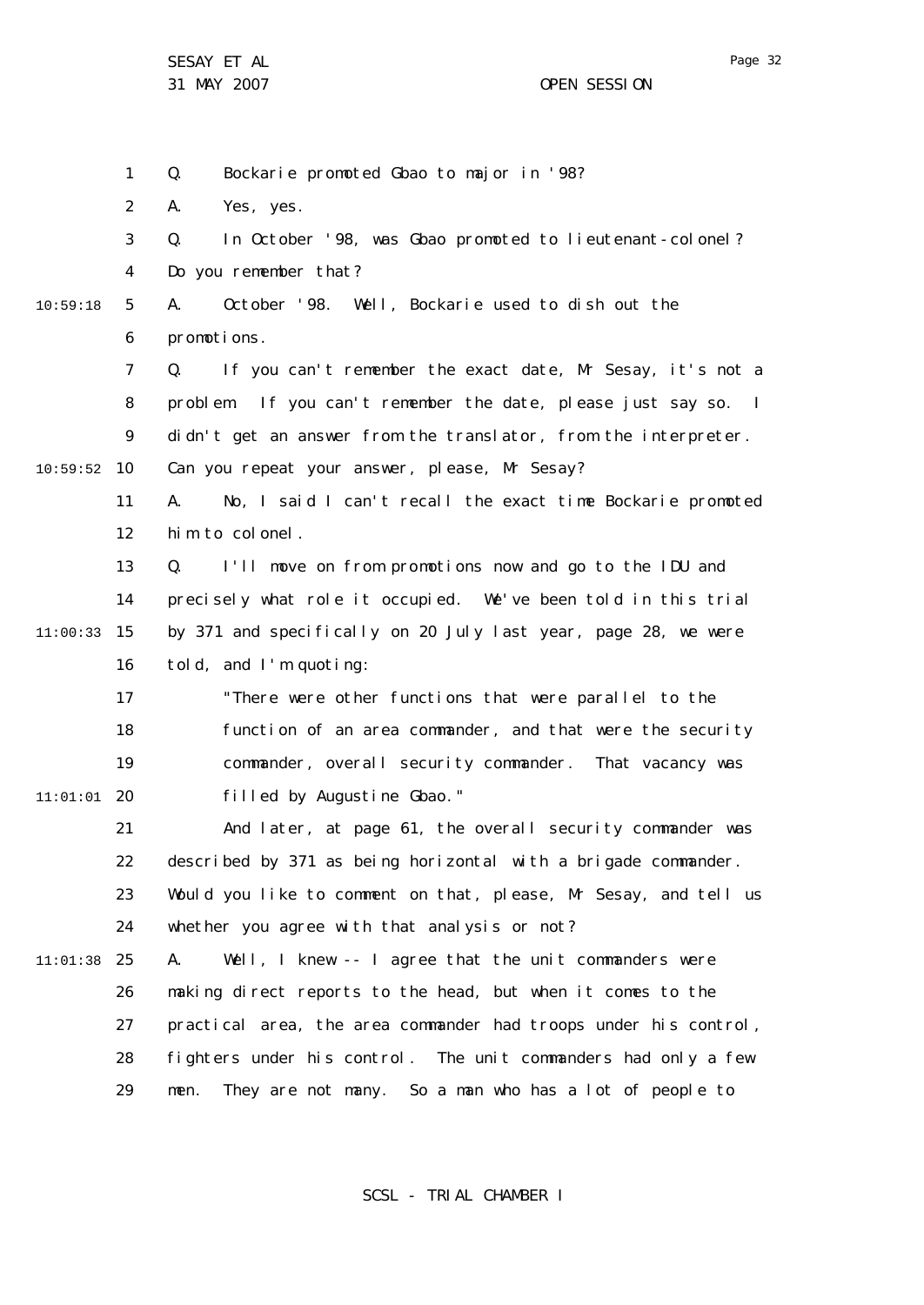Q. Bockarie promoted Gbao to major in '98?

A. Yes, yes.

Q. In October '98, was Gbao promoted to lieutenant-colonel? Do you remember that?

A. October '98. Well, Bockarie used to dish out the promotions.

Q. If you can't remember the exact date, Mr Sesay, it's not a problem. If you can't remember the date, please just say so. I didn't get an answer from the translator, from the interpreter. Can you repeat your answer, please, Mr Sesay?

A. No, I said I can't recall the exact time Bockarie promoted him to colonel.

Q. I'll move on from promotions now and go to the IDU and precisely what role it occupied. We've been told in this trial by 371 and specifically on 20 July last year, page 28, we were told, and I'm quoting:

> "There were other functions that were parallel to the function of an area commander, and that were the security commander, overall security commander. That vacancy was filled by Augustine Gbao."

And later, at page 61, the overall security commander was described by 371 as being horizontal with a brigade commander. Would you like to comment on that, please, Mr Sesay, and tell us whether you agree with that analysis or not?

A. Well, I knew -- I agree that the unit commanders were making direct reports to the head, but when it comes to the practical area, the area commander had troops under his control, fighters under his control. The unit commanders had only a few men. They are not many. So a man who has a lot of people to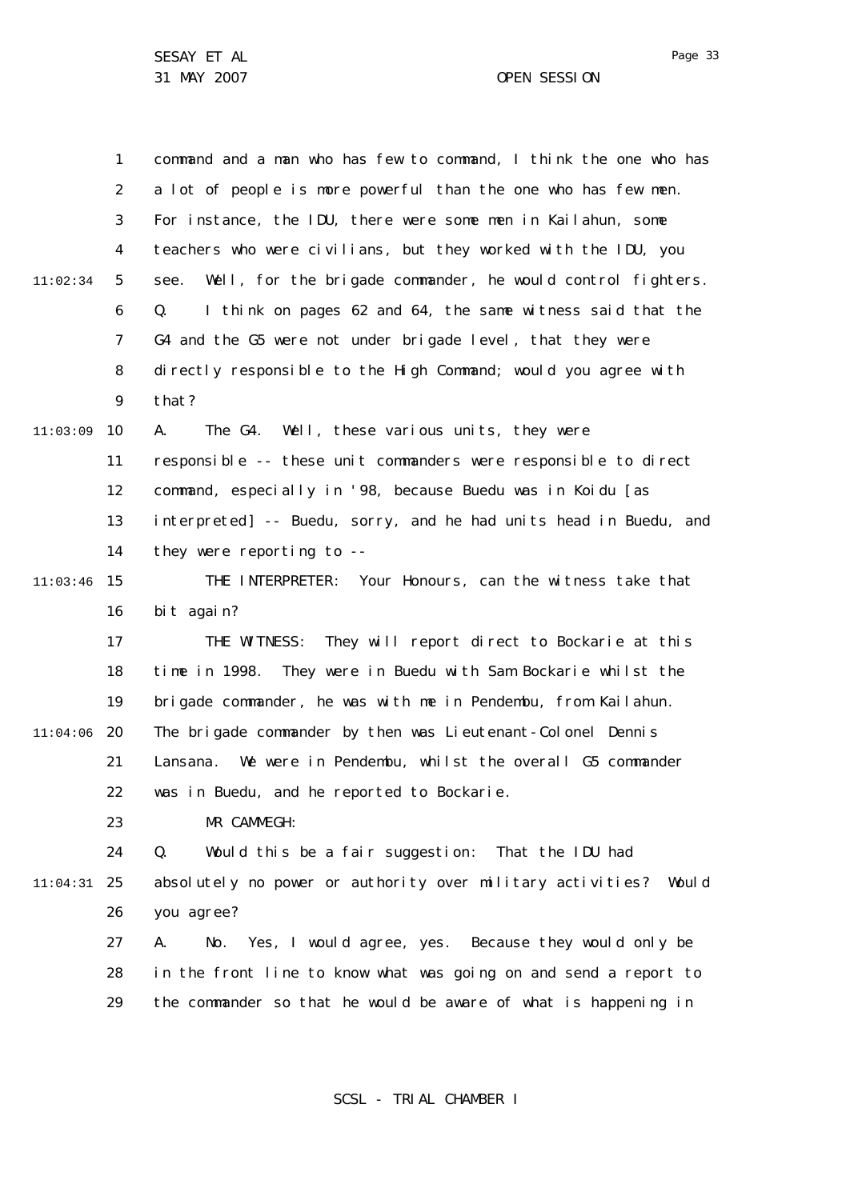command and a man who has few to command, I think the one who has a lot of people is more powerful than the one who has few men. For instance, the IDU, there were some men in Kailahun, some teachers who were civilians, but they worked with the IDU, you see. Well, for the brigade commander, he would control fighters.

Q. I think on pages 62 and 64, the same witness said that the G4 and the G5 were not under brigade level, that they were directly responsible to the High Command; would you agree with that?

A. The G4. Well, these various units, they were responsible -- these unit commanders were responsible to direct command, especially in '98, because Buedu was in Koidu [as interpreted] -- Buedu, sorry, and he had units head in Buedu, and they were reporting to --

THE INTERPRETER: Your Honours, can the witness take that bit again?

THE WITNESS: They will report direct to Bockarie at this time in 1998. They were in Buedu with Sam Bockarie whilst the brigade commander, he was with me in Pendembu, from Kailahun. The brigade commander by then was Lieutenant-Colonel Dennis Lansana. We were in Pendembu, whilst the overall G5 commander was in Buedu, and he reported to Bockarie.

MR CAMMEGH:

Q. Would this be a fair suggestion: That the IDU had absolutely no power or authority over military activities? Would you agree?

A. No. Yes, I would agree, yes. Because they would only be in the front line to know what was going on and send a report to the commander so that he would be aware of what is happening in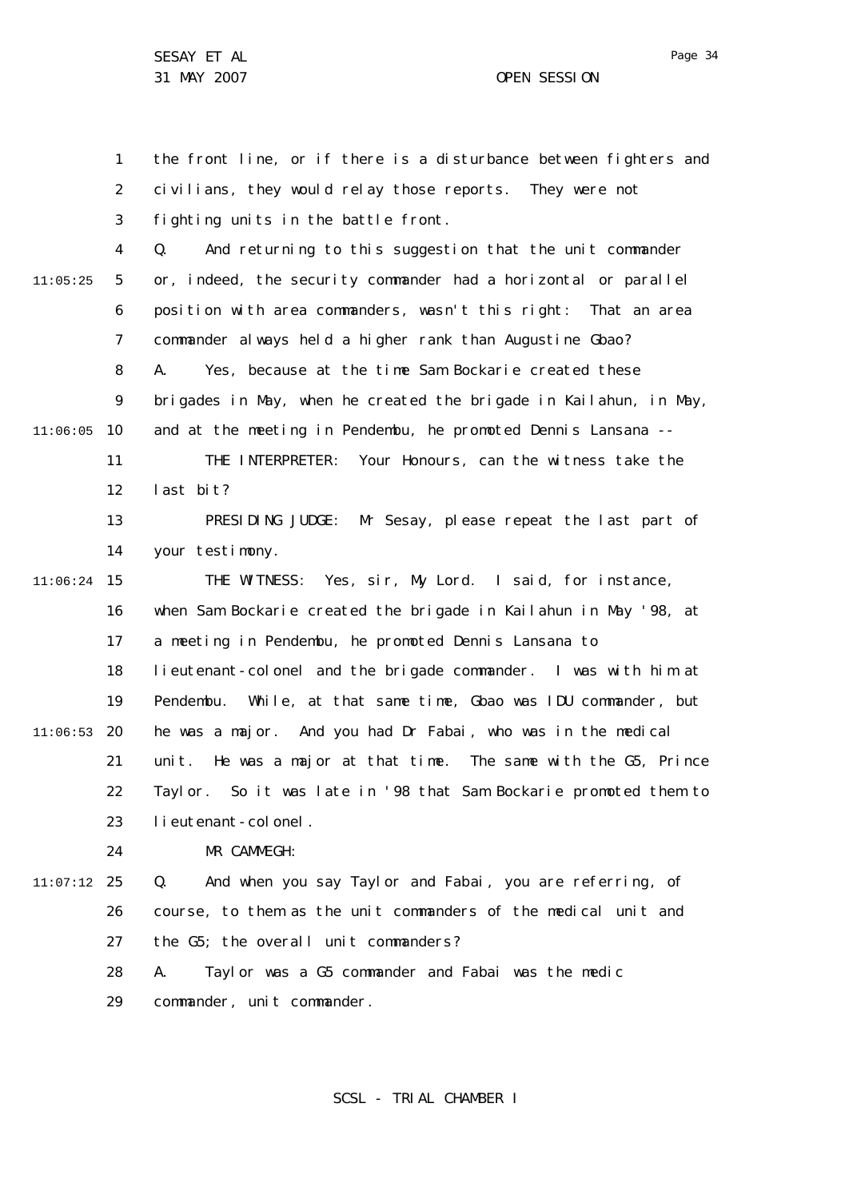the front line, or if there is a disturbance between fighters and civilians, they would relay those reports. They were not fighting units in the battle front.

Q. And returning to this suggestion that the unit commander or, indeed, the security commander had a horizontal or parallel position with area commanders, wasn't this right: That an area commander always held a higher rank than Augustine Gbao?

A. Yes, because at the time Sam Bockarie created these brigades in May, when he created the brigade in Kailahun, in May, and at the meeting in Pendembu, he promoted Dennis Lansana --

THE INTERPRETER: Your Honours, can the witness take the last bit?

PRESIDING JUDGE: Mr Sesay, please repeat the last part of your testimony.

THE WITNESS: Yes, sir, My Lord. I said, for instance, when Sam Bockarie created the brigade in Kailahun in May '98, at a meeting in Pendembu, he promoted Dennis Lansana to lieutenant-colonel and the brigade commander. I was with him at Pendembu. While, at that same time, Gbao was IDU commander, but he was a major. And you had Dr Fabai, who was in the medical unit. He was a major at that time. The same with the G5, Prince Taylor. So it was late in '98 that Sam Bockarie promoted them to lieutenant-colonel.

MR CAMMEGH:

Q. And when you say Taylor and Fabai, you are referring, of course, to them as the unit commanders of the medical unit and the G5; the overall unit commanders?

A. Taylor was a G5 commander and Fabai was the medic commander, unit commander.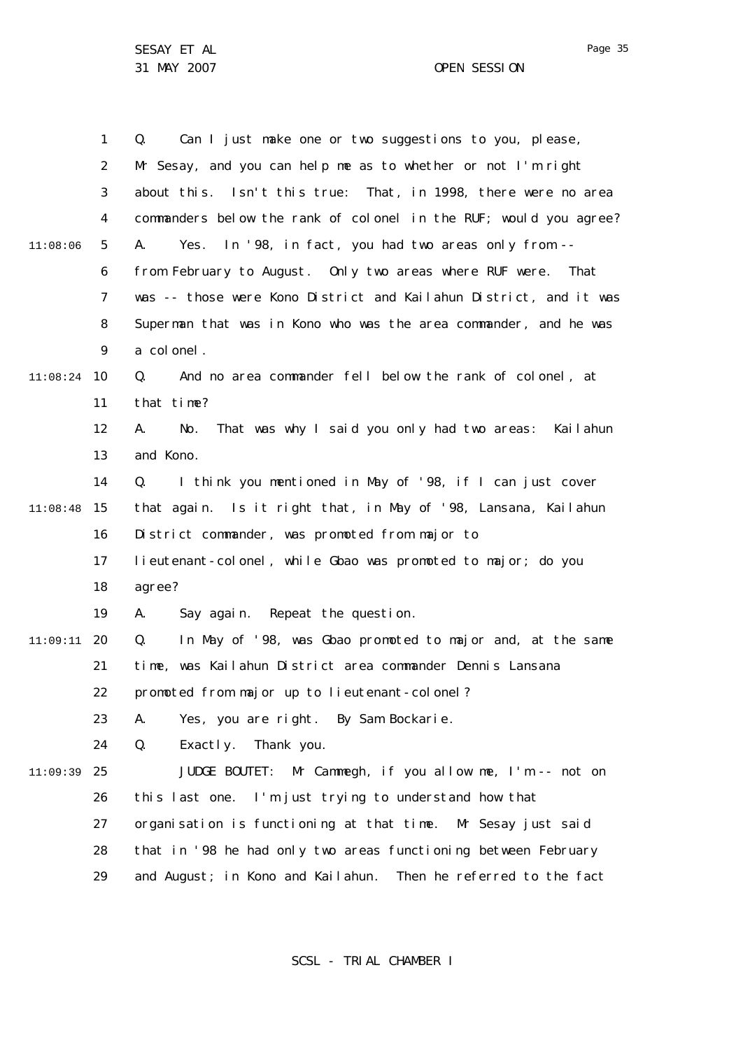Q. Can I just make one or two suggestions to you, please, Mr Sesay, and you can help me as to whether or not I'm right about this. Isn't this true: That, in 1998, there were no area commanders below the rank of colonel in the RUF; would you agree?

A. Yes. In '98, in fact, you had two areas only from -- from February to August. Only two areas where RUF were. That was -- those were Kono District and Kailahun District, and it was Superman that was in Kono who was the area commander, and he was a colonel.

Q. And no area commander fell below the rank of colonel, at that time?

A. No. That was why I said you only had two areas: Kailahun and Kono.

Q. I think you mentioned in May of '98, if I can just cover that again. Is it right that, in May of '98, Lansana, Kailahun District commander, was promoted from major to lieutenant-colonel, while Gbao was promoted to major; do you agree?

A. Say again. Repeat the question.

Q. In May of '98, was Gbao promoted to major and, at the same time, was Kailahun District area commander Dennis Lansana promoted from major up to lieutenant-colonel?

A. Yes, you are right. By Sam Bockarie.

Q. Exactly. Thank you.

JUDGE BOUTET: Mr Cammegh, if you allow me, I'm -- not on this last one. I'm just trying to understand how that organisation is functioning at that time. Mr Sesay just said that in '98 he had only two areas functioning between February and August; in Kono and Kailahun. Then he referred to the fact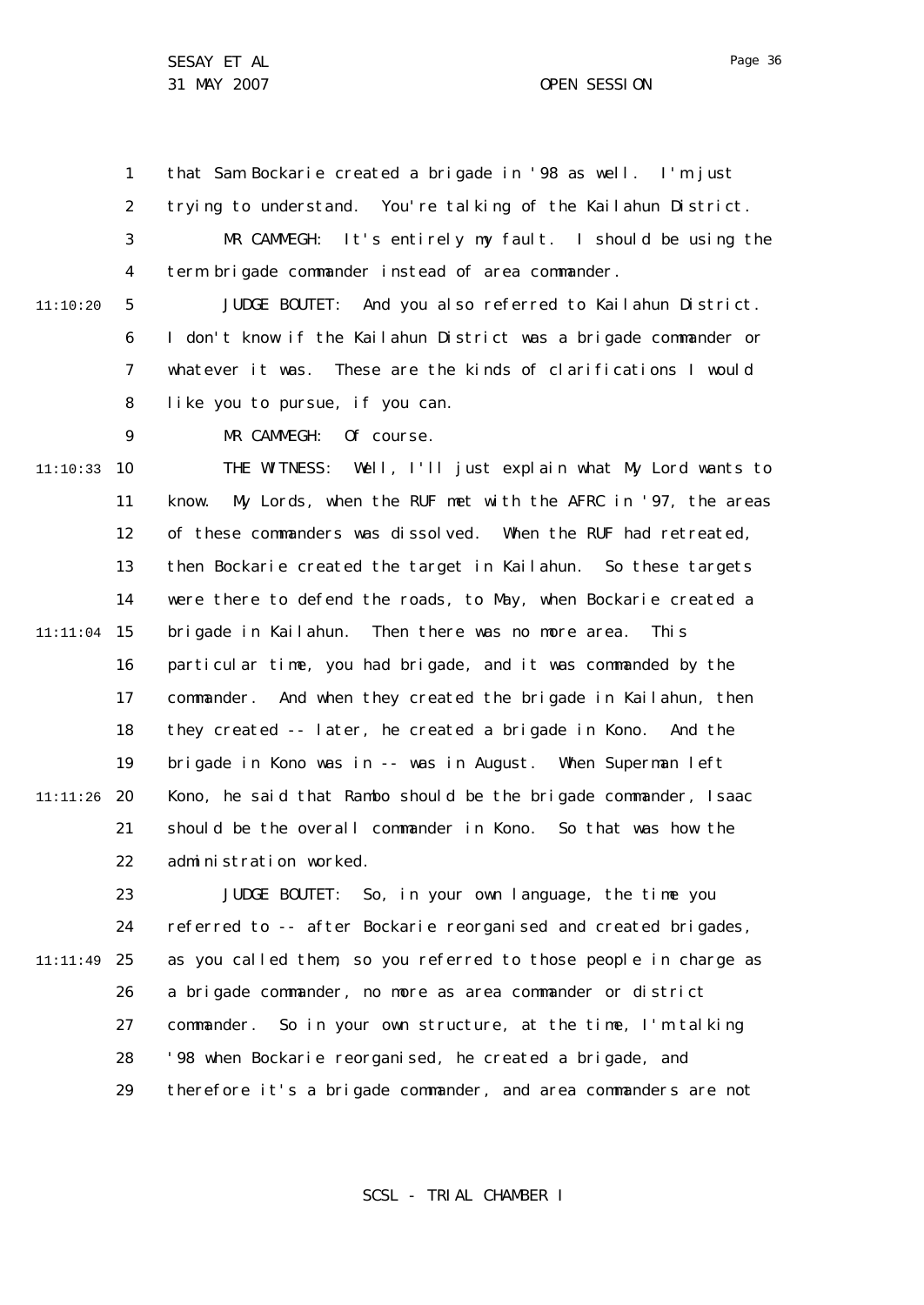that Sam Bockarie created a brigade in '98 as well. I'm just trying to understand. You're talking of the Kailahun District.

MR CAMMEGH: It's entirely my fault. I should be using the term brigade commander instead of area commander.

JUDGE BOUTET: And you also referred to Kailahun District. I don't know if the Kailahun District was a brigade commander or whatever it was. These are the kinds of clarifications I would like you to pursue, if you can.

MR CAMMEGH: Of course.

THE WITNESS: Well, I'll just explain what My Lord wants to know. My Lords, when the RUF met with the AFRC in '97, the areas of these commanders was dissolved. When the RUF had retreated, then Bockarie created the target in Kailahun. So these targets were there to defend the roads, to May, when Bockarie created a brigade in Kailahun. Then there was no more area. This particular time, you had brigade, and it was commanded by the commander. And when they created the brigade in Kailahun, then they created -- later, he created a brigade in Kono. And the brigade in Kono was in -- was in August. When Superman left Kono, he said that Rambo should be the brigade commander, Isaac should be the overall commander in Kono. So that was how the administration worked.

JUDGE BOUTET: So, in your own language, the time you referred to -- after Bockarie reorganised and created brigades, as you called them, so you referred to those people in charge as a brigade commander, no more as area commander or district commander. So in your own structure, at the time, I'm talking '98 when Bockarie reorganised, he created a brigade, and therefore it's a brigade commander, and area commanders are not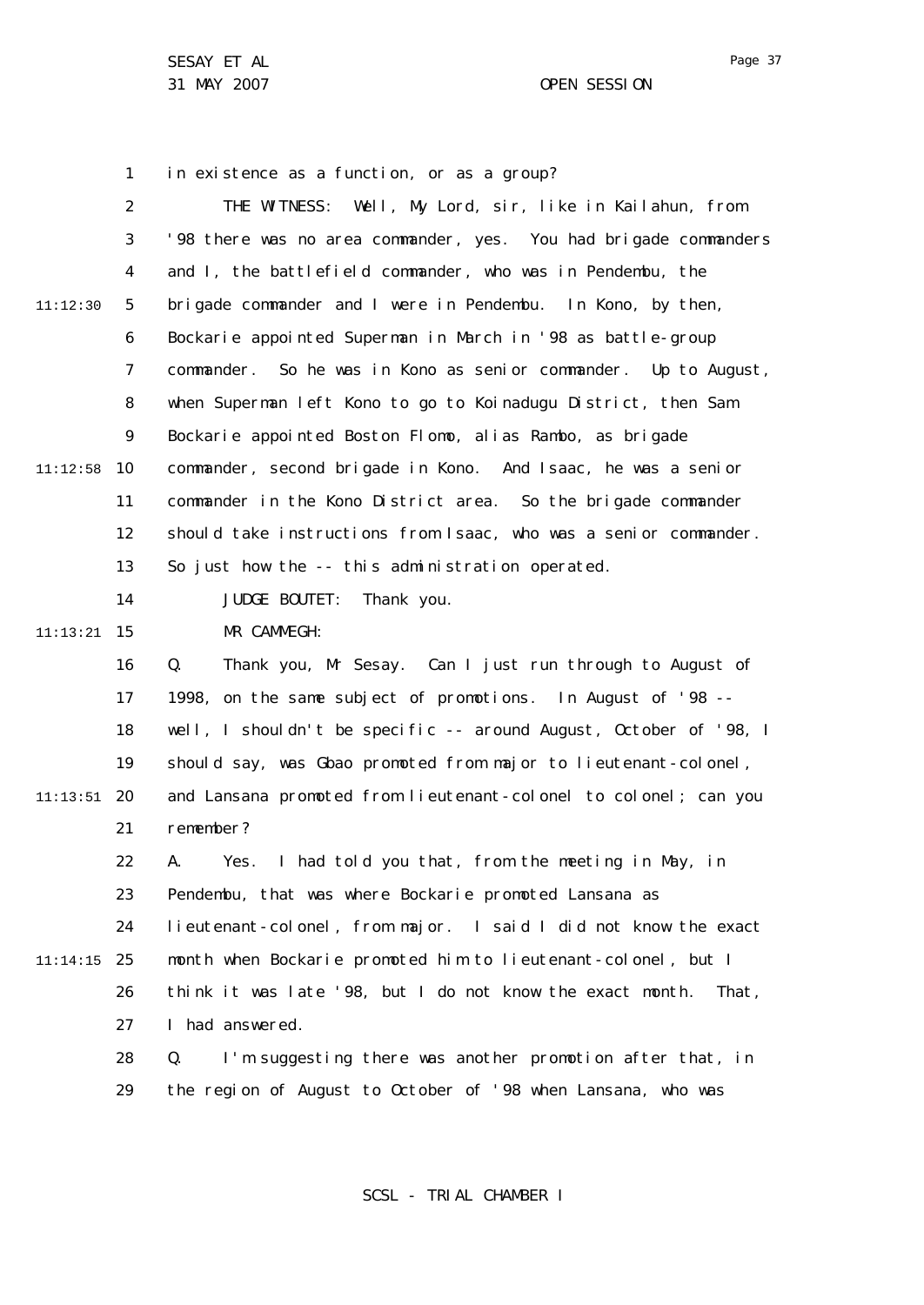in existence as a function, or as a group?

THE WITNESS: Well, My Lord, sir, like in Kailahun, from '98 there was no area commander, yes. You had brigade commanders and I, the battlefield commander, who was in Pendembu, the brigade commander and I were in Pendembu. In Kono, by then, Bockarie appointed Superman in March in '98 as battle-group commander. So he was in Kono as senior commander. Up to August, when Superman left Kono to go to Koinadugu District, then Sam Bockarie appointed Boston Flomo, alias Rambo, as brigade commander, second brigade in Kono. And Isaac, he was a senior commander in the Kono District area. So the brigade commander should take instructions from Isaac, who was a senior commander. So just how the -- this administration operated.

JUDGE BOUTET: Thank you.

MR CAMMEGH:

Q. Thank you, Mr Sesay. Can I just run through to August of 1998, on the same subject of promotions. In August of '98 -- well, I shouldn't be specific -- around August, October of '98, I should say, was Gbao promoted from major to lieutenant-colonel, and Lansana promoted from lieutenant-colonel to colonel; can you remember?

A. Yes. I had told you that, from the meeting in May, in Pendembu, that was where Bockarie promoted Lansana as lieutenant-colonel, from major. I said I did not know the exact month when Bockarie promoted him to lieutenant-colonel, but I think it was late '98, but I do not know the exact month. That, I had answered.

Q. I'm suggesting there was another promotion after that, in the region of August to October of '98 when Lansana, who was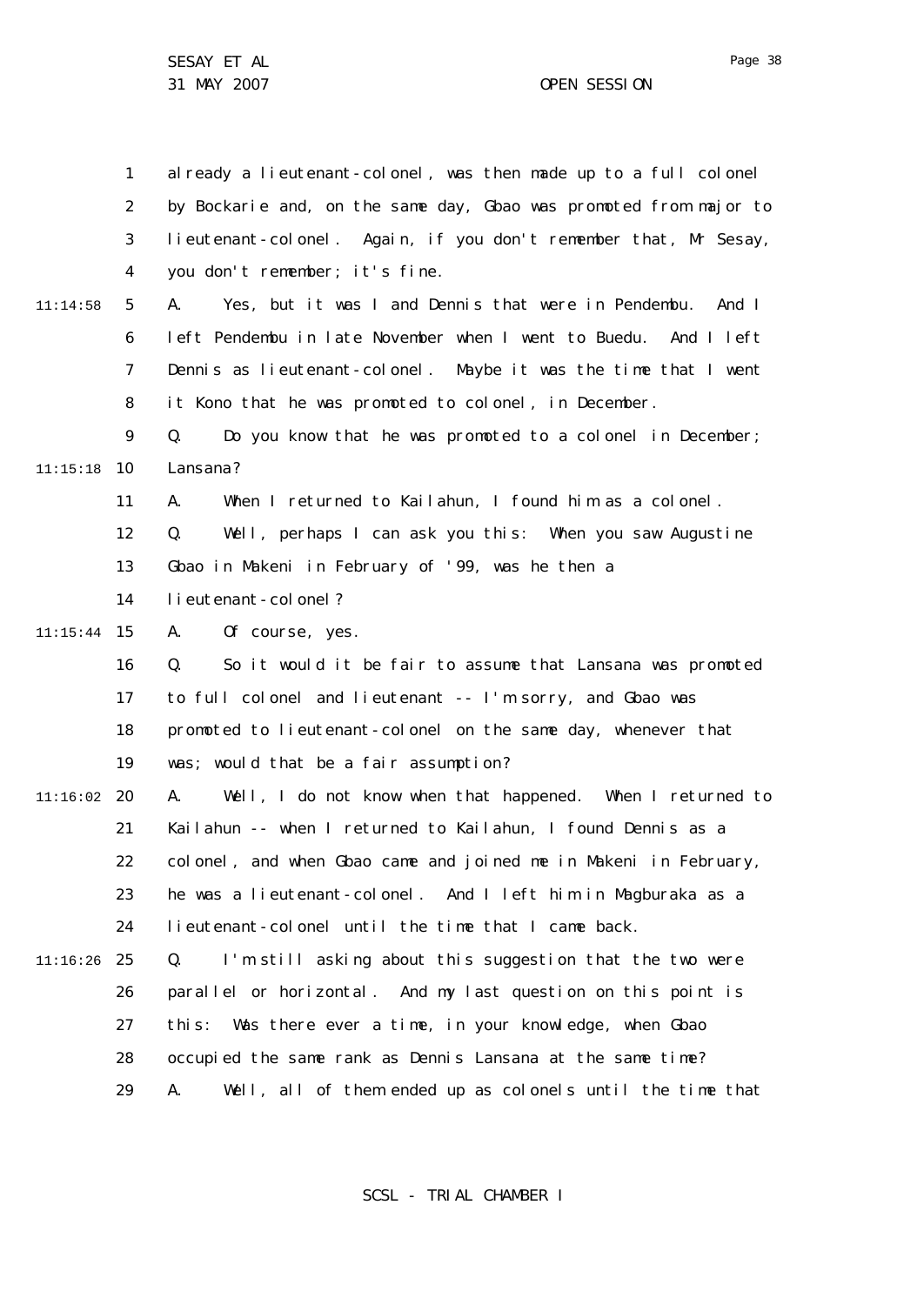1 already a lieutenant-colonel, was then made up to a full colonel
2 by Bockarie and, on the same day, Gbao was promoted from major to
3 lieutenant-colonel. Again, if you don't remember that, Mr Sesay,
4 you don't remember; it's fine.

11:14:58 5 A. Yes, but it was I and Dennis that were in Pendembu. And I
6 left Pendembu in late November when I went to Buedu. And I left
7 Dennis as lieutenant-colonel. Maybe it was the time that I went
8 it Kono that he was promoted to colonel, in December.

9 Q. Do you know that he was promoted to a colonel in December;
11:15:18 10 Lansana?

11 A. When I returned to Kailahun, I found him as a colonel.

12 Q. Well, perhaps I can ask you this: When you saw Augustine
13 Gbao in Makeni in February of '99, was he then a
14 lieutenant-colonel?

11:15:44 15 A. Of course, yes.

16 Q. So it would it be fair to assume that Lansana was promoted
17 to full colonel and lieutenant -- I'm sorry, and Gbao was
18 promoted to lieutenant-colonel on the same day, whenever that
19 was; would that be a fair assumption?

11:16:02 20 A. Well, I do not know when that happened. When I returned to
21 Kailahun -- when I returned to Kailahun, I found Dennis as a
22 colonel, and when Gbao came and joined me in Makeni in February,
23 he was a lieutenant-colonel. And I left him in Magburaka as a
24 lieutenant-colonel until the time that I came back.

11:16:26 25 Q. I'm still asking about this suggestion that the two were
26 parallel or horizontal. And my last question on this point is
27 this: Was there ever a time, in your knowledge, when Gbao
28 occupied the same rank as Dennis Lansana at the same time?

29 A. Well, all of them ended up as colonels until the time that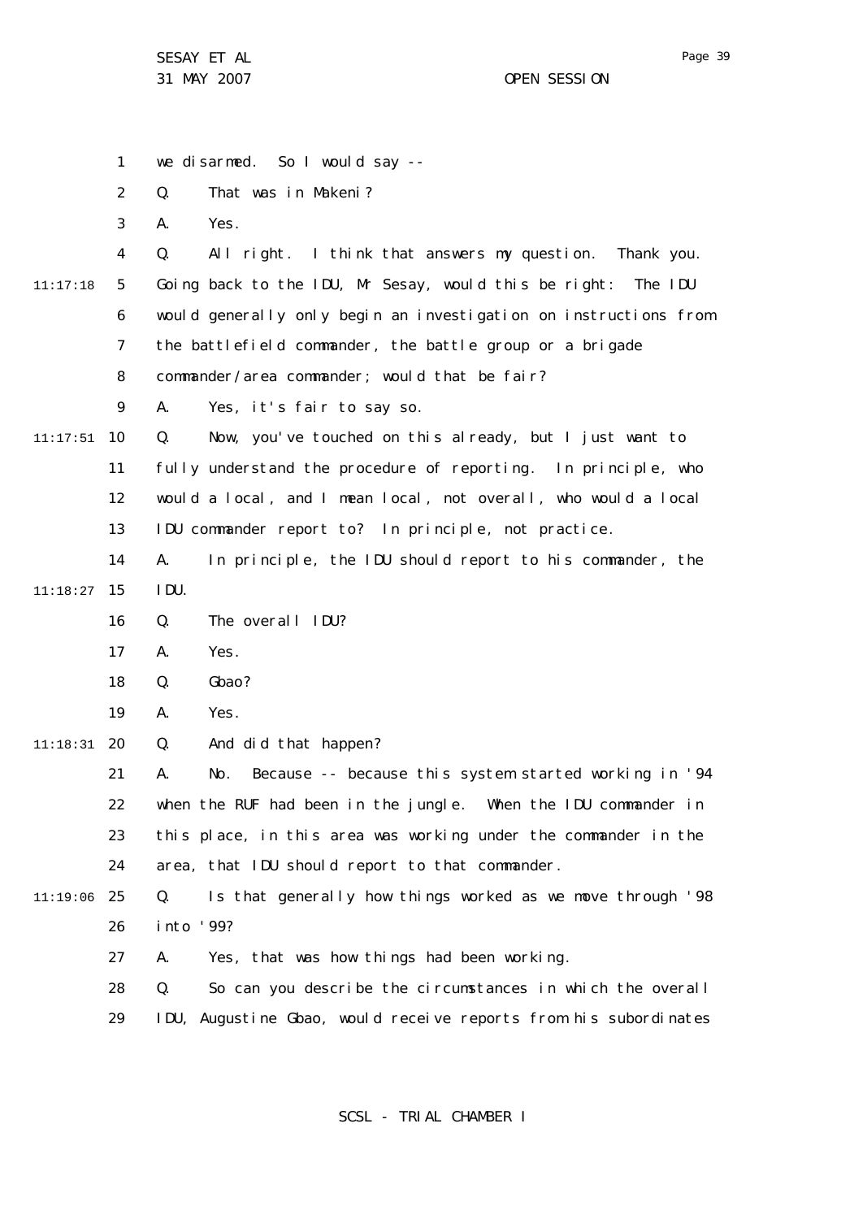1 we disarmed. So I would say --

2 Q. That was in Makeni?

3 A. Yes.

4 Q. All right. I think that answers my question. Thank you.

11:17:18 5 Going back to the IDU, Mr Sesay, would this be right: The IDU

6 would generally only begin an investigation on instructions from

7 the battlefield commander, the battle group or a brigade

8 commander/area commander; would that be fair?

9 A. Yes, it's fair to say so.

11:17:51 10 Q. Now, you've touched on this already, but I just want to

11 fully understand the procedure of reporting. In principle, who

12 would a local, and I mean local, not overall, who would a local

13 IDU commander report to? In principle, not practice.

14 A. In principle, the IDU should report to his commander, the

11:18:27 15 IDU.

16 Q. The overall IDU?

17 A. Yes.

18 Q. Gbao?

19 A. Yes.

11:18:31 20 Q. And did that happen?

21 A. No. Because -- because this system started working in '94

22 when the RUF had been in the jungle. When the IDU commander in

23 this place, in this area was working under the commander in the

24 area, that IDU should report to that commander.

11:19:06 25 Q. Is that generally how things worked as we move through '98

26 into '99?

27 A. Yes, that was how things had been working.

28 Q. So can you describe the circumstances in which the overall

29 IDU, Augustine Gbao, would receive reports from his subordinates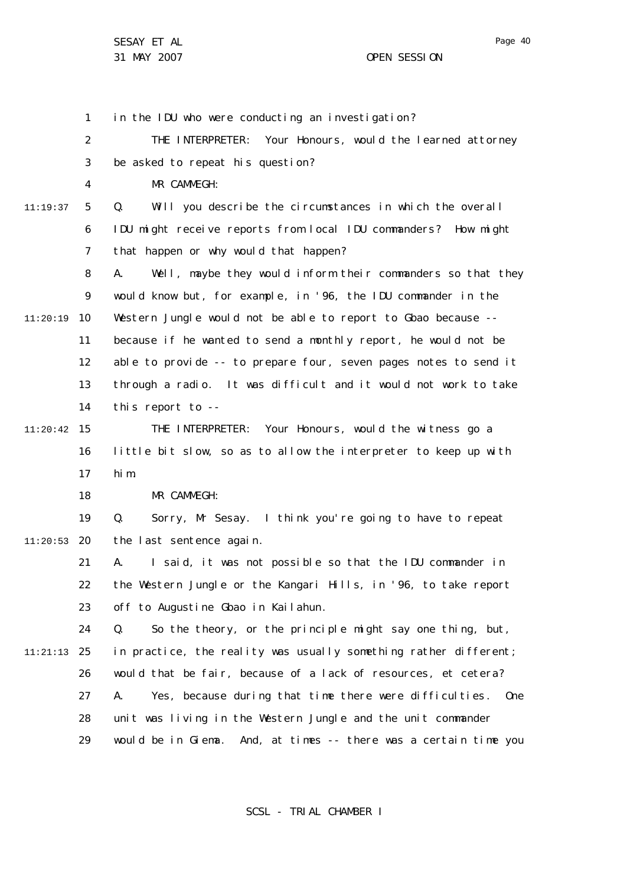in the IDU who were conducting an investigation?

THE INTERPRETER: Your Honours, would the learned attorney be asked to repeat his question?

MR CAMMEGH:

Q. Will you describe the circumstances in which the overall IDU might receive reports from local IDU commanders? How might that happen or why would that happen?

A. Well, maybe they would inform their commanders so that they would know but, for example, in '96, the IDU commander in the Western Jungle would not be able to report to Gbao because -- because if he wanted to send a monthly report, he would not be able to provide -- to prepare four, seven pages notes to send it through a radio. It was difficult and it would not work to take this report to --

THE INTERPRETER: Your Honours, would the witness go a little bit slow, so as to allow the interpreter to keep up with him.

MR CAMMEGH:

Q. Sorry, Mr Sesay. I think you're going to have to repeat the last sentence again.

A. I said, it was not possible so that the IDU commander in the Western Jungle or the Kangari Hills, in '96, to take report off to Augustine Gbao in Kailahun.

Q. So the theory, or the principle might say one thing, but, in practice, the reality was usually something rather different; would that be fair, because of a lack of resources, et cetera?

A. Yes, because during that time there were difficulties. One unit was living in the Western Jungle and the unit commander would be in Giema. And, at times -- there was a certain time you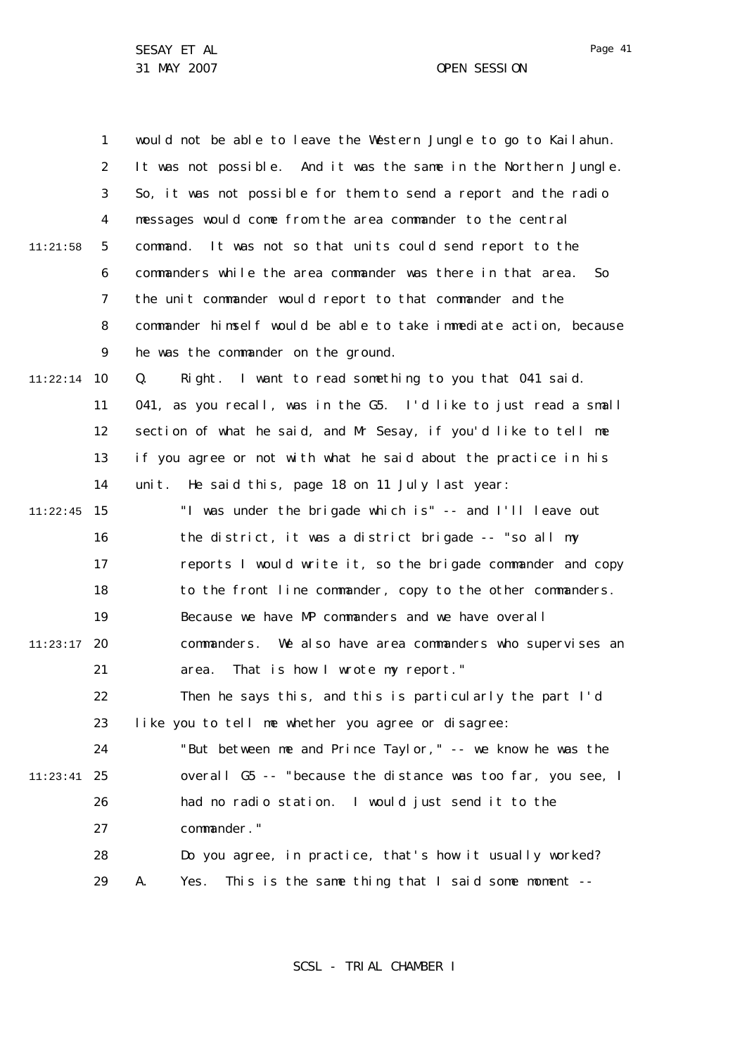would not be able to leave the Western Jungle to go to Kailahun. It was not possible. And it was the same in the Northern Jungle. So, it was not possible for them to send a report and the radio messages would come from the area commander to the central command. It was not so that units could send report to the commanders while the area commander was there in that area. So the unit commander would report to that commander and the commander himself would be able to take immediate action, because he was the commander on the ground.

Q. Right. I want to read something to you that 041 said. 041, as you recall, was in the G5. I'd like to just read a small section of what he said, and Mr Sesay, if you'd like to tell me if you agree or not with what he said about the practice in his unit. He said this, page 18 on 11 July last year:

> "I was under the brigade which is" -- and I'll leave out the district, it was a district brigade -- "so all my reports I would write it, so the brigade commander and copy to the front line commander, copy to the other commanders. Because we have MP commanders and we have overall commanders. We also have area commanders who supervises an area. That is how I wrote my report."

Then he says this, and this is particularly the part I'd like you to tell me whether you agree or disagree:

> "But between me and Prince Taylor," -- we know he was the overall G5 -- "because the distance was too far, you see, I had no radio station. I would just send it to the commander."

Do you agree, in practice, that's how it usually worked?

A. Yes. This is the same thing that I said some moment --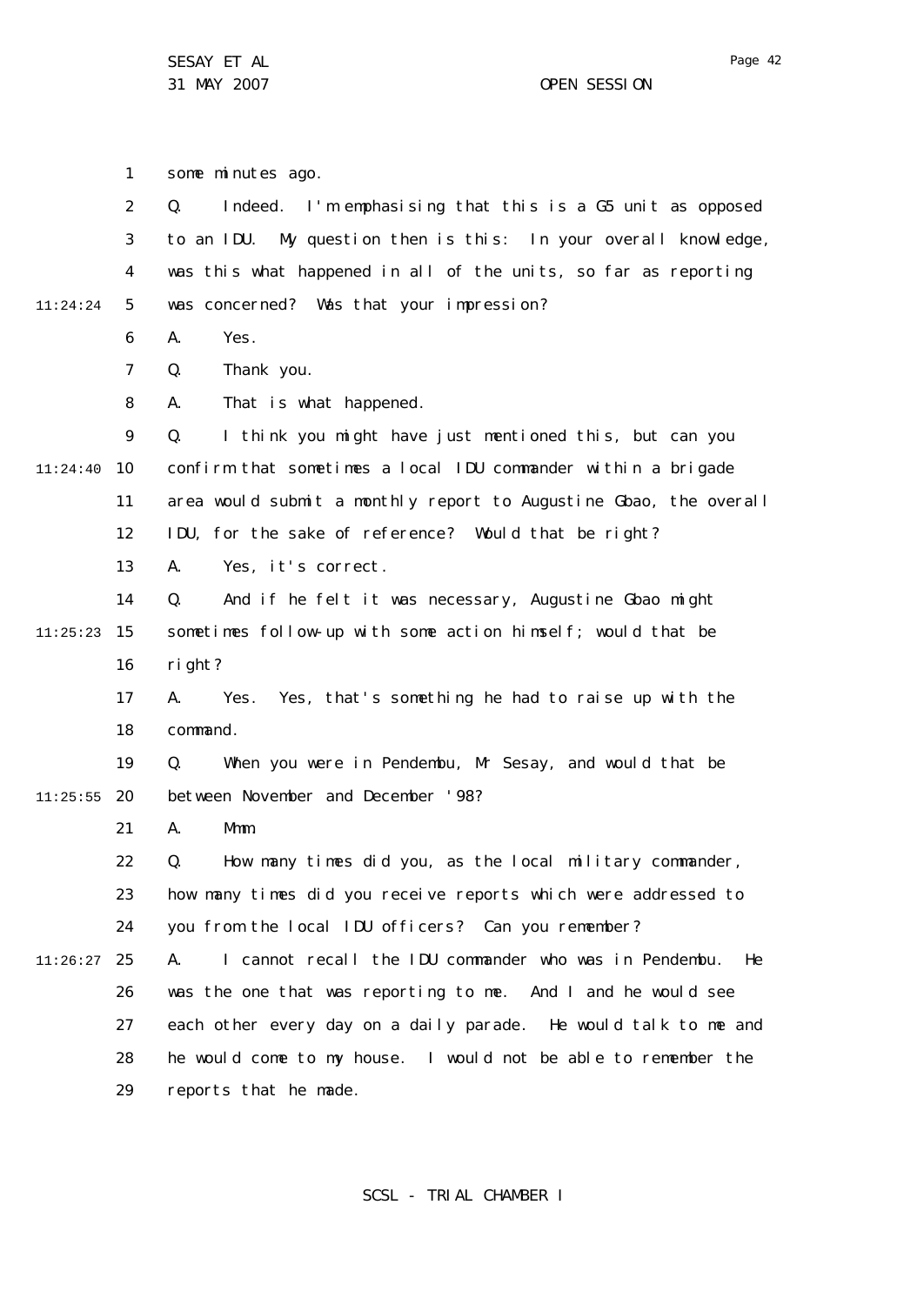some minutes ago.

Q. Indeed. I'm emphasising that this is a G5 unit as opposed to an IDU. My question then is this: In your overall knowledge, was this what happened in all of the units, so far as reporting was concerned? Was that your impression?

A. Yes.

Q. Thank you.

A. That is what happened.

Q. I think you might have just mentioned this, but can you confirm that sometimes a local IDU commander within a brigade area would submit a monthly report to Augustine Gbao, the overall IDU, for the sake of reference? Would that be right?

A. Yes, it's correct.

Q. And if he felt it was necessary, Augustine Gbao might sometimes follow-up with some action himself; would that be right?

A. Yes. Yes, that's something he had to raise up with the command.

Q. When you were in Pendembu, Mr Sesay, and would that be between November and December '98?

A. Mmm.

Q. How many times did you, as the local military commander, how many times did you receive reports which were addressed to you from the local IDU officers? Can you remember?

A. I cannot recall the IDU commander who was in Pendembu. He was the one that was reporting to me. And I and he would see each other every day on a daily parade. He would talk to me and he would come to my house. I would not be able to remember the reports that he made.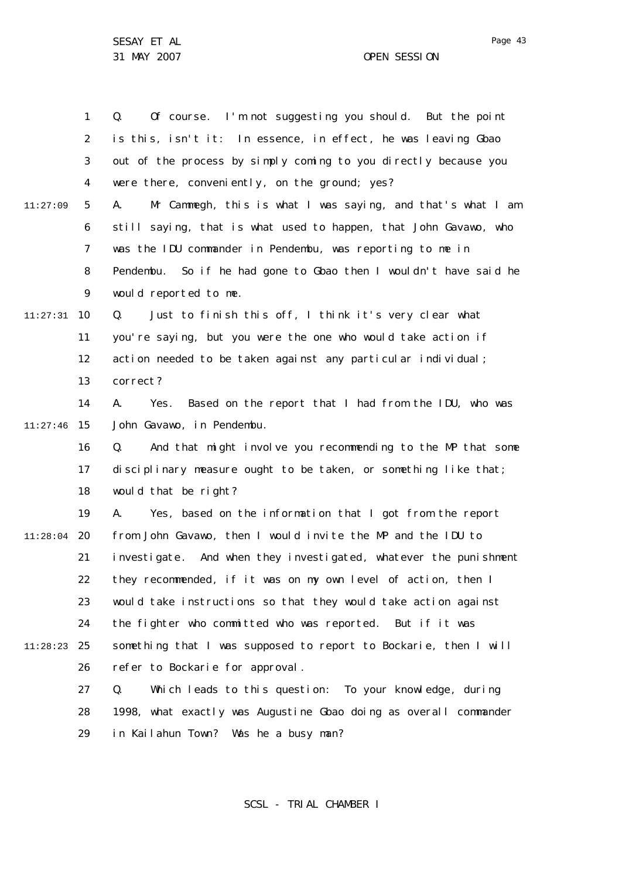Q. Of course. I'm not suggesting you should. But the point is this, isn't it: In essence, in effect, he was leaving Gbao out of the process by simply coming to you directly because you were there, conveniently, on the ground; yes?

A. Mr Cammegh, this is what I was saying, and that's what I am still saying, that is what used to happen, that John Gavawo, who was the IDU commander in Pendembu, was reporting to me in Pendembu. So if he had gone to Gbao then I wouldn't have said he would reported to me.

Q. Just to finish this off, I think it's very clear what you're saying, but you were the one who would take action if action needed to be taken against any particular individual; correct?

A. Yes. Based on the report that I had from the IDU, who was John Gavawo, in Pendembu.

Q. And that might involve you recommending to the MP that some disciplinary measure ought to be taken, or something like that; would that be right?

A. Yes, based on the information that I got from the report from John Gavawo, then I would invite the MP and the IDU to investigate. And when they investigated, whatever the punishment they recommended, if it was on my own level of action, then I would take instructions so that they would take action against the fighter who committed who was reported. But if it was something that I was supposed to report to Bockarie, then I will refer to Bockarie for approval.

Q. Which leads to this question: To your knowledge, during 1998, what exactly was Augustine Gbao doing as overall commander in Kailahun Town? Was he a busy man?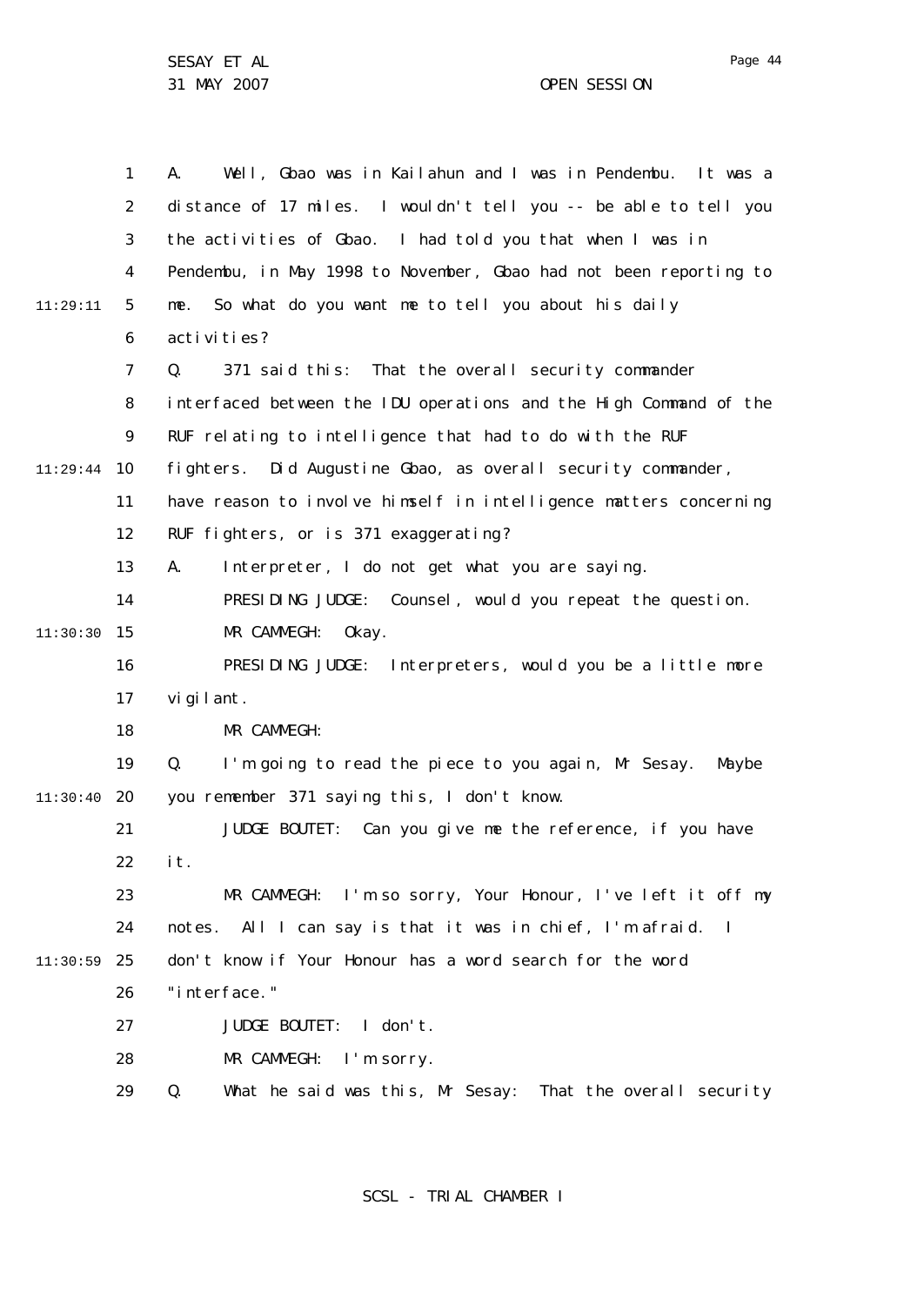A. Well, Gbao was in Kailahun and I was in Pendembu. It was a distance of 17 miles. I wouldn't tell you -- be able to tell you the activities of Gbao. I had told you that when I was in Pendembu, in May 1998 to November, Gbao had not been reporting to me. So what do you want me to tell you about his daily activities?

Q. 371 said this: That the overall security commander interfaced between the IDU operations and the High Command of the RUF relating to intelligence that had to do with the RUF fighters. Did Augustine Gbao, as overall security commander, have reason to involve himself in intelligence matters concerning RUF fighters, or is 371 exaggerating?

A. Interpreter, I do not get what you are saying.

PRESIDING JUDGE: Counsel, would you repeat the question.

MR CAMMEGH: Okay.

PRESIDING JUDGE: Interpreters, would you be a little more vigilant.

MR CAMMEGH:

Q. I'm going to read the piece to you again, Mr Sesay. Maybe you remember 371 saying this, I don't know.

JUDGE BOUTET: Can you give me the reference, if you have it.

MR CAMMEGH: I'm so sorry, Your Honour, I've left it off my notes. All I can say is that it was in chief, I'm afraid. I don't know if Your Honour has a word search for the word "interface."

JUDGE BOUTET: I don't.

MR CAMMEGH: I'm sorry.

Q. What he said was this, Mr Sesay: That the overall security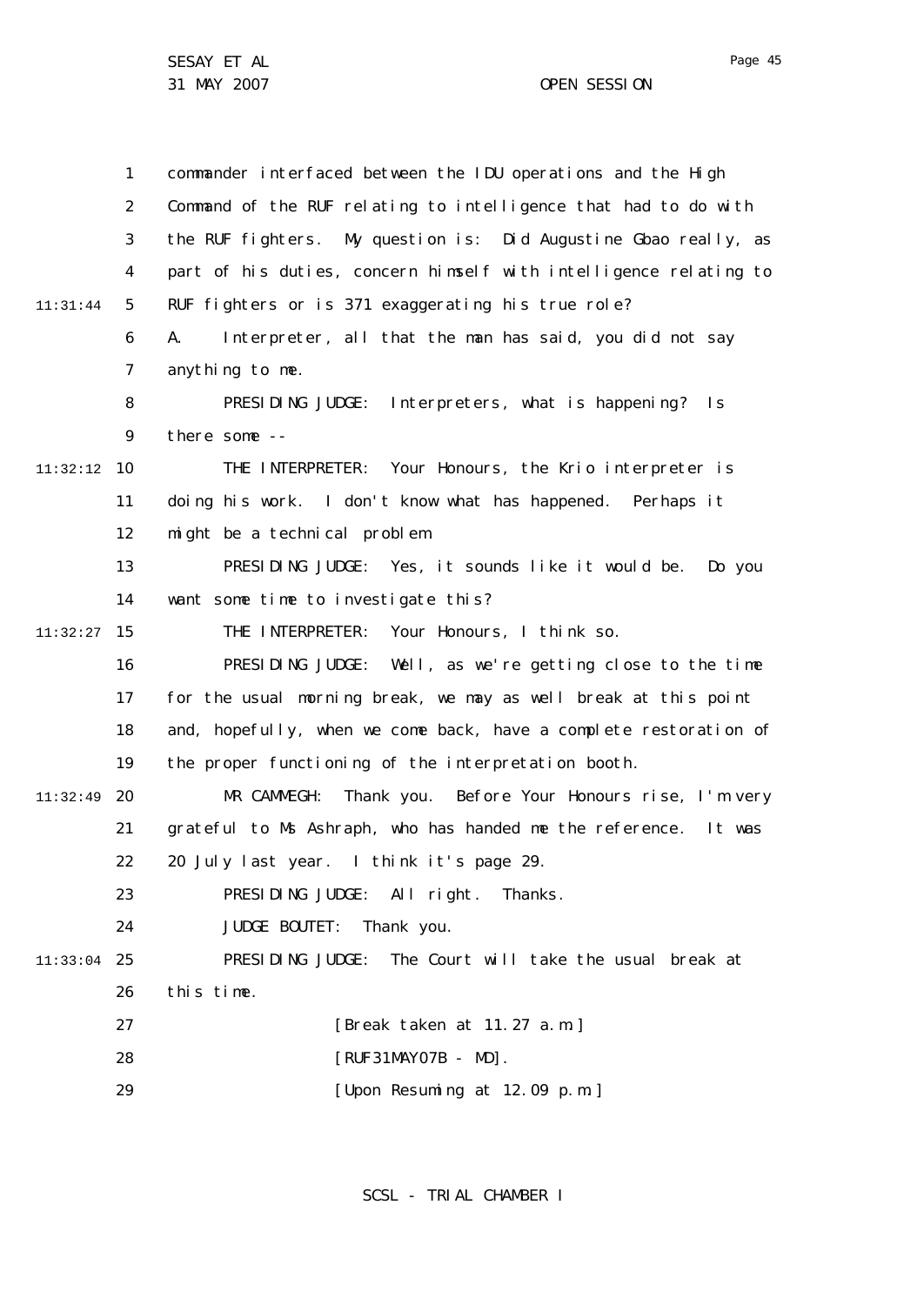commander interfaced between the IDU operations and the High Command of the RUF relating to intelligence that had to do with the RUF fighters. My question is: Did Augustine Gbao really, as part of his duties, concern himself with intelligence relating to RUF fighters or is 371 exaggerating his true role?

A. Interpreter, all that the man has said, you did not say anything to me.

PRESIDING JUDGE: Interpreters, what is happening? Is there some --

THE INTERPRETER: Your Honours, the Krio interpreter is doing his work. I don't know what has happened. Perhaps it might be a technical problem.

PRESIDING JUDGE: Yes, it sounds like it would be. Do you want some time to investigate this?

THE INTERPRETER: Your Honours, I think so.

PRESIDING JUDGE: Well, as we're getting close to the time for the usual morning break, we may as well break at this point and, hopefully, when we come back, have a complete restoration of the proper functioning of the interpretation booth.

MR CAMMEGH: Thank you. Before Your Honours rise, I'm very grateful to Ms Ashraph, who has handed me the reference. It was 20 July last year. I think it's page 29.

PRESIDING JUDGE: All right. Thanks.

JUDGE BOUTET: Thank you.

PRESIDING JUDGE: The Court will take the usual break at this time.

[Break taken at 11.27 a.m.]

[RUF31MAY07B - MD].

[Upon Resuming at 12.09 p.m.]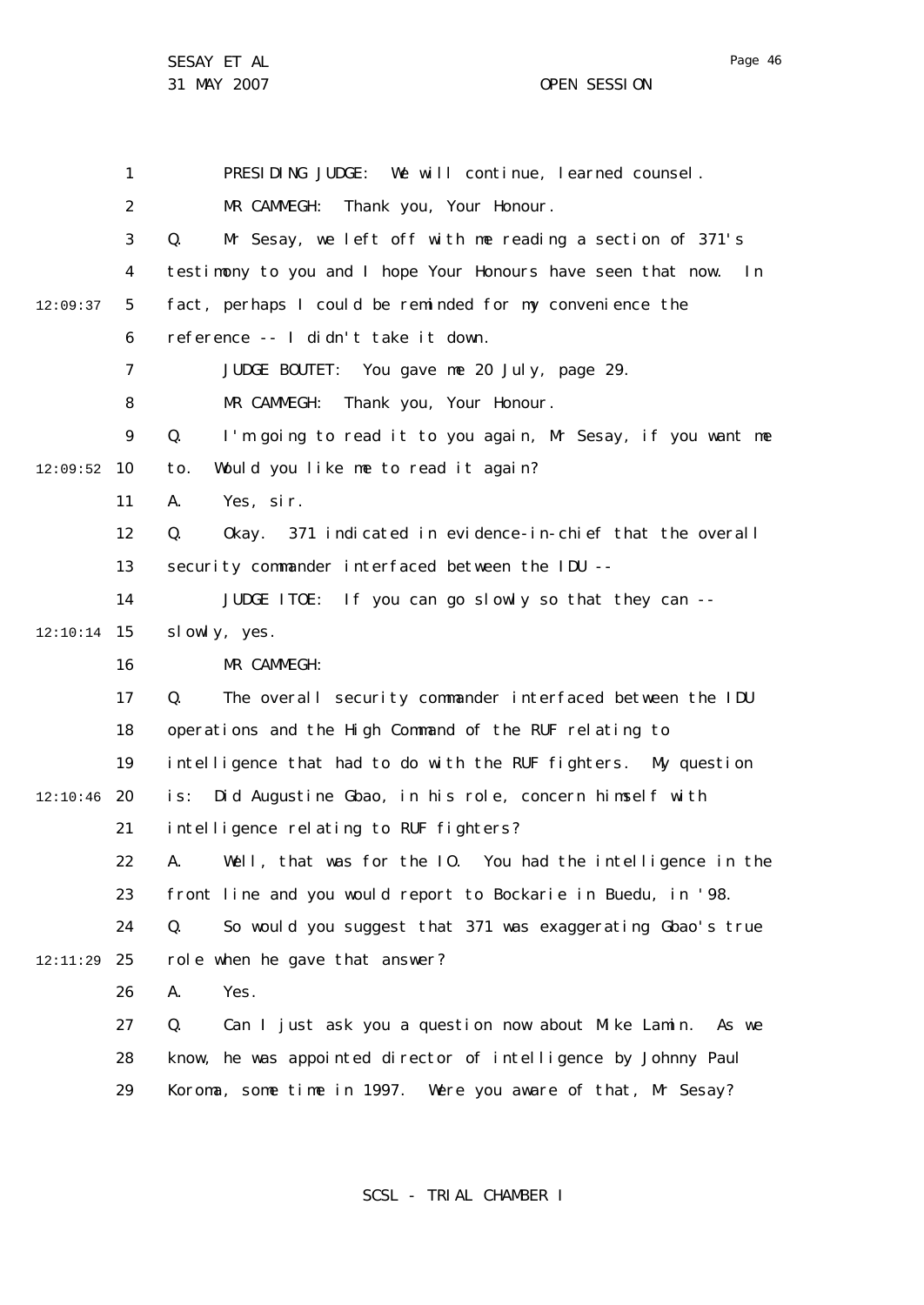PRESIDING JUDGE: We will continue, learned counsel.

MR CAMMEGH: Thank you, Your Honour.

Q. Mr Sesay, we left off with me reading a section of 371's testimony to you and I hope Your Honours have seen that now. In fact, perhaps I could be reminded for my convenience the reference -- I didn't take it down.

JUDGE BOUTET: You gave me 20 July, page 29.

MR CAMMEGH: Thank you, Your Honour.

Q. I'm going to read it to you again, Mr Sesay, if you want me to. Would you like me to read it again?

A. Yes, sir.

Q. Okay. 371 indicated in evidence-in-chief that the overall security commander interfaced between the IDU --

JUDGE ITOE: If you can go slowly so that they can -- slowly, yes.

MR CAMMEGH:

Q. The overall security commander interfaced between the IDU operations and the High Command of the RUF relating to intelligence that had to do with the RUF fighters. My question is: Did Augustine Gbao, in his role, concern himself with intelligence relating to RUF fighters?

A. Well, that was for the IO. You had the intelligence in the front line and you would report to Bockarie in Buedu, in '98.

Q. So would you suggest that 371 was exaggerating Gbao's true role when he gave that answer?

A. Yes.

Q. Can I just ask you a question now about Mike Lamin. As we know, he was appointed director of intelligence by Johnny Paul Koroma, some time in 1997. Were you aware of that, Mr Sesay?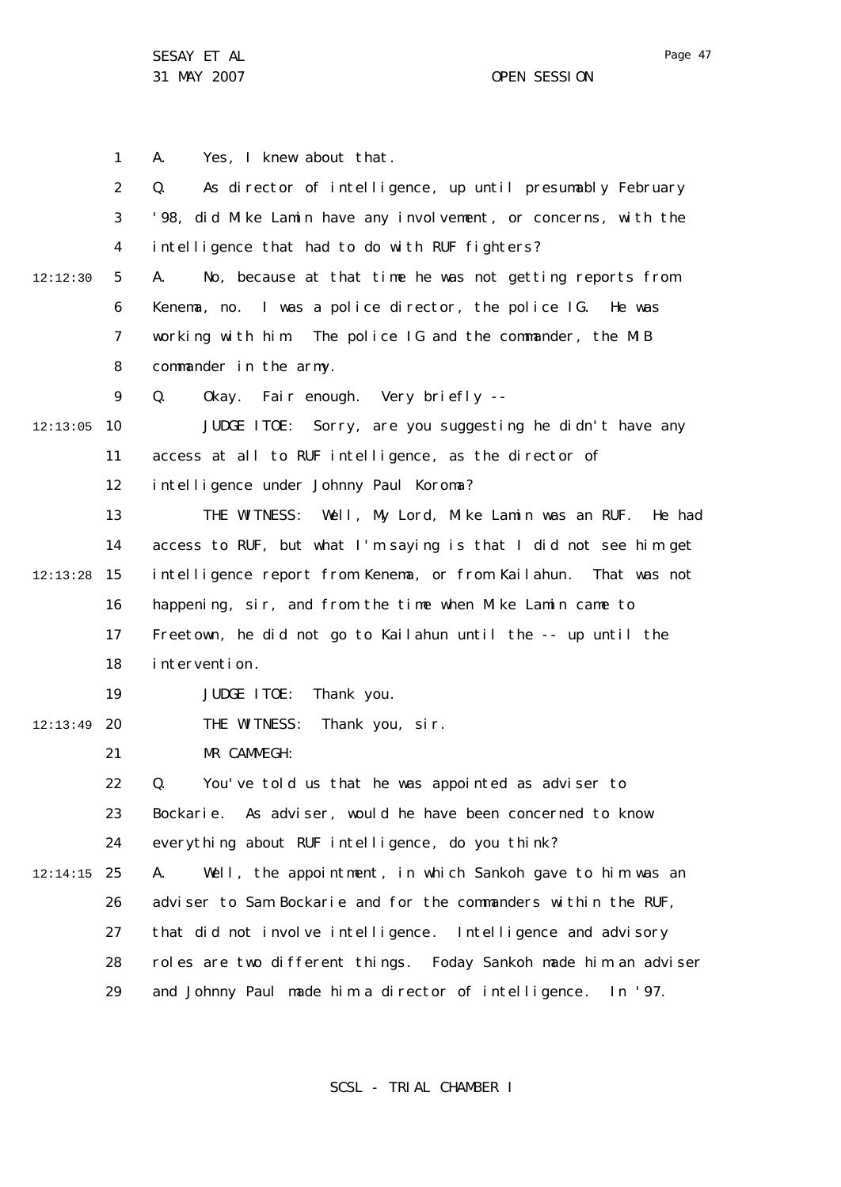A. Yes, I knew about that.

Q. As director of intelligence, up until presumably February '98, did Mike Lamin have any involvement, or concerns, with the intelligence that had to do with RUF fighters?

A. No, because at that time he was not getting reports from Kenema, no. I was a police director, the police IG. He was working with him. The police IG and the commander, the MIB commander in the army.

Q. Okay. Fair enough. Very briefly --

JUDGE ITOE: Sorry, are you suggesting he didn't have any access at all to RUF intelligence, as the director of intelligence under Johnny Paul Koroma?

THE WITNESS: Well, My Lord, Mike Lamin was an RUF. He had access to RUF, but what I'm saying is that I did not see him get intelligence report from Kenema, or from Kailahun. That was not happening, sir, and from the time when Mike Lamin came to Freetown, he did not go to Kailahun until the -- up until the intervention.

JUDGE ITOE: Thank you.

THE WITNESS: Thank you, sir.

MR CAMMEGH:

Q. You've told us that he was appointed as adviser to Bockarie. As adviser, would he have been concerned to know everything about RUF intelligence, do you think?

A. Well, the appointment, in which Sankoh gave to him was an adviser to Sam Bockarie and for the commanders within the RUF, that did not involve intelligence. Intelligence and advisory roles are two different things. Foday Sankoh made him an adviser and Johnny Paul made him a director of intelligence. In '97.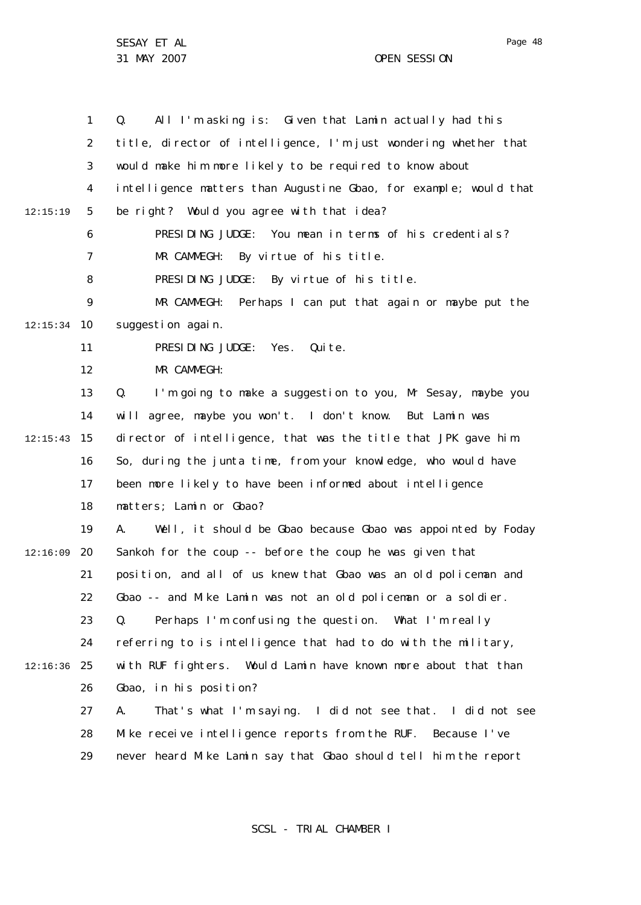Q. All I'm asking is: Given that Lamin actually had this title, director of intelligence, I'm just wondering whether that would make him more likely to be required to know about intelligence matters than Augustine Gbao, for example; would that be right? Would you agree with that idea?

PRESIDING JUDGE: You mean in terms of his credentials?

MR CAMMEGH: By virtue of his title.

PRESIDING JUDGE: By virtue of his title.

MR CAMMEGH: Perhaps I can put that again or maybe put the suggestion again.

PRESIDING JUDGE: Yes. Quite.

MR CAMMEGH:

Q. I'm going to make a suggestion to you, Mr Sesay, maybe you will agree, maybe you won't. I don't know. But Lamin was director of intelligence, that was the title that JPK gave him. So, during the junta time, from your knowledge, who would have been more likely to have been informed about intelligence matters; Lamin or Gbao?

A. Well, it should be Gbao because Gbao was appointed by Foday Sankoh for the coup -- before the coup he was given that position, and all of us knew that Gbao was an old policeman and Gbao -- and Mike Lamin was not an old policeman or a soldier.

Q. Perhaps I'm confusing the question. What I'm really referring to is intelligence that had to do with the military, with RUF fighters. Would Lamin have known more about that than Gbao, in his position?

A. That's what I'm saying. I did not see that. I did not see Mike receive intelligence reports from the RUF. Because I've never heard Mike Lamin say that Gbao should tell him the report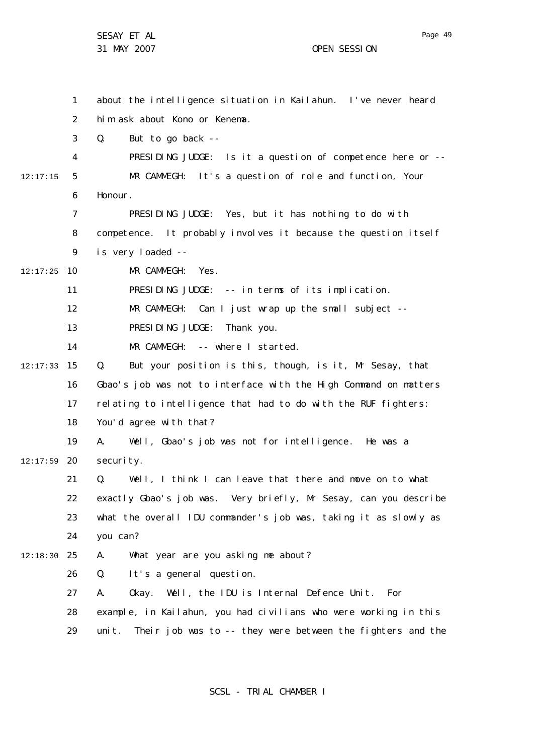about the intelligence situation in Kailahun. I've never heard him ask about Kono or Kenema.

Q. But to go back --

PRESIDING JUDGE: Is it a question of competence here or --

MR CAMMEGH: It's a question of role and function, Your Honour.

PRESIDING JUDGE: Yes, but it has nothing to do with competence. It probably involves it because the question itself is very loaded --

MR CAMMEGH: Yes.

PRESIDING JUDGE: -- in terms of its implication.

MR CAMMEGH: Can I just wrap up the small subject --

PRESIDING JUDGE: Thank you.

MR CAMMEGH: -- where I started.

Q. But your position is this, though, is it, Mr Sesay, that Gbao's job was not to interface with the High Command on matters relating to intelligence that had to do with the RUF fighters: You'd agree with that?

A. Well, Gbao's job was not for intelligence. He was a security.

Q. Well, I think I can leave that there and move on to what exactly Gbao's job was. Very briefly, Mr Sesay, can you describe what the overall IDU commander's job was, taking it as slowly as you can?

A. What year are you asking me about?

Q. It's a general question.

A. Okay. Well, the IDU is Internal Defence Unit. For example, in Kailahun, you had civilians who were working in this unit. Their job was to -- they were between the fighters and the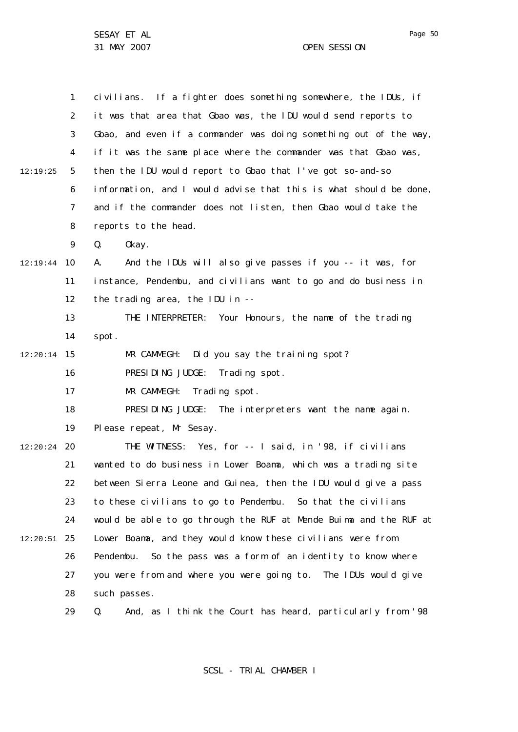civilians. If a fighter does something somewhere, the IDUs, if it was that area that Gbao was, the IDU would send reports to Gbao, and even if a commander was doing something out of the way, if it was the same place where the commander was that Gbao was, then the IDU would report to Gbao that I've got so-and-so information, and I would advise that this is what should be done, and if the commander does not listen, then Gbao would take the reports to the head.

Q. Okay.

A. And the IDUs will also give passes if you -- it was, for instance, Pendembu, and civilians want to go and do business in the trading area, the IDU in --

THE INTERPRETER: Your Honours, the name of the trading spot.

MR CAMMEGH: Did you say the training spot?

PRESIDING JUDGE: Trading spot.

MR CAMMEGH: Trading spot.

PRESIDING JUDGE: The interpreters want the name again. Please repeat, Mr Sesay.

THE WITNESS: Yes, for -- I said, in '98, if civilians wanted to do business in Lower Boama, which was a trading site between Sierra Leone and Guinea, then the IDU would give a pass to these civilians to go to Pendembu. So that the civilians would be able to go through the RUF at Mende Buima and the RUF at Lower Boama, and they would know these civilians were from Pendembu. So the pass was a form of an identity to know where you were from and where you were going to. The IDUs would give such passes.

Q. And, as I think the Court has heard, particularly from '98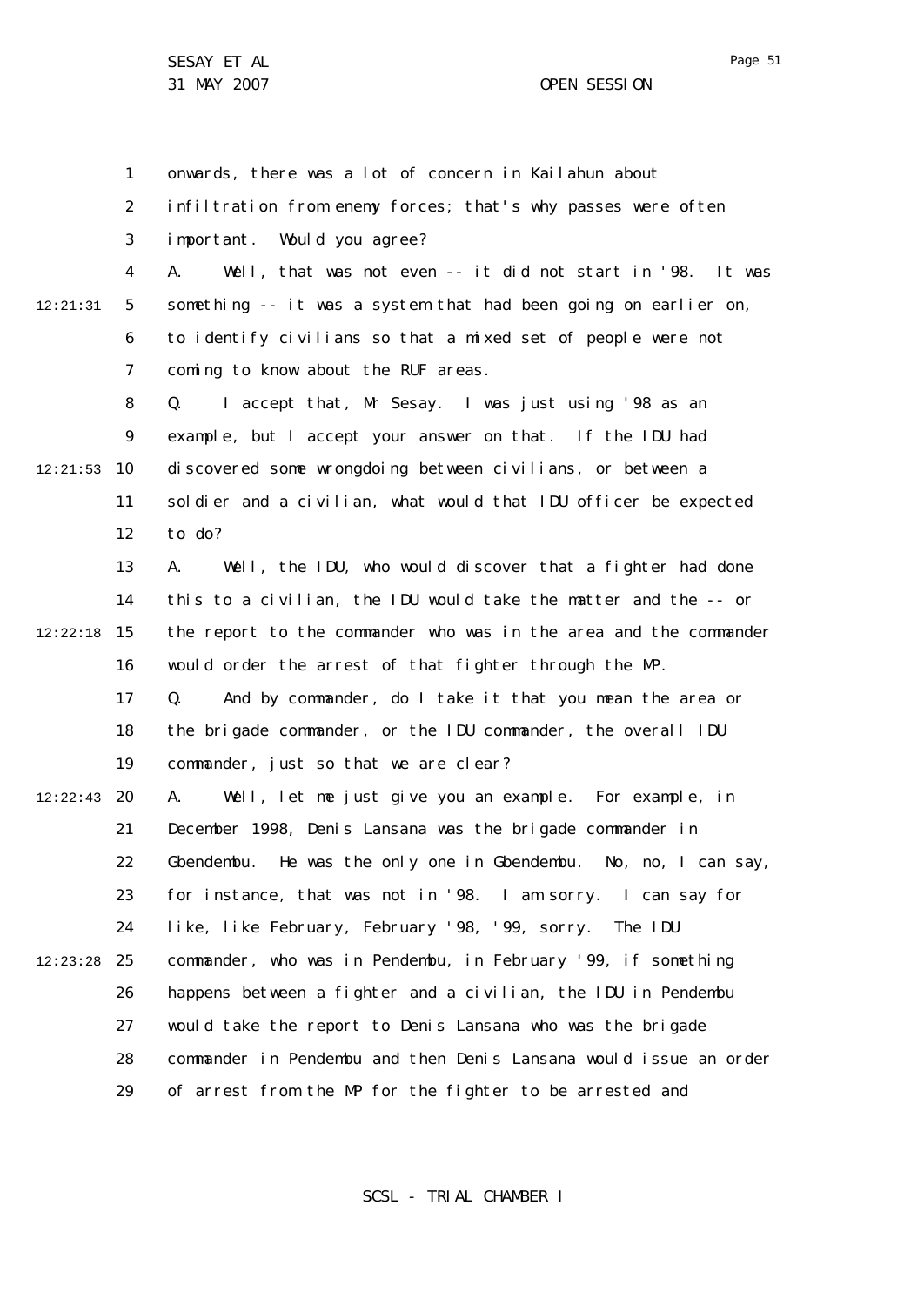onwards, there was a lot of concern in Kailahun about infiltration from enemy forces; that's why passes were often important. Would you agree?

A. Well, that was not even -- it did not start in '98. It was something -- it was a system that had been going on earlier on, to identify civilians so that a mixed set of people were not coming to know about the RUF areas.

Q. I accept that, Mr Sesay. I was just using '98 as an example, but I accept your answer on that. If the IDU had discovered some wrongdoing between civilians, or between a soldier and a civilian, what would that IDU officer be expected to do?

A. Well, the IDU, who would discover that a fighter had done this to a civilian, the IDU would take the matter and the -- or the report to the commander who was in the area and the commander would order the arrest of that fighter through the MP.

Q. And by commander, do I take it that you mean the area or the brigade commander, or the IDU commander, the overall IDU commander, just so that we are clear?

A. Well, let me just give you an example. For example, in December 1998, Denis Lansana was the brigade commander in Gbendembu. He was the only one in Gbendembu. No, no, I can say, for instance, that was not in '98. I am sorry. I can say for like, like February, February '98, '99, sorry. The IDU commander, who was in Pendembu, in February '99, if something happens between a fighter and a civilian, the IDU in Pendembu would take the report to Denis Lansana who was the brigade commander in Pendembu and then Denis Lansana would issue an order of arrest from the MP for the fighter to be arrested and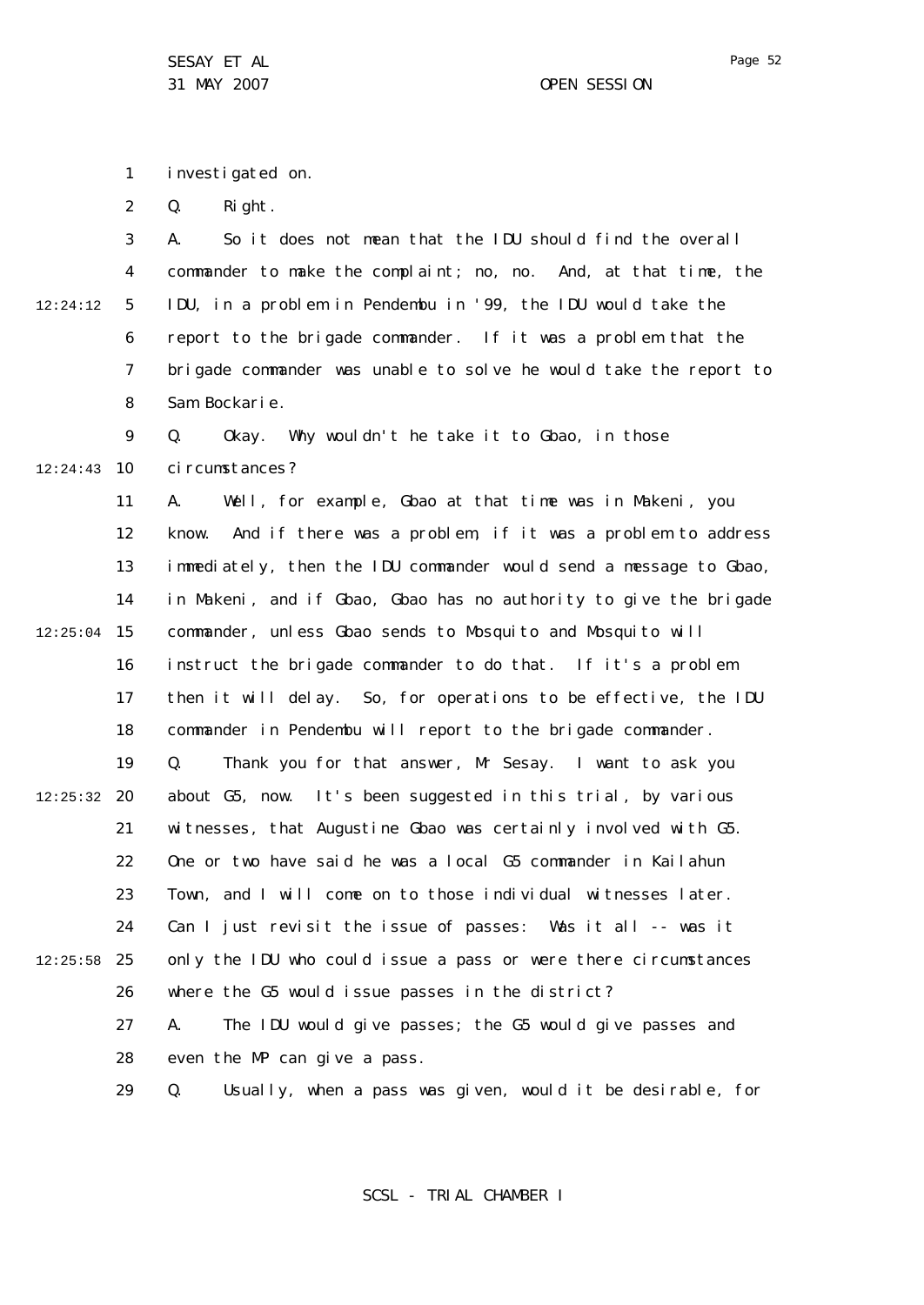investigated on.

Q. Right.

A. So it does not mean that the IDU should find the overall commander to make the complaint; no, no. And, at that time, the IDU, in a problem in Pendembu in '99, the IDU would take the report to the brigade commander. If it was a problem that the brigade commander was unable to solve he would take the report to Sam Bockarie.

Q. Okay. Why wouldn't he take it to Gbao, in those circumstances?

A. Well, for example, Gbao at that time was in Makeni, you know. And if there was a problem, if it was a problem to address immediately, then the IDU commander would send a message to Gbao, in Makeni, and if Gbao, Gbao has no authority to give the brigade commander, unless Gbao sends to Mosquito and Mosquito will instruct the brigade commander to do that. If it's a problem then it will delay. So, for operations to be effective, the IDU commander in Pendembu will report to the brigade commander.

Q. Thank you for that answer, Mr Sesay. I want to ask you about G5, now. It's been suggested in this trial, by various witnesses, that Augustine Gbao was certainly involved with G5. One or two have said he was a local G5 commander in Kailahun Town, and I will come on to those individual witnesses later. Can I just revisit the issue of passes: Was it all -- was it only the IDU who could issue a pass or were there circumstances where the G5 would issue passes in the district?

A. The IDU would give passes; the G5 would give passes and even the MP can give a pass.

Q. Usually, when a pass was given, would it be desirable, for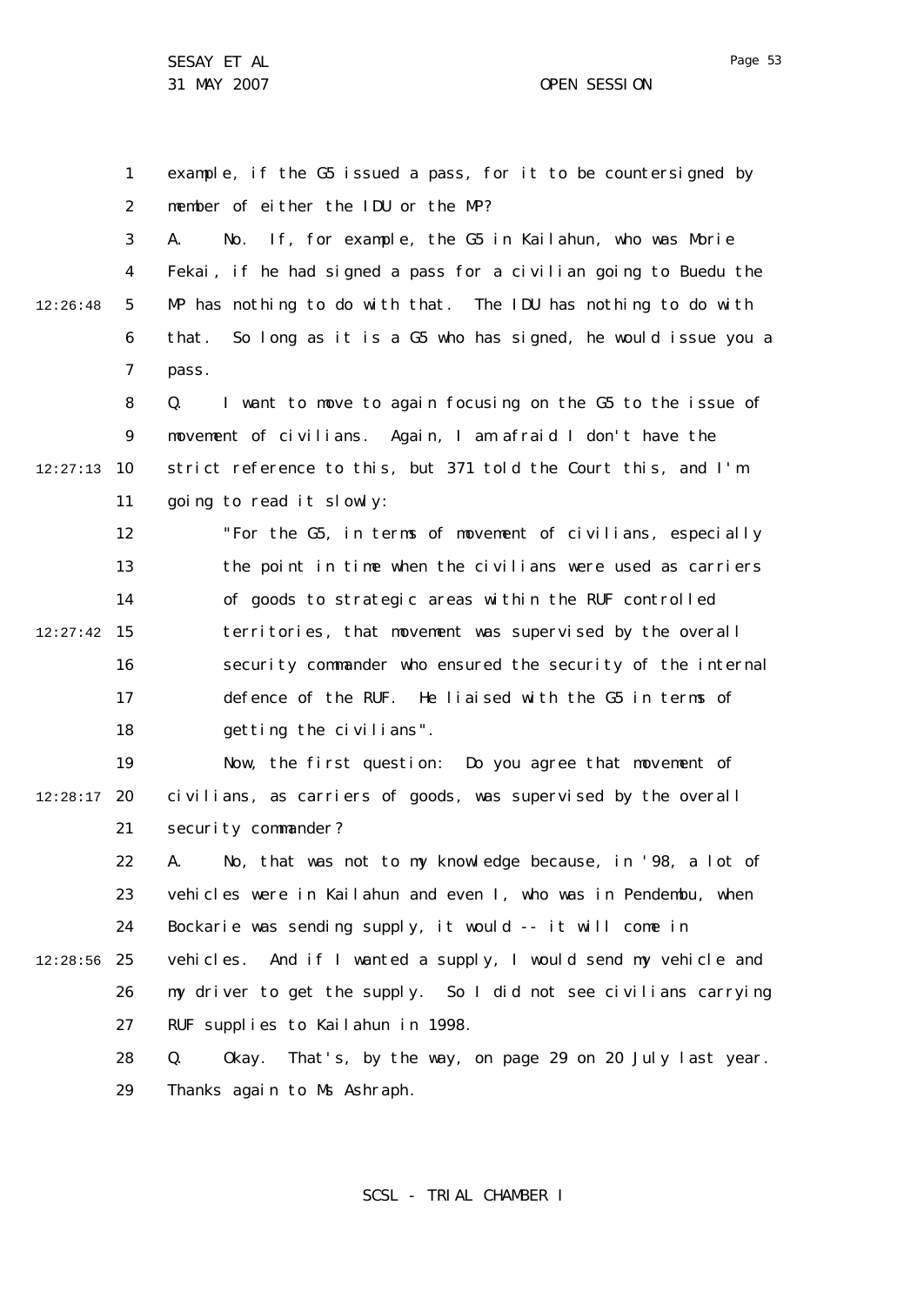example, if the G5 issued a pass, for it to be countersigned by member of either the IDU or the MP?

A. No. If, for example, the G5 in Kailahun, who was Morie Fekai, if he had signed a pass for a civilian going to Buedu the MP has nothing to do with that. The IDU has nothing to do with that. So long as it is a G5 who has signed, he would issue you a pass.

Q. I want to move to again focusing on the G5 to the issue of movement of civilians. Again, I am afraid I don't have the strict reference to this, but 371 told the Court this, and I'm going to read it slowly:

> "For the G5, in terms of movement of civilians, especially the point in time when the civilians were used as carriers of goods to strategic areas within the RUF controlled territories, that movement was supervised by the overall security commander who ensured the security of the internal defence of the RUF. He liaised with the G5 in terms of getting the civilians".

Now, the first question: Do you agree that movement of civilians, as carriers of goods, was supervised by the overall security commander?

A. No, that was not to my knowledge because, in '98, a lot of vehicles were in Kailahun and even I, who was in Pendembu, when Bockarie was sending supply, it would -- it will come in vehicles. And if I wanted a supply, I would send my vehicle and my driver to get the supply. So I did not see civilians carrying RUF supplies to Kailahun in 1998.

Q. Okay. That's, by the way, on page 29 on 20 July last year. Thanks again to Ms Ashraph.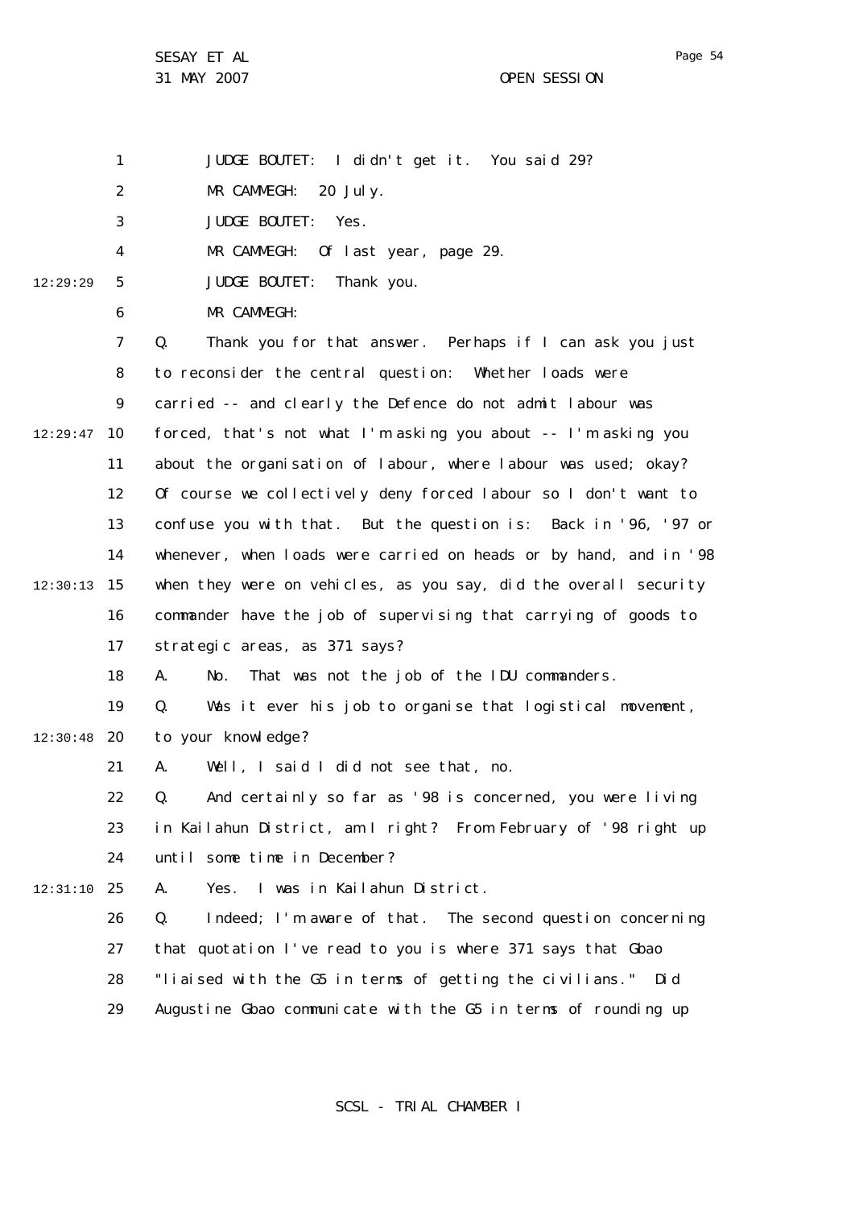JUDGE BOUTET: I didn't get it. You said 29?

MR CAMMEGH: 20 July.

JUDGE BOUTET: Yes.

MR CAMMEGH: Of last year, page 29.

JUDGE BOUTET: Thank you.

MR CAMMEGH:

Q. Thank you for that answer. Perhaps if I can ask you just to reconsider the central question: Whether loads were carried -- and clearly the Defence do not admit labour was forced, that's not what I'm asking you about -- I'm asking you about the organisation of labour, where labour was used; okay? Of course we collectively deny forced labour so I don't want to confuse you with that. But the question is: Back in '96, '97 or whenever, when loads were carried on heads or by hand, and in '98 when they were on vehicles, as you say, did the overall security commander have the job of supervising that carrying of goods to strategic areas, as 371 says?

A. No. That was not the job of the IDU commanders.

Q. Was it ever his job to organise that logistical movement, to your knowledge?

A. Well, I said I did not see that, no.

Q. And certainly so far as '98 is concerned, you were living in Kailahun District, am I right? From February of '98 right up until some time in December?

A. Yes. I was in Kailahun District.

Q. Indeed; I'm aware of that. The second question concerning that quotation I've read to you is where 371 says that Gbao "liaised with the G5 in terms of getting the civilians." Did Augustine Gbao communicate with the G5 in terms of rounding up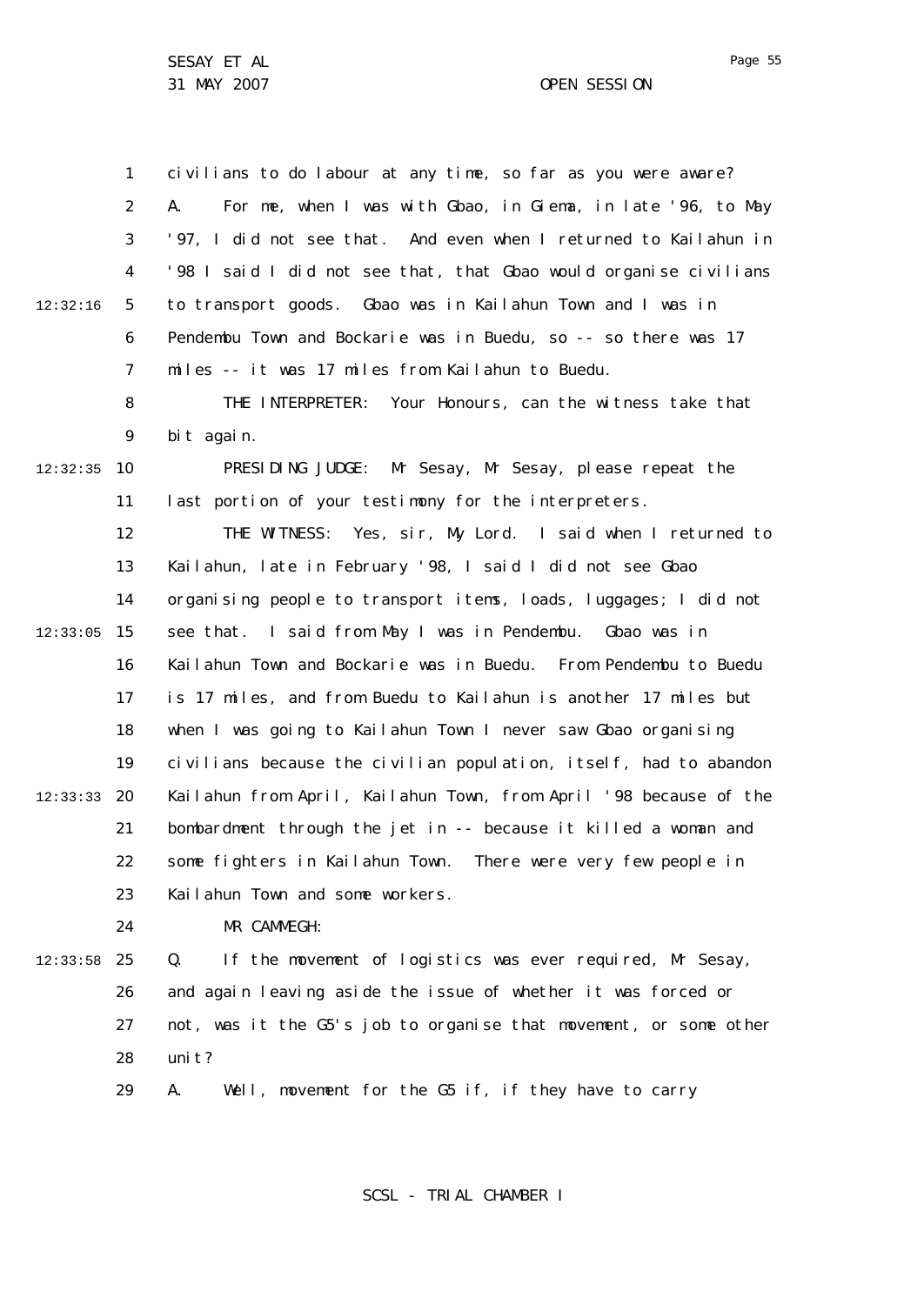civilians to do labour at any time, so far as you were aware?

A. For me, when I was with Gbao, in Giema, in late '96, to May '97, I did not see that. And even when I returned to Kailahun in '98 I said I did not see that, that Gbao would organise civilians to transport goods. Gbao was in Kailahun Town and I was in Pendembu Town and Bockarie was in Buedu, so -- so there was 17 miles -- it was 17 miles from Kailahun to Buedu.

THE INTERPRETER: Your Honours, can the witness take that bit again.

PRESIDING JUDGE: Mr Sesay, Mr Sesay, please repeat the last portion of your testimony for the interpreters.

THE WITNESS: Yes, sir, My Lord. I said when I returned to Kailahun, late in February '98, I said I did not see Gbao organising people to transport items, loads, luggages; I did not see that. I said from May I was in Pendembu. Gbao was in Kailahun Town and Bockarie was in Buedu. From Pendembu to Buedu is 17 miles, and from Buedu to Kailahun is another 17 miles but when I was going to Kailahun Town I never saw Gbao organising civilians because the civilian population, itself, had to abandon Kailahun from April, Kailahun Town, from April '98 because of the bombardment through the jet in -- because it killed a woman and some fighters in Kailahun Town. There were very few people in Kailahun Town and some workers.

MR CAMMEGH:

Q. If the movement of logistics was ever required, Mr Sesay, and again leaving aside the issue of whether it was forced or not, was it the G5's job to organise that movement, or some other unit?

A. Well, movement for the G5 if, if they have to carry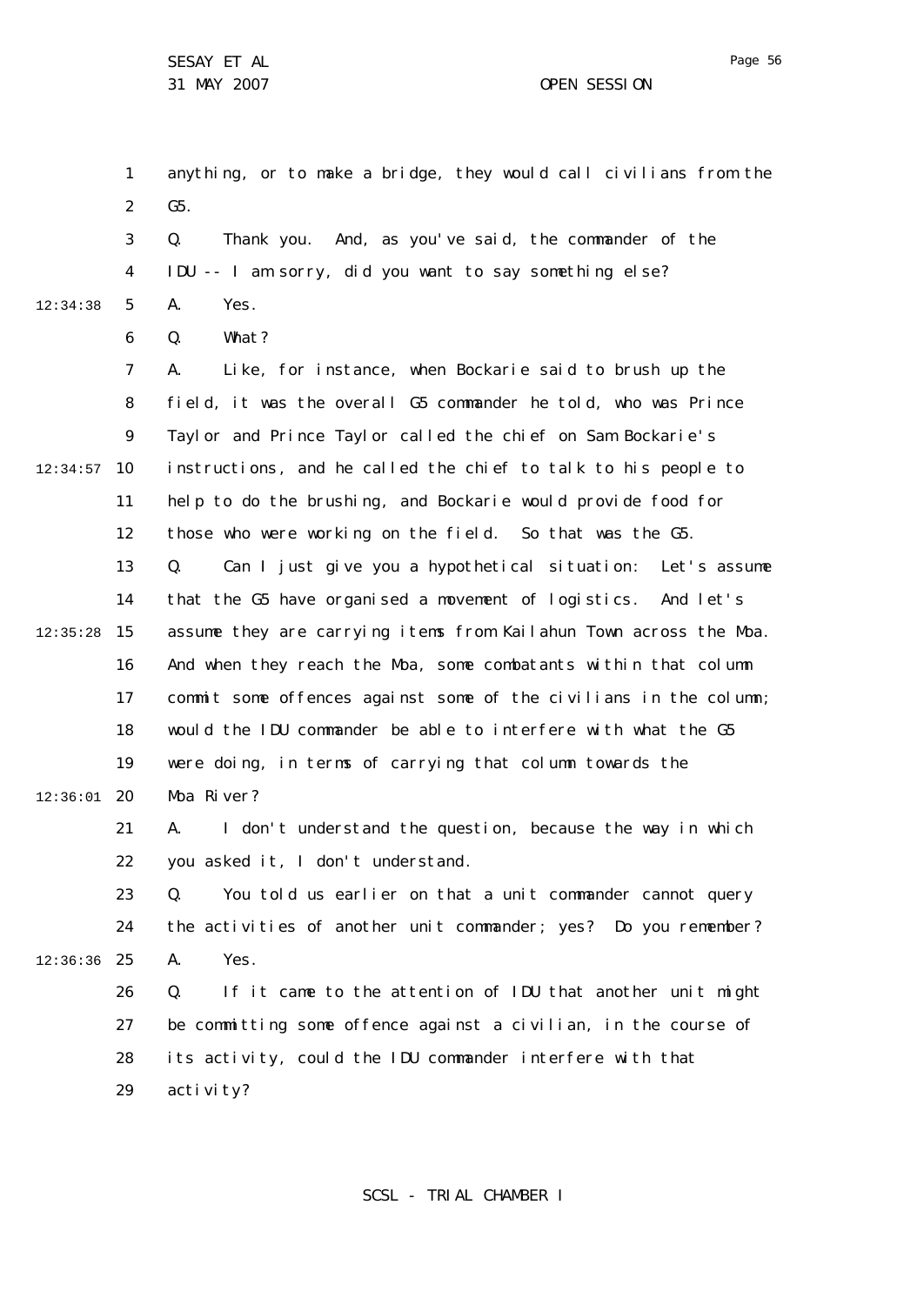anything, or to make a bridge, they would call civilians from the G5.

Q. Thank you. And, as you've said, the commander of the IDU -- I am sorry, did you want to say something else?

A. Yes.

Q. What?

A. Like, for instance, when Bockarie said to brush up the field, it was the overall G5 commander he told, who was Prince Taylor and Prince Taylor called the chief on Sam Bockarie's instructions, and he called the chief to talk to his people to help to do the brushing, and Bockarie would provide food for those who were working on the field. So that was the G5.

Q. Can I just give you a hypothetical situation: Let's assume that the G5 have organised a movement of logistics. And let's assume they are carrying items from Kailahun Town across the Moa. And when they reach the Moa, some combatants within that column commit some offences against some of the civilians in the column; would the IDU commander be able to interfere with what the G5 were doing, in terms of carrying that column towards the Moa River?

A. I don't understand the question, because the way in which you asked it, I don't understand.

Q. You told us earlier on that a unit commander cannot query the activities of another unit commander; yes? Do you remember?

A. Yes.

Q. If it came to the attention of IDU that another unit might be committing some offence against a civilian, in the course of its activity, could the IDU commander interfere with that activity?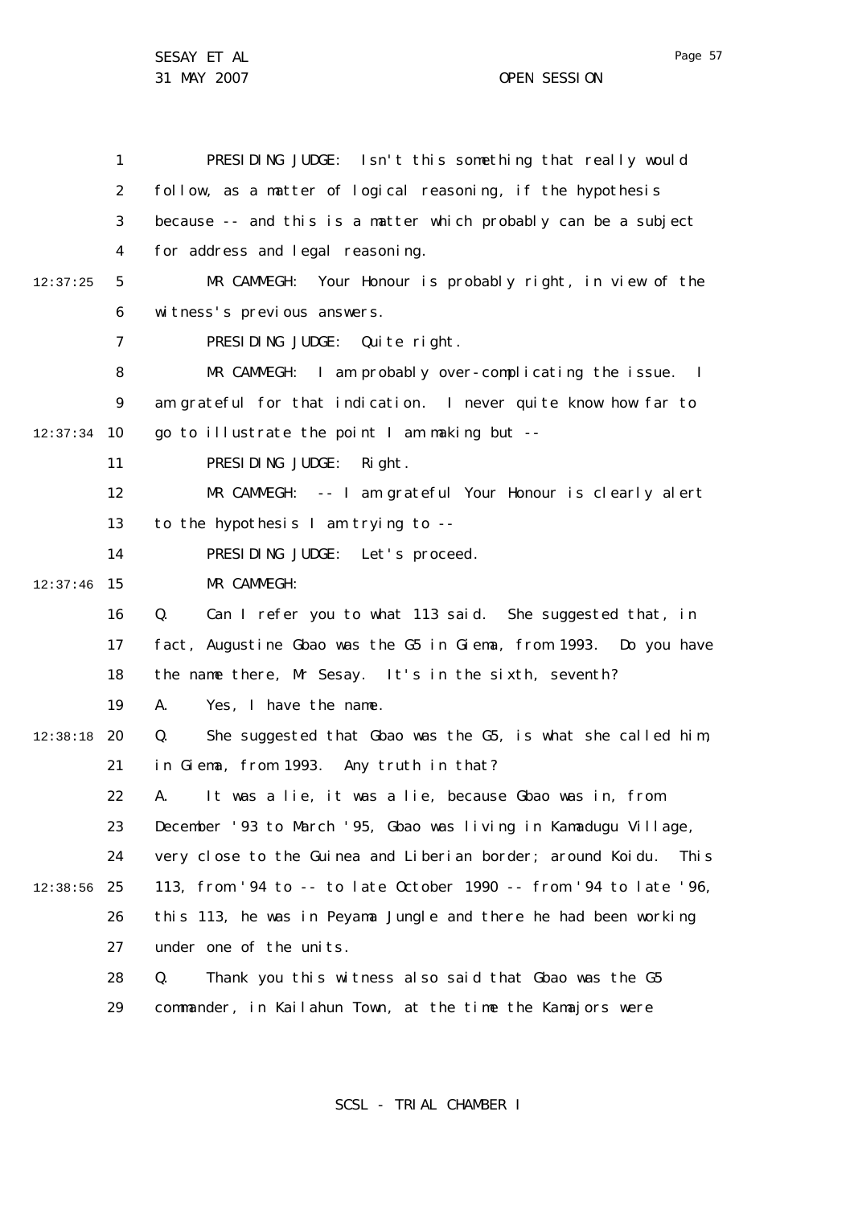PRESIDING JUDGE: Isn't this something that really would follow, as a matter of logical reasoning, if the hypothesis because -- and this is a matter which probably can be a subject for address and legal reasoning.

MR CAMMEGH: Your Honour is probably right, in view of the witness's previous answers.

PRESIDING JUDGE: Quite right.

MR CAMMEGH: I am probably over-complicating the issue. I am grateful for that indication. I never quite know how far to go to illustrate the point I am making but --

PRESIDING JUDGE: Right.

MR CAMMEGH: -- I am grateful Your Honour is clearly alert to the hypothesis I am trying to --

PRESIDING JUDGE: Let's proceed.

MR CAMMEGH:

Q. Can I refer you to what 113 said. She suggested that, in fact, Augustine Gbao was the G5 in Giema, from 1993. Do you have the name there, Mr Sesay. It's in the sixth, seventh?

A. Yes, I have the name.

Q. She suggested that Gbao was the G5, is what she called him, in Giema, from 1993. Any truth in that?

A. It was a lie, it was a lie, because Gbao was in, from December '93 to March '95, Gbao was living in Kamadugu Village, very close to the Guinea and Liberian border; around Koidu. This 113, from '94 to -- to late October 1990 -- from '94 to late '96, this 113, he was in Peyama Jungle and there he had been working under one of the units.

Q. Thank you this witness also said that Gbao was the G5 commander, in Kailahun Town, at the time the Kamajors were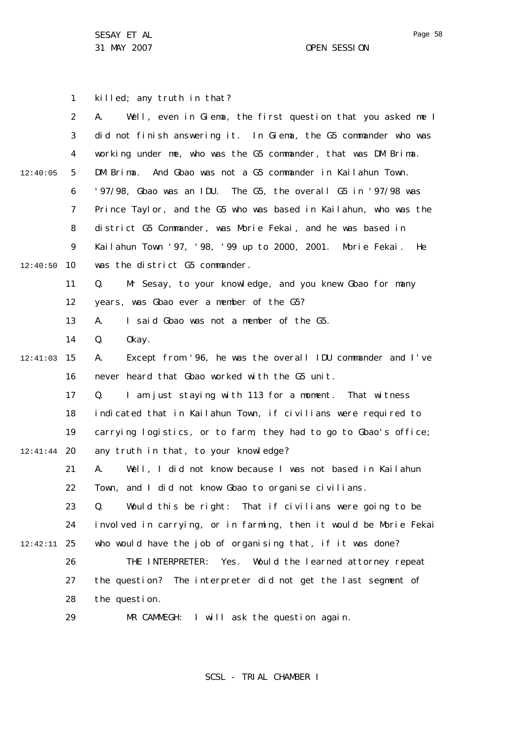killed; any truth in that?

A. Well, even in Giema, the first question that you asked me I did not finish answering it. In Giema, the G5 commander who was working under me, who was the G5 commander, that was DM Brima. DM Brima. And Gbao was not a G5 commander in Kailahun Town. '97/98, Gbao was an IDU. The G5, the overall G5 in '97/98 was Prince Taylor, and the G5 who was based in Kailahun, who was the district G5 Commander, was Morie Fekai, and he was based in Kailahun Town '97, '98, '99 up to 2000, 2001. Morie Fekai. He was the district G5 commander.

Q. Mr Sesay, to your knowledge, and you knew Gbao for many years, was Gbao ever a member of the G5?

A. I said Gbao was not a member of the G5.

Q. Okay.

A. Except from '96, he was the overall IDU commander and I've never heard that Gbao worked with the G5 unit.

Q. I am just staying with 113 for a moment. That witness indicated that in Kailahun Town, if civilians were required to carrying logistics, or to farm, they had to go to Gbao's office; any truth in that, to your knowledge?

A. Well, I did not know because I was not based in Kailahun Town, and I did not know Gbao to organise civilians.

Q. Would this be right: That if civilians were going to be involved in carrying, or in farming, then it would be Morie Fekai who would have the job of organising that, if it was done?

THE INTERPRETER: Yes. Would the learned attorney repeat the question? The interpreter did not get the last segment of the question.

MR CAMMEGH: I will ask the question again.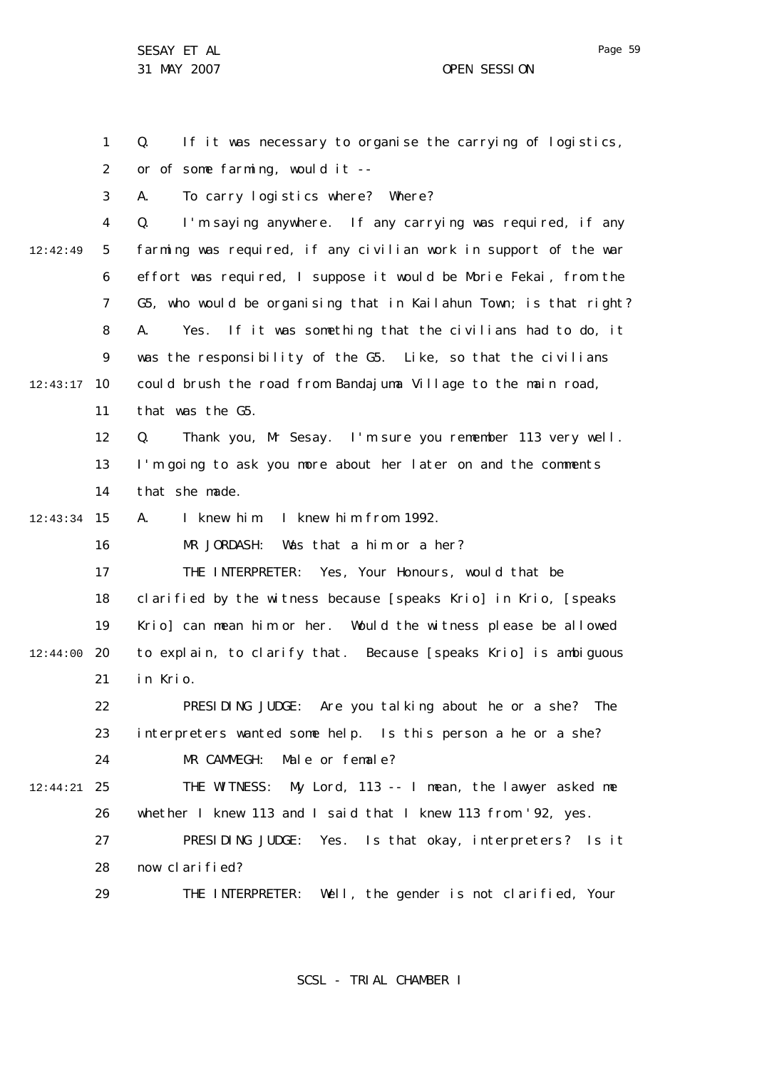Q. If it was necessary to organise the carrying of logistics, or of some farming, would it --

A. To carry logistics where? Where?

Q. I'm saying anywhere. If any carrying was required, if any farming was required, if any civilian work in support of the war effort was required, I suppose it would be Morie Fekai, from the G5, who would be organising that in Kailahun Town; is that right?

A. Yes. If it was something that the civilians had to do, it was the responsibility of the G5. Like, so that the civilians could brush the road from Bandajuma Village to the main road, that was the G5.

Q. Thank you, Mr Sesay. I'm sure you remember 113 very well. I'm going to ask you more about her later on and the comments that she made.

A. I knew him. I knew him from 1992.

MR JORDASH: Was that a him or a her?

THE INTERPRETER: Yes, Your Honours, would that be clarified by the witness because [speaks Krio] in Krio, [speaks Krio] can mean him or her. Would the witness please be allowed to explain, to clarify that. Because [speaks Krio] is ambiguous in Krio.

PRESIDING JUDGE: Are you talking about he or a she? The interpreters wanted some help. Is this person a he or a she?

MR CAMMEGH: Male or female?

THE WITNESS: My Lord, 113 -- I mean, the lawyer asked me whether I knew 113 and I said that I knew 113 from '92, yes.

PRESIDING JUDGE: Yes. Is that okay, interpreters? Is it now clarified?

THE INTERPRETER: Well, the gender is not clarified, Your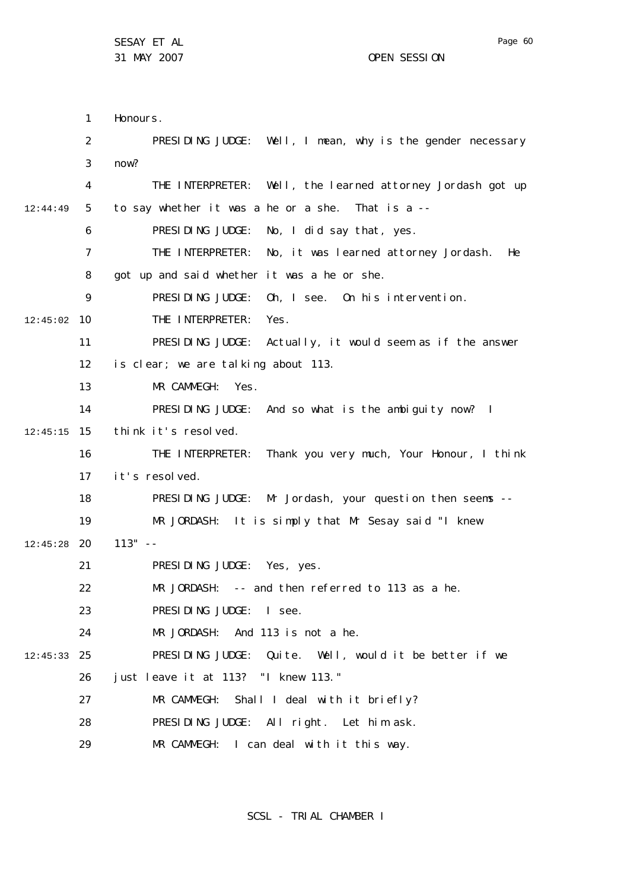Honours.

PRESIDING JUDGE: Well, I mean, why is the gender necessary now?

THE INTERPRETER: Well, the learned attorney Jordash got up to say whether it was a he or a she. That is a --

PRESIDING JUDGE: No, I did say that, yes.

THE INTERPRETER: No, it was learned attorney Jordash. He got up and said whether it was a he or she.

PRESIDING JUDGE: Oh, I see. On his intervention.

THE INTERPRETER: Yes.

PRESIDING JUDGE: Actually, it would seem as if the answer is clear; we are talking about 113.

MR CAMMEGH: Yes.

PRESIDING JUDGE: And so what is the ambiguity now? I think it's resolved.

THE INTERPRETER: Thank you very much, Your Honour, I think it's resolved.

PRESIDING JUDGE: Mr Jordash, your question then seems --

MR JORDASH: It is simply that Mr Sesay said "I knew 113" --

PRESIDING JUDGE: Yes, yes.

MR JORDASH: -- and then referred to 113 as a he.

PRESIDING JUDGE: I see.

MR JORDASH: And 113 is not a he.

PRESIDING JUDGE: Quite. Well, would it be better if we just leave it at 113? "I knew 113."

MR CAMMEGH: Shall I deal with it briefly?

PRESIDING JUDGE: All right. Let him ask.

MR CAMMEGH: I can deal with it this way.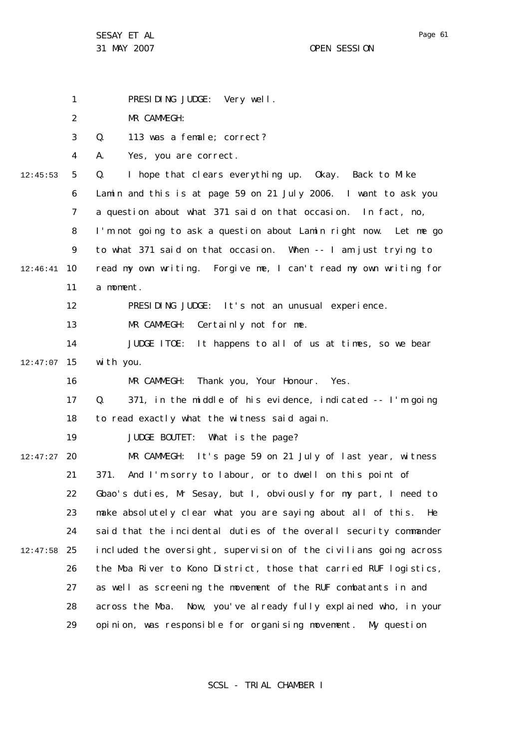PRESIDING JUDGE: Very well.

MR CAMMEGH:

Q. 113 was a female; correct?

A. Yes, you are correct.

Q. I hope that clears everything up. Okay. Back to Mike Lamin and this is at page 59 on 21 July 2006. I want to ask you a question about what 371 said on that occasion. In fact, no, I'm not going to ask a question about Lamin right now. Let me go to what 371 said on that occasion. When -- I am just trying to read my own writing. Forgive me, I can't read my own writing for a moment.

PRESIDING JUDGE: It's not an unusual experience.

MR CAMMEGH: Certainly not for me.

JUDGE ITOE: It happens to all of us at times, so we bear with you.

MR CAMMEGH: Thank you, Your Honour. Yes.

Q. 371, in the middle of his evidence, indicated -- I'm going to read exactly what the witness said again.

JUDGE BOUTET: What is the page?

MR CAMMEGH: It's page 59 on 21 July of last year, witness 371. And I'm sorry to labour, or to dwell on this point of Gbao's duties, Mr Sesay, but I, obviously for my part, I need to make absolutely clear what you are saying about all of this. He said that the incidental duties of the overall security commander included the oversight, supervision of the civilians going across the Moa River to Kono District, those that carried RUF logistics, as well as screening the movement of the RUF combatants in and across the Moa. Now, you've already fully explained who, in your opinion, was responsible for organising movement. My question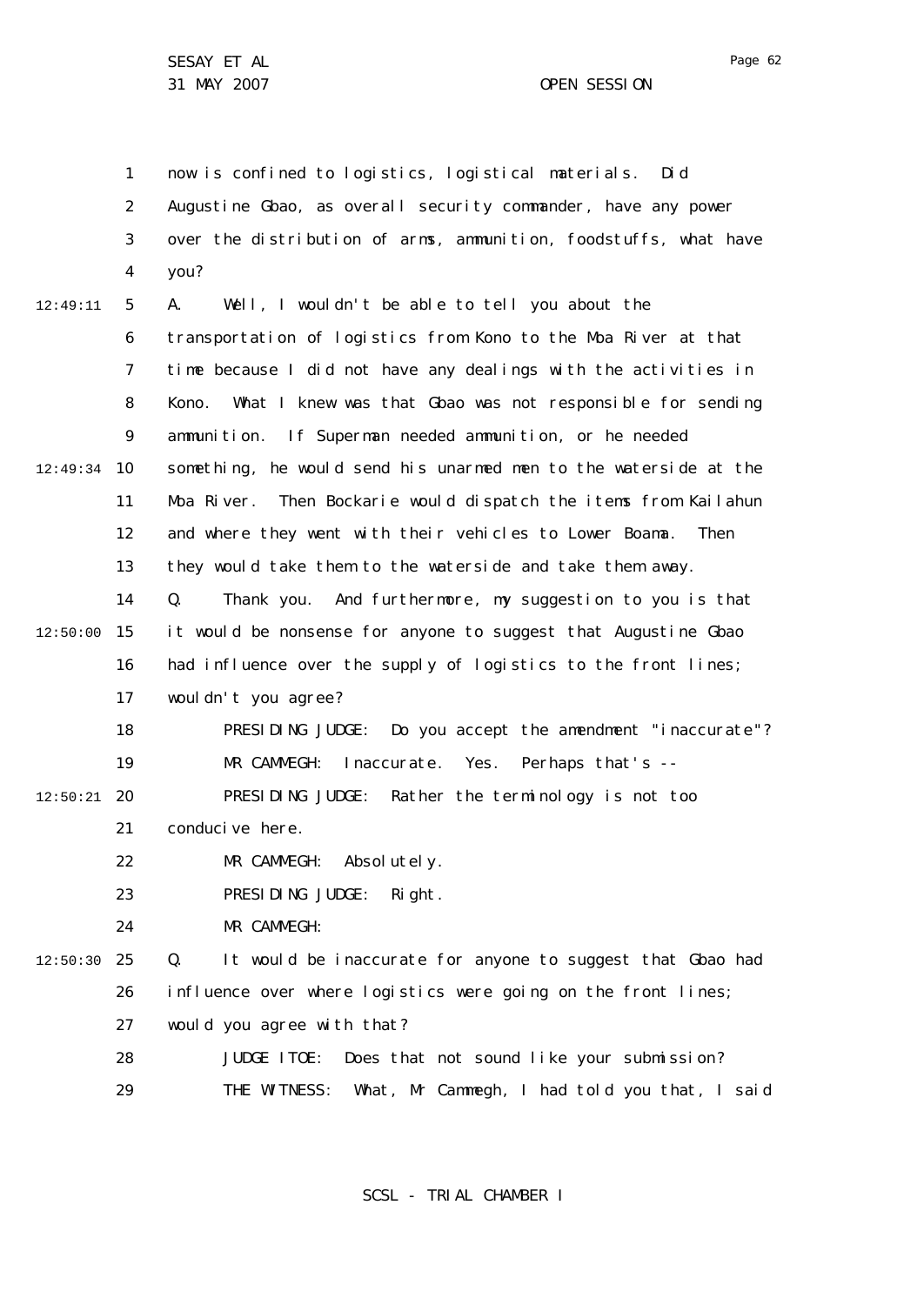now is confined to logistics, logistical materials. Did Augustine Gbao, as overall security commander, have any power over the distribution of arms, ammunition, foodstuffs, what have you?

A. Well, I wouldn't be able to tell you about the transportation of logistics from Kono to the Moa River at that time because I did not have any dealings with the activities in Kono. What I knew was that Gbao was not responsible for sending ammunition. If Superman needed ammunition, or he needed something, he would send his unarmed men to the waterside at the Moa River. Then Bockarie would dispatch the items from Kailahun and where they went with their vehicles to Lower Boama. Then they would take them to the waterside and take them away.

Q. Thank you. And furthermore, my suggestion to you is that it would be nonsense for anyone to suggest that Augustine Gbao had influence over the supply of logistics to the front lines; wouldn't you agree?

PRESIDING JUDGE: Do you accept the amendment "inaccurate"?

MR CAMMEGH: Inaccurate. Yes. Perhaps that's --

PRESIDING JUDGE: Rather the terminology is not too conducive here.

MR CAMMEGH: Absolutely.

PRESIDING JUDGE: Right.

MR CAMMEGH:

Q. It would be inaccurate for anyone to suggest that Gbao had influence over where logistics were going on the front lines; would you agree with that?

JUDGE ITOE: Does that not sound like your submission?

THE WITNESS: What, Mr Cammegh, I had told you that, I said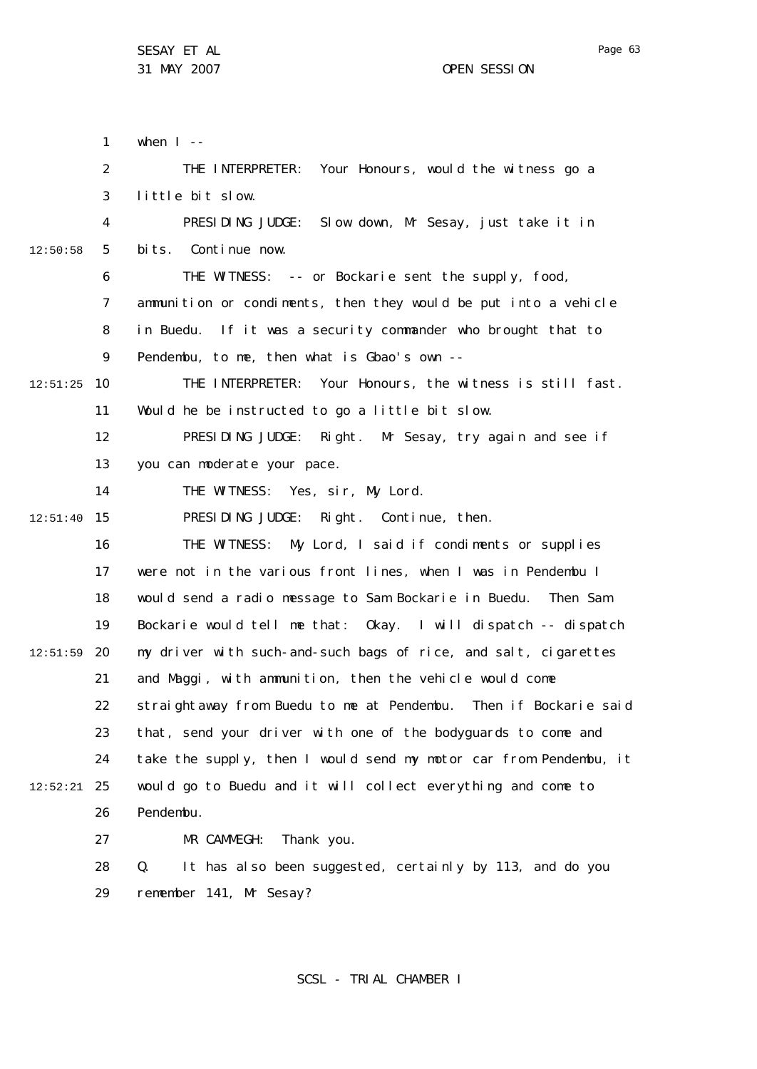when I --

THE INTERPRETER: Your Honours, would the witness go a little bit slow.

PRESIDING JUDGE: Slow down, Mr Sesay, just take it in bits. Continue now.

THE WITNESS: -- or Bockarie sent the supply, food, ammunition or condiments, then they would be put into a vehicle in Buedu. If it was a security commander who brought that to Pendembu, to me, then what is Gbao's own --

THE INTERPRETER: Your Honours, the witness is still fast. Would he be instructed to go a little bit slow.

PRESIDING JUDGE: Right. Mr Sesay, try again and see if you can moderate your pace.

THE WITNESS: Yes, sir, My Lord.

PRESIDING JUDGE: Right. Continue, then.

THE WITNESS: My Lord, I said if condiments or supplies were not in the various front lines, when I was in Pendembu I would send a radio message to Sam Bockarie in Buedu. Then Sam Bockarie would tell me that: Okay. I will dispatch -- dispatch my driver with such-and-such bags of rice, and salt, cigarettes and Maggi, with ammunition, then the vehicle would come straightaway from Buedu to me at Pendembu. Then if Bockarie said that, send your driver with one of the bodyguards to come and take the supply, then I would send my motor car from Pendembu, it would go to Buedu and it will collect everything and come to Pendembu.

MR CAMMEGH: Thank you.

Q. It has also been suggested, certainly by 113, and do you remember 141, Mr Sesay?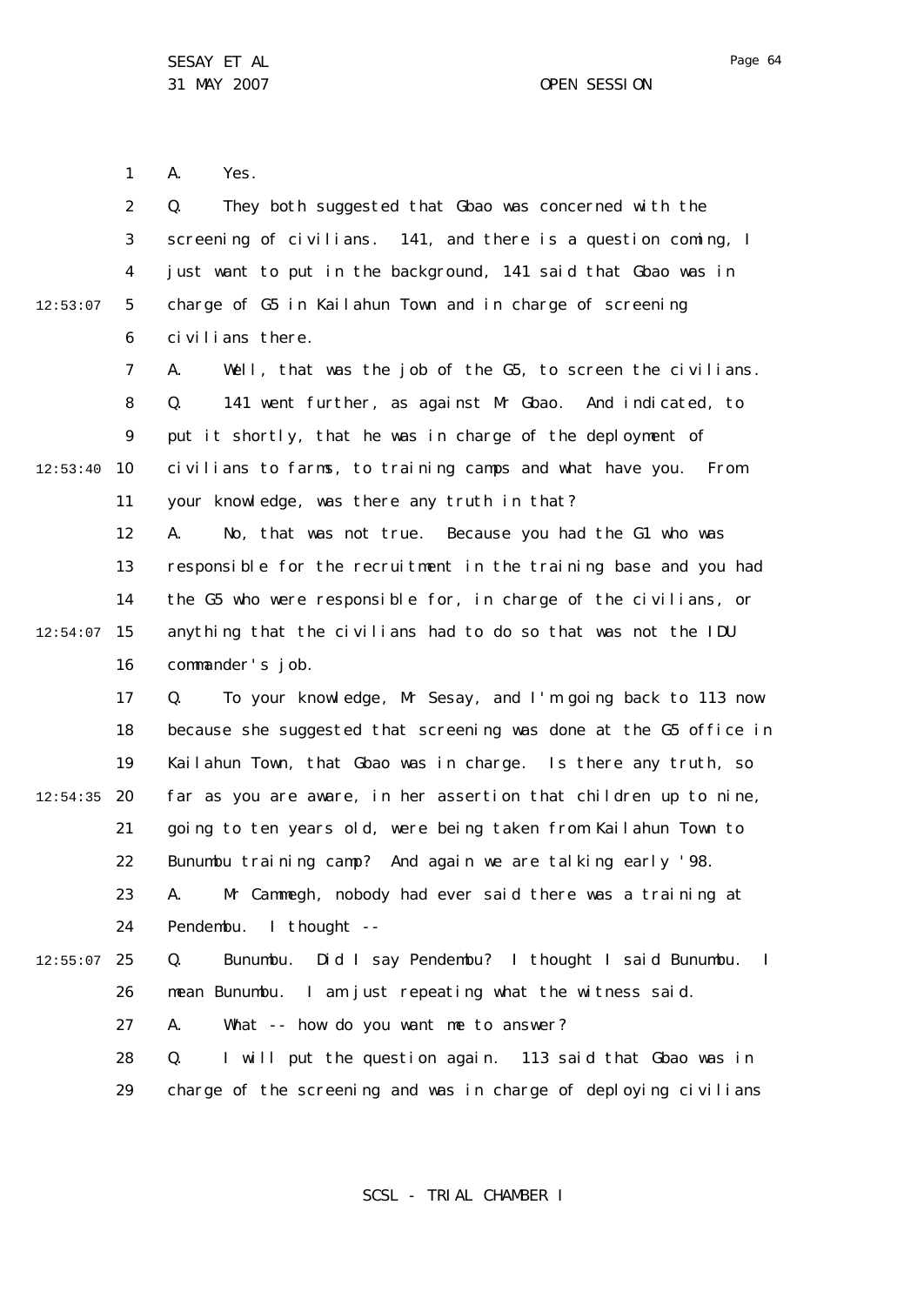A. Yes.

Q. They both suggested that Gbao was concerned with the screening of civilians. 141, and there is a question coming, I just want to put in the background, 141 said that Gbao was in charge of G5 in Kailahun Town and in charge of screening civilians there.

A. Well, that was the job of the G5, to screen the civilians.

Q. 141 went further, as against Mr Gbao. And indicated, to put it shortly, that he was in charge of the deployment of civilians to farms, to training camps and what have you. From your knowledge, was there any truth in that?

A. No, that was not true. Because you had the G1 who was responsible for the recruitment in the training base and you had the G5 who were responsible for, in charge of the civilians, or anything that the civilians had to do so that was not the IDU commander's job.

Q. To your knowledge, Mr Sesay, and I'm going back to 113 now because she suggested that screening was done at the G5 office in Kailahun Town, that Gbao was in charge. Is there any truth, so far as you are aware, in her assertion that children up to nine, going to ten years old, were being taken from Kailahun Town to Bunumbu training camp? And again we are talking early '98.

A. Mr Cammegh, nobody had ever said there was a training at Pendembu. I thought --

Q. Bunumbu. Did I say Pendembu? I thought I said Bunumbu. I mean Bunumbu. I am just repeating what the witness said.

A. What -- how do you want me to answer?

Q. I will put the question again. 113 said that Gbao was in charge of the screening and was in charge of deploying civilians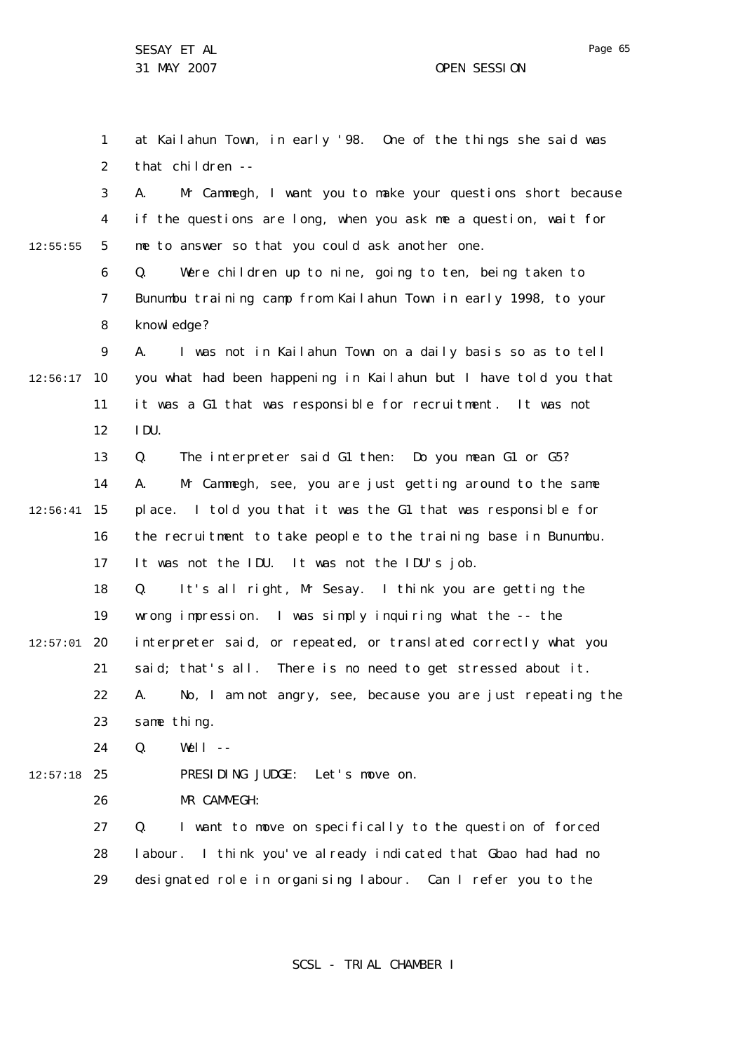at Kailahun Town, in early '98. One of the things she said was that children --

A. Mr Cammegh, I want you to make your questions short because if the questions are long, when you ask me a question, wait for me to answer so that you could ask another one.

Q. Were children up to nine, going to ten, being taken to Bunumbu training camp from Kailahun Town in early 1998, to your knowledge?

A. I was not in Kailahun Town on a daily basis so as to tell you what had been happening in Kailahun but I have told you that it was a G1 that was responsible for recruitment. It was not IDU.

Q. The interpreter said G1 then: Do you mean G1 or G5?

A. Mr Cammegh, see, you are just getting around to the same place. I told you that it was the G1 that was responsible for the recruitment to take people to the training base in Bunumbu. It was not the IDU. It was not the IDU's job.

Q. It's all right, Mr Sesay. I think you are getting the wrong impression. I was simply inquiring what the -- the interpreter said, or repeated, or translated correctly what you said; that's all. There is no need to get stressed about it.

A. No, I am not angry, see, because you are just repeating the same thing.

Q. Well --

PRESIDING JUDGE: Let's move on.

MR CAMMEGH:

Q. I want to move on specifically to the question of forced labour. I think you've already indicated that Gbao had had no designated role in organising labour. Can I refer you to the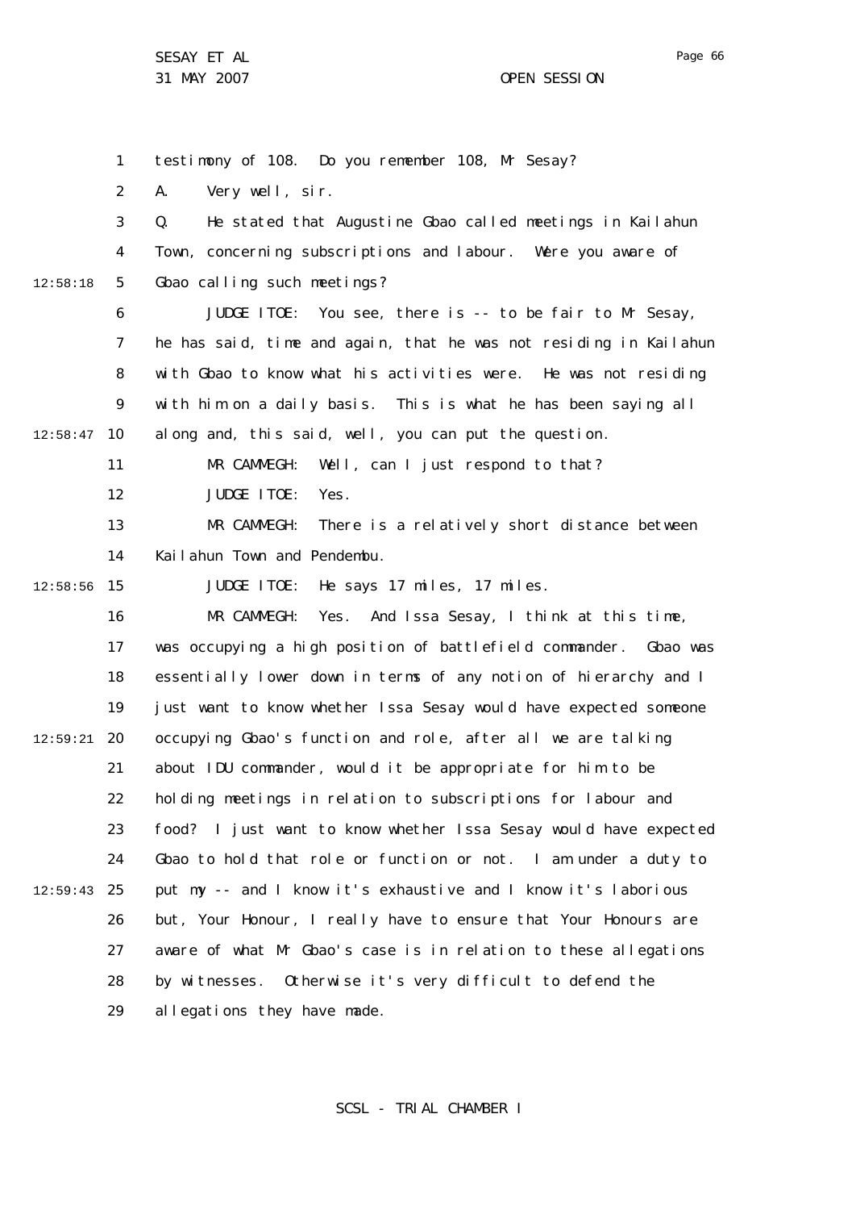testimony of 108. Do you remember 108, Mr Sesay?

A. Very well, sir.

Q. He stated that Augustine Gbao called meetings in Kailahun Town, concerning subscriptions and labour. Were you aware of Gbao calling such meetings?

JUDGE ITOE: You see, there is -- to be fair to Mr Sesay, he has said, time and again, that he was not residing in Kailahun with Gbao to know what his activities were. He was not residing with him on a daily basis. This is what he has been saying all along and, this said, well, you can put the question.

MR CAMMEGH: Well, can I just respond to that?

JUDGE ITOE: Yes.

MR CAMMEGH: There is a relatively short distance between Kailahun Town and Pendembu.

JUDGE ITOE: He says 17 miles, 17 miles.

MR CAMMEGH: Yes. And Issa Sesay, I think at this time, was occupying a high position of battlefield commander. Gbao was essentially lower down in terms of any notion of hierarchy and I just want to know whether Issa Sesay would have expected someone occupying Gbao's function and role, after all we are talking about IDU commander, would it be appropriate for him to be holding meetings in relation to subscriptions for labour and food? I just want to know whether Issa Sesay would have expected Gbao to hold that role or function or not. I am under a duty to put my -- and I know it's exhaustive and I know it's laborious but, Your Honour, I really have to ensure that Your Honours are aware of what Mr Gbao's case is in relation to these allegations by witnesses. Otherwise it's very difficult to defend the allegations they have made.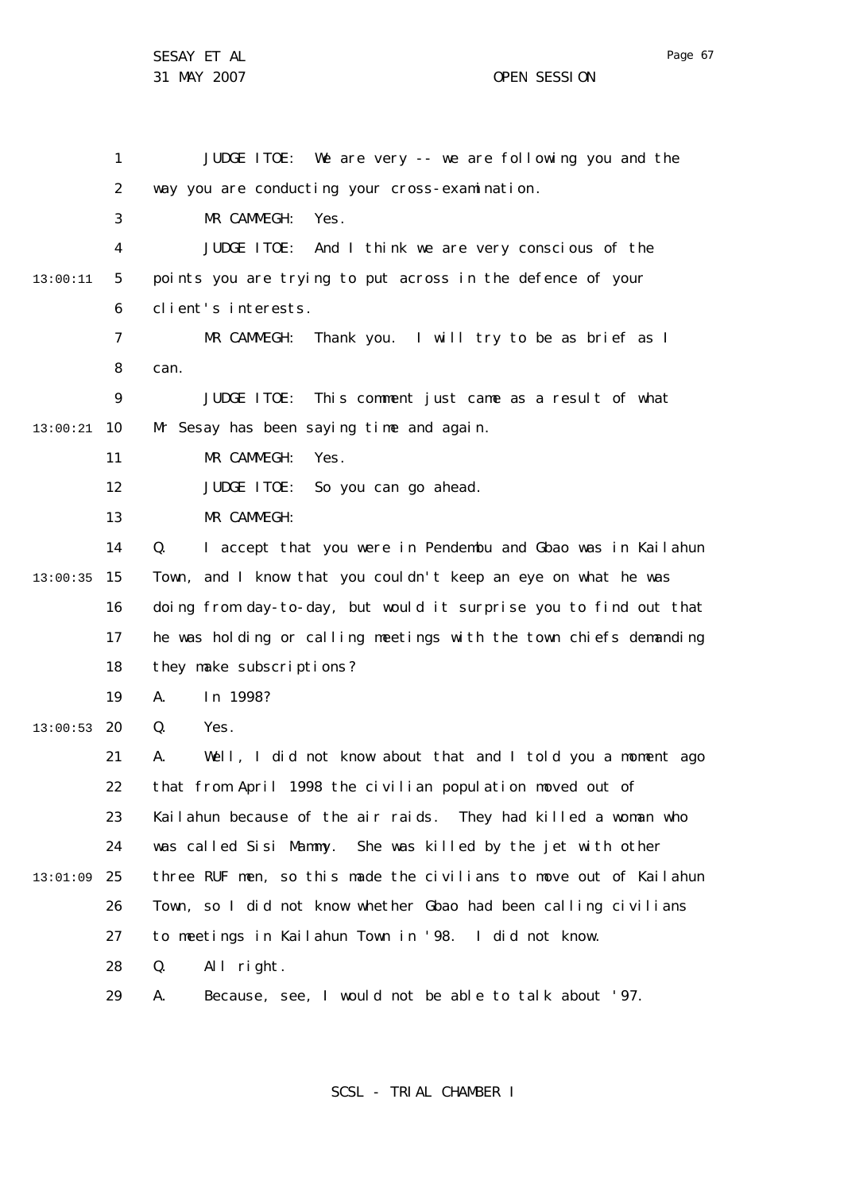JUDGE ITOE: We are very -- we are following you and the way you are conducting your cross-examination.

MR CAMMEGH: Yes.

JUDGE ITOE: And I think we are very conscious of the points you are trying to put across in the defence of your client's interests.

MR CAMMEGH: Thank you. I will try to be as brief as I can.

JUDGE ITOE: This comment just came as a result of what Mr Sesay has been saying time and again.

MR CAMMEGH: Yes.

JUDGE ITOE: So you can go ahead.

MR CAMMEGH:

Q. I accept that you were in Pendembu and Gbao was in Kailahun Town, and I know that you couldn't keep an eye on what he was doing from day-to-day, but would it surprise you to find out that he was holding or calling meetings with the town chiefs demanding they make subscriptions?

A. In 1998?

Q. Yes.

A. Well, I did not know about that and I told you a moment ago that from April 1998 the civilian population moved out of Kailahun because of the air raids. They had killed a woman who was called Sisi Mammy. She was killed by the jet with other three RUF men, so this made the civilians to move out of Kailahun Town, so I did not know whether Gbao had been calling civilians to meetings in Kailahun Town in '98. I did not know.

Q. All right.

A. Because, see, I would not be able to talk about '97.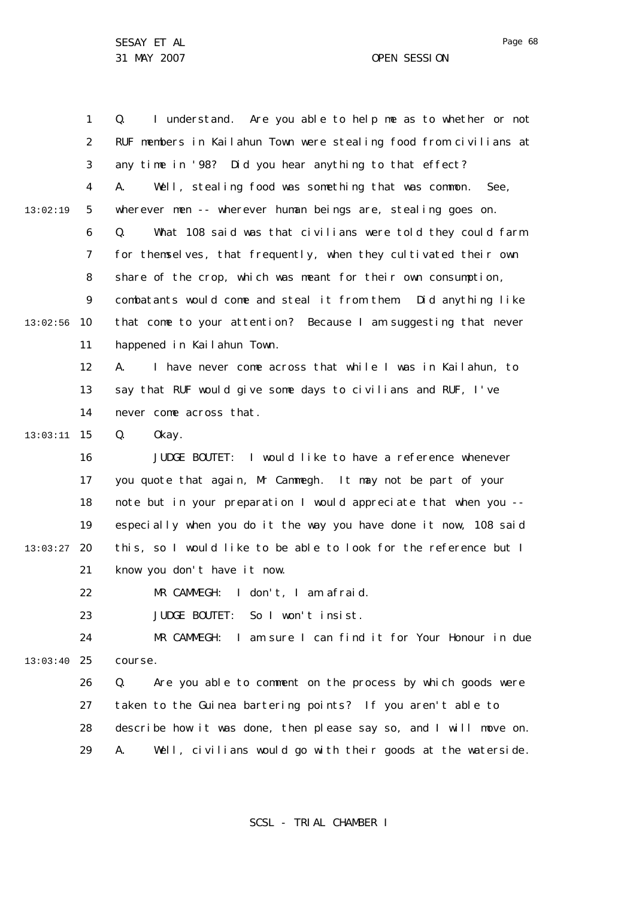Q. I understand. Are you able to help me as to whether or not RUF members in Kailahun Town were stealing food from civilians at any time in '98? Did you hear anything to that effect?

A. Well, stealing food was something that was common. See, wherever men -- wherever human beings are, stealing goes on.

Q. What 108 said was that civilians were told they could farm for themselves, that frequently, when they cultivated their own share of the crop, which was meant for their own consumption, combatants would come and steal it from them. Did anything like that come to your attention? Because I am suggesting that never happened in Kailahun Town.

A. I have never come across that while I was in Kailahun, to say that RUF would give some days to civilians and RUF, I've never come across that.

Q. Okay.

JUDGE BOUTET: I would like to have a reference whenever you quote that again, Mr Cammegh. It may not be part of your note but in your preparation I would appreciate that when you -- especially when you do it the way you have done it now, 108 said this, so I would like to be able to look for the reference but I know you don't have it now.

MR CAMMEGH: I don't, I am afraid.

JUDGE BOUTET: So I won't insist.

MR CAMMEGH: I am sure I can find it for Your Honour in due course.

Q. Are you able to comment on the process by which goods were taken to the Guinea bartering points? If you aren't able to describe how it was done, then please say so, and I will move on.

A. Well, civilians would go with their goods at the waterside.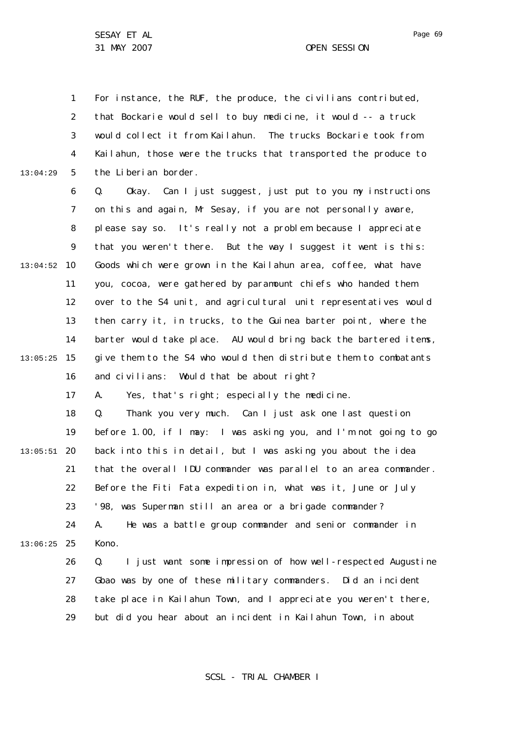For instance, the RUF, the produce, the civilians contributed, that Bockarie would sell to buy medicine, it would -- a truck would collect it from Kailahun. The trucks Bockarie took from Kailahun, those were the trucks that transported the produce to the Liberian border.

Q. Okay. Can I just suggest, just put to you my instructions on this and again, Mr Sesay, if you are not personally aware, please say so. It's really not a problem because I appreciate that you weren't there. But the way I suggest it went is this: Goods which were grown in the Kailahun area, coffee, what have you, cocoa, were gathered by paramount chiefs who handed them over to the S4 unit, and agricultural unit representatives would then carry it, in trucks, to the Guinea barter point, where the barter would take place. AU would bring back the bartered items, give them to the S4 who would then distribute them to combatants and civilians: Would that be about right?

A. Yes, that's right; especially the medicine.

Q. Thank you very much. Can I just ask one last question before 1.00, if I may: I was asking you, and I'm not going to go back into this in detail, but I was asking you about the idea that the overall IDU commander was parallel to an area commander. Before the Fiti Fata expedition in, what was it, June or July '98, was Superman still an area or a brigade commander?

A. He was a battle group commander and senior commander in Kono.

Q. I just want some impression of how well-respected Augustine Gbao was by one of these military commanders. Did an incident take place in Kailahun Town, and I appreciate you weren't there, but did you hear about an incident in Kailahun Town, in about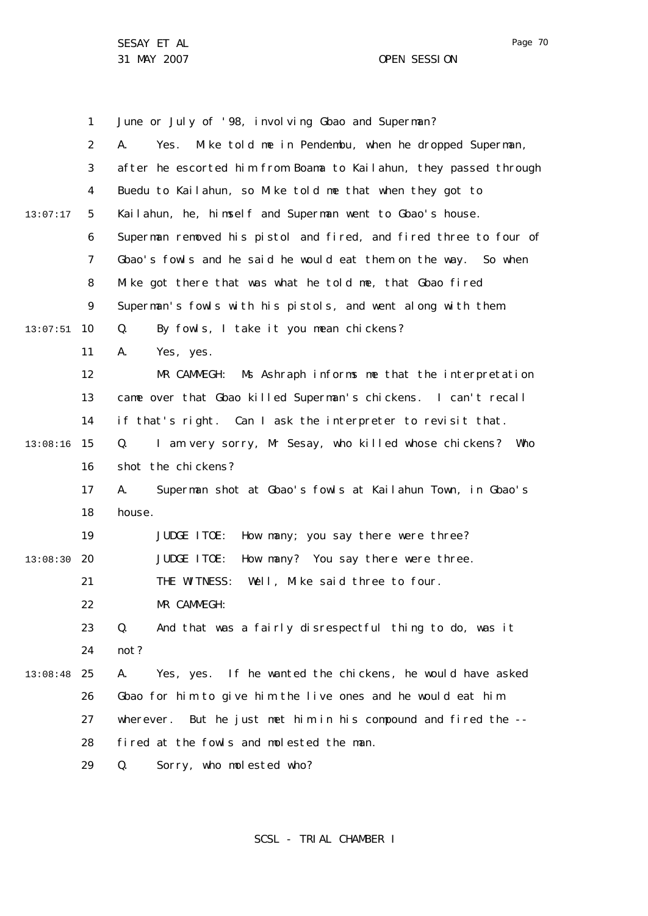June or July of '98, involving Gbao and Superman?

A. Yes. Mike told me in Pendembu, when he dropped Superman, after he escorted him from Boama to Kailahun, they passed through Buedu to Kailahun, so Mike told me that when they got to Kailahun, he, himself and Superman went to Gbao's house. Superman removed his pistol and fired, and fired three to four of Gbao's fowls and he said he would eat them on the way. So when Mike got there that was what he told me, that Gbao fired Superman's fowls with his pistols, and went along with them.

Q. By fowls, I take it you mean chickens?

A. Yes, yes.

MR CAMMEGH: Ms Ashraph informs me that the interpretation came over that Gbao killed Superman's chickens. I can't recall if that's right. Can I ask the interpreter to revisit that.

Q. I am very sorry, Mr Sesay, who killed whose chickens? Who shot the chickens?

A. Superman shot at Gbao's fowls at Kailahun Town, in Gbao's house.

JUDGE ITOE: How many; you say there were three?

JUDGE ITOE: How many? You say there were three.

THE WITNESS: Well, Mike said three to four.

MR CAMMEGH:

Q. And that was a fairly disrespectful thing to do, was it not?

A. Yes, yes. If he wanted the chickens, he would have asked Gbao for him to give him the live ones and he would eat him wherever. But he just met him in his compound and fired the -- fired at the fowls and molested the man.

Q. Sorry, who molested who?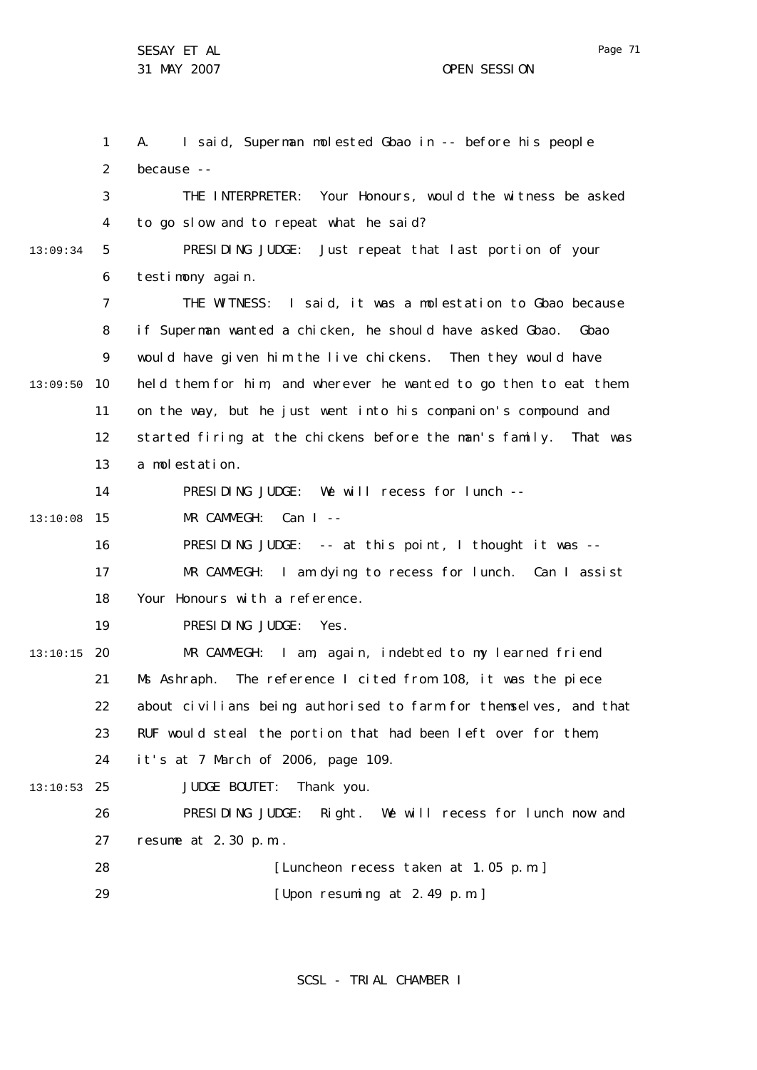A. I said, Superman molested Gbao in -- before his people because --

THE INTERPRETER: Your Honours, would the witness be asked to go slow and to repeat what he said?

PRESIDING JUDGE: Just repeat that last portion of your testimony again.

THE WITNESS: I said, it was a molestation to Gbao because if Superman wanted a chicken, he should have asked Gbao. Gbao would have given him the live chickens. Then they would have held them for him, and wherever he wanted to go then to eat them on the way, but he just went into his companion's compound and started firing at the chickens before the man's family. That was a molestation.

PRESIDING JUDGE: We will recess for lunch --

MR CAMMEGH: Can I --

PRESIDING JUDGE: -- at this point, I thought it was --

MR CAMMEGH: I am dying to recess for lunch. Can I assist Your Honours with a reference.

PRESIDING JUDGE: Yes.

MR CAMMEGH: I am, again, indebted to my learned friend Ms Ashraph. The reference I cited from 108, it was the piece about civilians being authorised to farm for themselves, and that RUF would steal the portion that had been left over for them, it's at 7 March of 2006, page 109.

JUDGE BOUTET: Thank you.

PRESIDING JUDGE: Right. We will recess for lunch now and resume at 2.30 p.m.

[Luncheon recess taken at 1.05 p.m.]

[Upon resuming at 2.49 p.m.]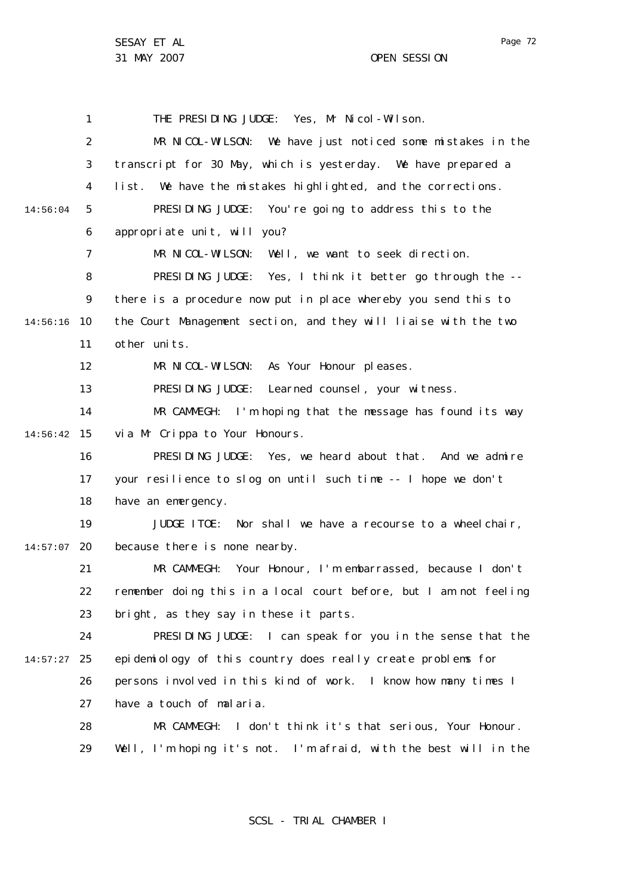THE PRESIDING JUDGE: Yes, Mr Nicol-Wilson.

MR NICOL-WILSON: We have just noticed some mistakes in the transcript for 30 May, which is yesterday. We have prepared a list. We have the mistakes highlighted, and the corrections.

PRESIDING JUDGE: You're going to address this to the appropriate unit, will you?

MR NICOL-WILSON: Well, we want to seek direction.

PRESIDING JUDGE: Yes, I think it better go through the -- there is a procedure now put in place whereby you send this to the Court Management section, and they will liaise with the two other units.

MR NICOL-WILSON: As Your Honour pleases.

PRESIDING JUDGE: Learned counsel, your witness.

MR CAMMEGH: I'm hoping that the message has found its way via Mr Crippa to Your Honours.

PRESIDING JUDGE: Yes, we heard about that. And we admire your resilience to slog on until such time -- I hope we don't have an emergency.

JUDGE ITOE: Nor shall we have a recourse to a wheelchair, because there is none nearby.

MR CAMMEGH: Your Honour, I'm embarrassed, because I don't remember doing this in a local court before, but I am not feeling bright, as they say in these it parts.

PRESIDING JUDGE: I can speak for you in the sense that the epidemiology of this country does really create problems for persons involved in this kind of work. I know how many times I have a touch of malaria.

MR CAMMEGH: I don't think it's that serious, Your Honour. Well, I'm hoping it's not. I'm afraid, with the best will in the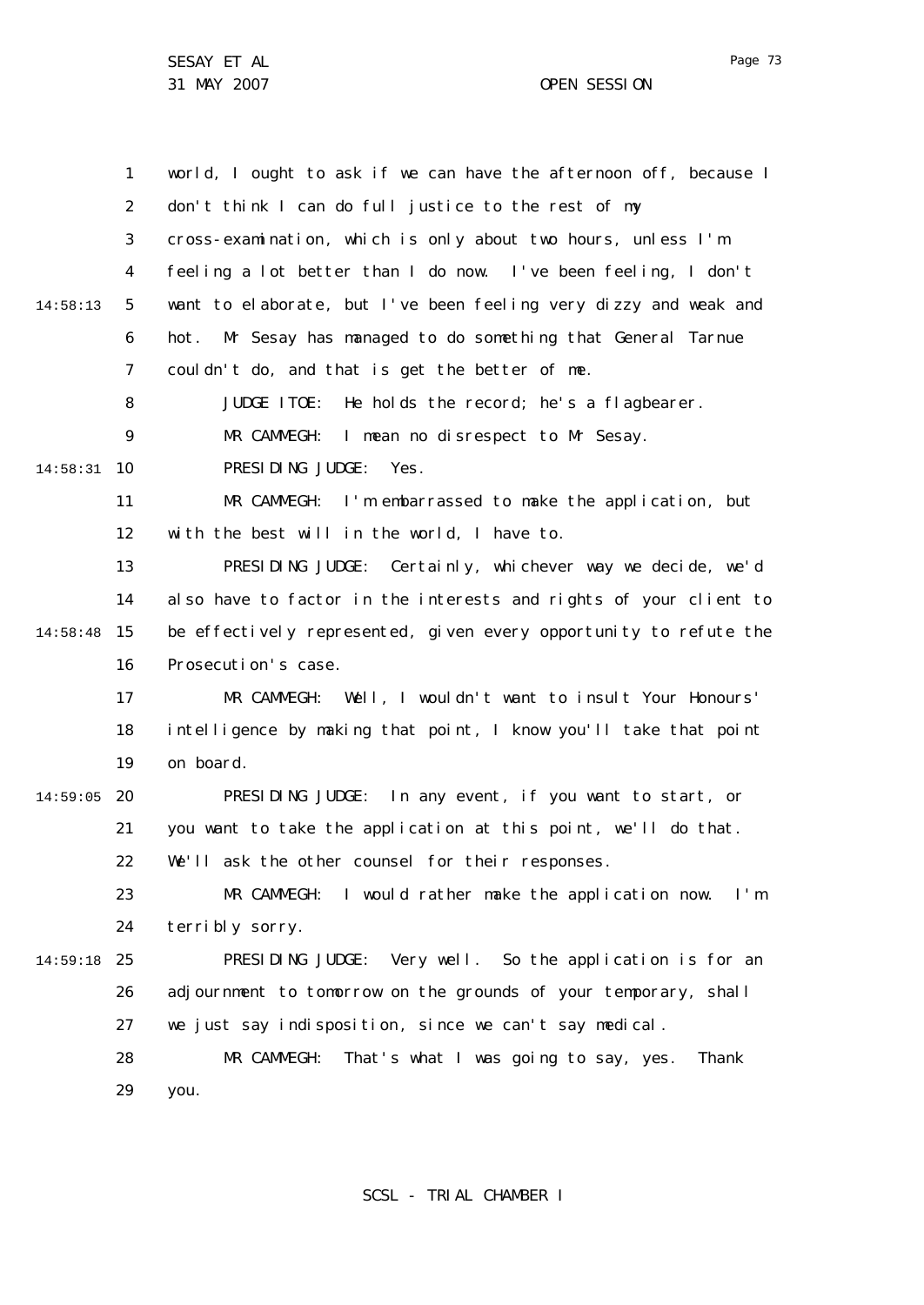world, I ought to ask if we can have the afternoon off, because I don't think I can do full justice to the rest of my cross-examination, which is only about two hours, unless I'm feeling a lot better than I do now. I've been feeling, I don't want to elaborate, but I've been feeling very dizzy and weak and hot. Mr Sesay has managed to do something that General Tarnue couldn't do, and that is get the better of me.

JUDGE ITOE: He holds the record; he's a flagbearer.

MR CAMMEGH: I mean no disrespect to Mr Sesay.

PRESIDING JUDGE: Yes.

MR CAMMEGH: I'm embarrassed to make the application, but with the best will in the world, I have to.

PRESIDING JUDGE: Certainly, whichever way we decide, we'd also have to factor in the interests and rights of your client to be effectively represented, given every opportunity to refute the Prosecution's case.

MR CAMMEGH: Well, I wouldn't want to insult Your Honours' intelligence by making that point, I know you'll take that point on board.

PRESIDING JUDGE: In any event, if you want to start, or you want to take the application at this point, we'll do that. We'll ask the other counsel for their responses.

MR CAMMEGH: I would rather make the application now. I'm terribly sorry.

PRESIDING JUDGE: Very well. So the application is for an adjournment to tomorrow on the grounds of your temporary, shall we just say indisposition, since we can't say medical.

MR CAMMEGH: That's what I was going to say, yes. Thank you.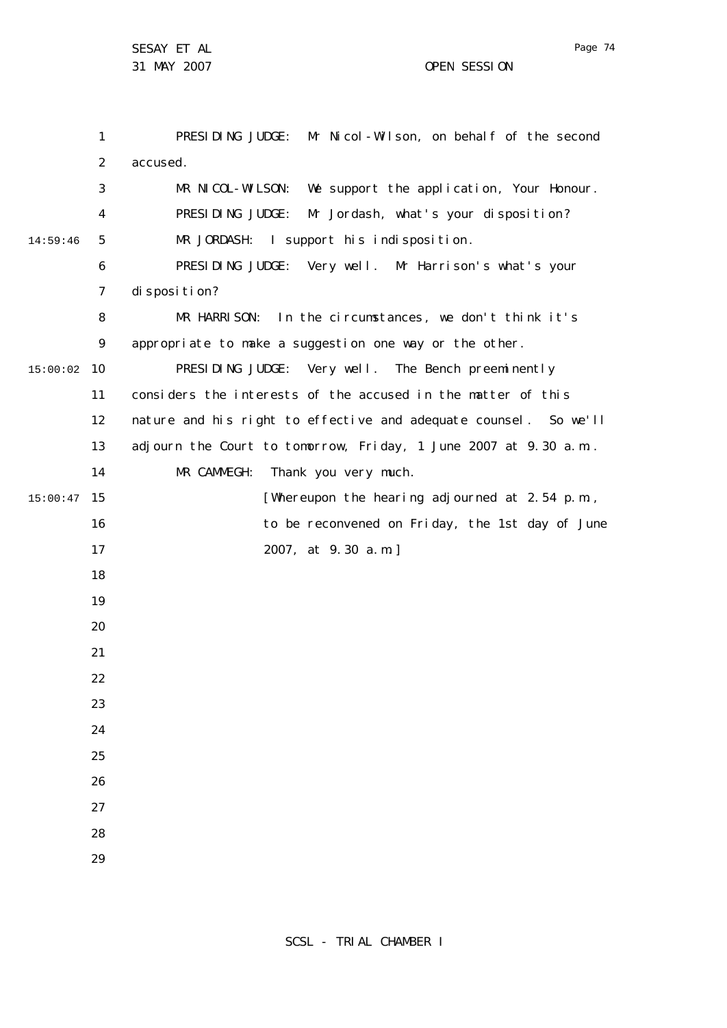PRESIDING JUDGE: Mr Nicol-Wilson, on behalf of the second accused.

MR NICOL-WILSON: We support the application, Your Honour.

PRESIDING JUDGE: Mr Jordash, what's your disposition?

MR JORDASH: I support his indisposition.

PRESIDING JUDGE: Very well. Mr Harrison's what's your disposition?

MR HARRISON: In the circumstances, we don't think it's appropriate to make a suggestion one way or the other.

PRESIDING JUDGE: Very well. The Bench preeminently considers the interests of the accused in the matter of this nature and his right to effective and adequate counsel. So we'll adjourn the Court to tomorrow, Friday, 1 June 2007 at 9.30 a.m.

MR CAMMEGH: Thank you very much.

[Whereupon the hearing adjourned at 2.54 p.m., to be reconvened on Friday, the 1st day of June 2007, at 9.30 a.m.]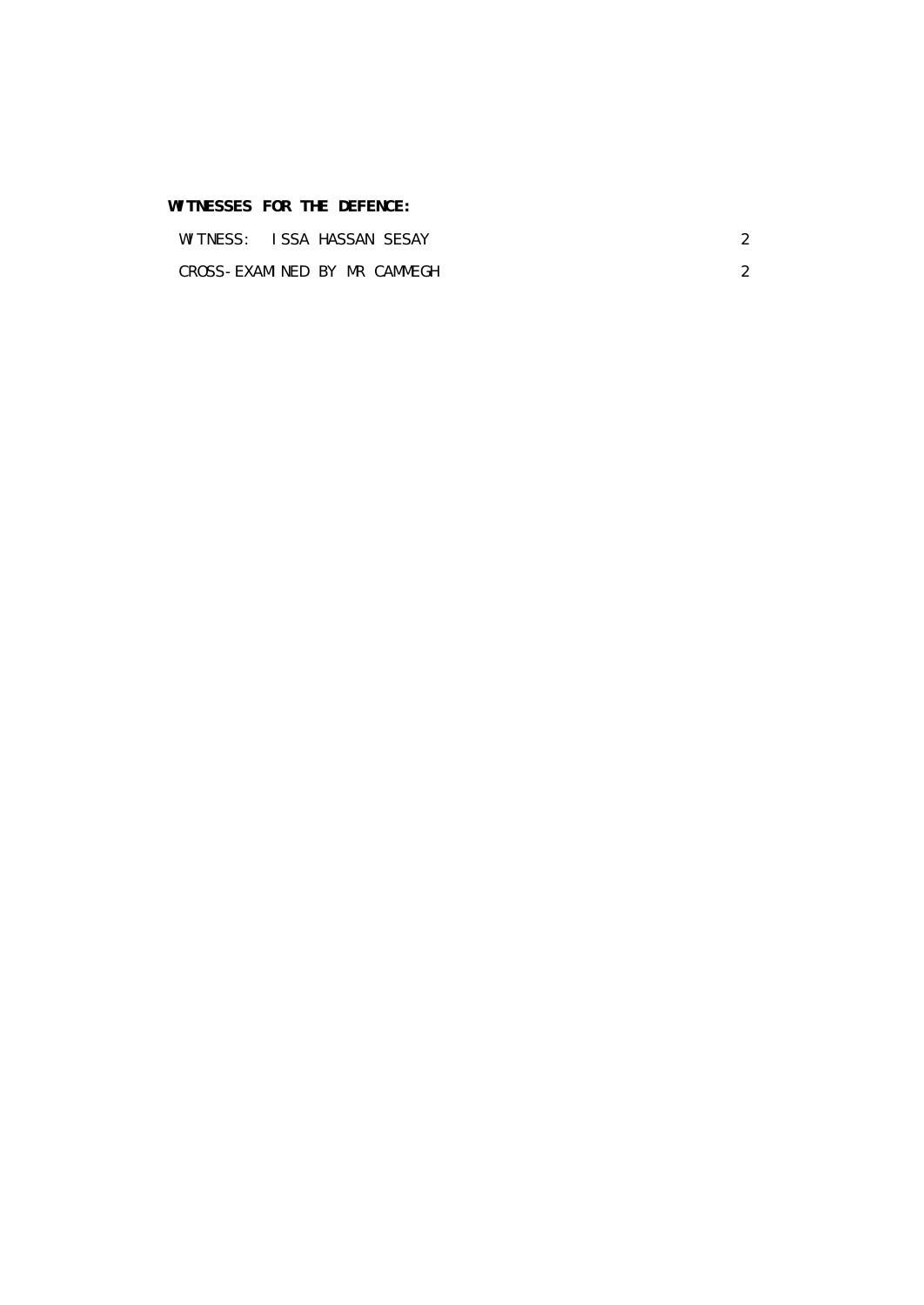**WITNESSES FOR THE DEFENCE:**

| | |
|---|---|
| WITNESS: ISSA HASSAN SESAY | 2 |
| CROSS-EXAMINED BY MR CAMMEGH | 2 |